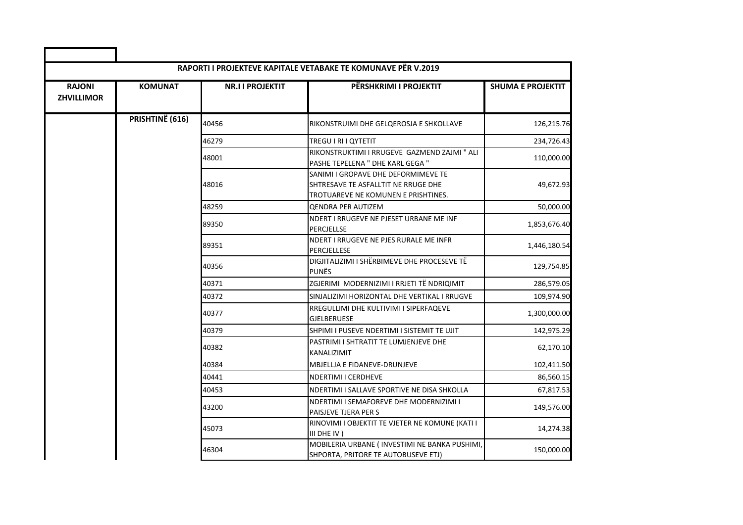| RAPORTI I PROJEKTEVE KAPITALE VETABAKE TE KOMUNAVE PËR V.2019 | | | | |
|---|---|---|---|---|
| **RAJONI ZHVILLIMOR** | **KOMUNAT** | **NR.I I PROJEKTIT** | **PËRSHKRIMI I PROJEKTIT** | **SHUMA E PROJEKTIT** |
| | **PRISHTINË (616)** | 40456 | RIKONSTRUIMI DHE GELQEROSJA E SHKOLLAVE | 126,215.76 |
| | | 46279 | TREGU I RI I QYTETIT | 234,726.43 |
| | | 48001 | RIKONSTRUKTIMI I RRUGEVE GAZMEND ZAJMI " ALI PASHE TEPELENA " DHE KARL GEGA " | 110,000.00 |
| | | 48016 | SANIMI I GROPAVE DHE DEFORMIMEVE TE SHTRESAVE TE ASFALLTIT NE RRUGE DHE TROTUAREVE NE KOMUNEN E PRISHTINES. | 49,672.93 |
| | | 48259 | QENDRA PER AUTIZEM | 50,000.00 |
| | | 89350 | NDERT I RRUGEVE NE PJESET URBANE ME INF PERCJELLSE | 1,853,676.40 |
| | | 89351 | NDERT I RRUGEVE NE PJES RURALE ME INFR PERCJELLESE | 1,446,180.54 |
| | | 40356 | DIGJITALIZIMI I SHËRBIMEVE DHE PROCESEVE TË PUNËS | 129,754.85 |
| | | 40371 | ZGJERIMI MODERNIZIMI I RRJETI TË NDRIQIMIT | 286,579.05 |
| | | 40372 | SINJALIZIMI HORIZONTAL DHE VERTIKAL I RRUGVE | 109,974.90 |
| | | 40377 | RREGULLIMI DHE KULTIVIMI I SIPERFAQEVE GJELBERUESE | 1,300,000.00 |
| | | 40379 | SHPIMI I PUSEVE NDERTIMI I SISTEMIT TE UJIT | 142,975.29 |
| | | 40382 | PASTRIMI I SHTRATIT TE LUMJENJEVE DHE KANALIZIMIT | 62,170.10 |
| | | 40384 | MBJELLJA E FIDANEVE-DRUNJEVE | 102,411.50 |
| | | 40441 | NDERTIMI I CERDHEVE | 86,560.15 |
| | | 40453 | NDERTIMI I SALLAVE SPORTIVE NE DISA SHKOLLA | 67,817.53 |
| | | 43200 | NDERTIMI I SEMAFOREVE DHE MODERNIZIMI I PAISJEVE TJERA PER S | 149,576.00 |
| | | 45073 | RINOVIMI I OBJEKTIT TE VJETER NE KOMUNE (KATI I III DHE IV ) | 14,274.38 |
| | | 46304 | MOBILERIA URBANE ( INVESTIMI NE BANKA PUSHIMI, SHPORTA, PRITORE TE AUTOBUSEVE ETJ) | 150,000.00 |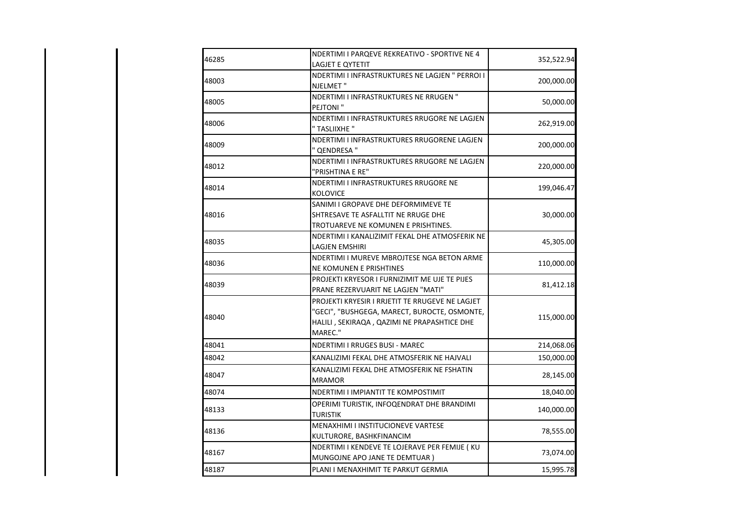| | | |
|---|---|---|
| 46285 | NDERTIMI I PARQEVE REKREATIVO - SPORTIVE NE 4 LAGJET E QYTETIT | 352,522.94 |
| 48003 | NDERTIMI I INFRASTRUKTURES NE LAGJEN " PERROI I NJELMET " | 200,000.00 |
| 48005 | NDERTIMI I INFRASTRUKTURES NE RRUGEN " PEJTONI " | 50,000.00 |
| 48006 | NDERTIMI I INFRASTRUKTURES RRUGORE NE LAGJEN " TASLIIXHE " | 262,919.00 |
| 48009 | NDERTIMI I INFRASTRUKTURES RRUGORENE LAGJEN " QENDRESA " | 200,000.00 |
| 48012 | NDERTIMI I INFRASTRUKTURES RRUGORE NE LAGJEN "PRISHTINA E RE" | 220,000.00 |
| 48014 | NDERTIMI I INFRASTRUKTURES RRUGORE NE KOLOVICE | 199,046.47 |
| 48016 | SANIMI I GROPAVE DHE DEFORMIMEVE TE SHTRESAVE TE ASFALLTIT NE RRUGE DHE TROTUAREVE NE KOMUNEN E PRISHTINES. | 30,000.00 |
| 48035 | NDERTIMI I KANALIZIMIT FEKAL DHE ATMOSFERIK NE LAGJEN EMSHIRI | 45,305.00 |
| 48036 | NDERTIMI I MUREVE MBROJTESE NGA BETON ARME NE KOMUNEN E PRISHTINES | 110,000.00 |
| 48039 | PROJEKTI KRYESOR I FURNIZIMIT ME UJE TE PIJES PRANE REZERVUARIT NE LAGJEN "MATI" | 81,412.18 |
| 48040 | PROJEKTI KRYESIR I RRJETIT TE RRUGEVE NE LAGJET "GECI", "BUSHGEGA, MARECT, BUROCTE, OSMONTE, HALILI , SEKIRAQA , QAZIMI NE PRAPASHTICE DHE MAREC." | 115,000.00 |
| 48041 | NDERTIMI I RRUGES BUSI - MAREC | 214,068.06 |
| 48042 | KANALIZIMI FEKAL DHE ATMOSFERIK NE HAJVALI | 150,000.00 |
| 48047 | KANALIZIMI FEKAL DHE ATMOSFERIK NE FSHATIN MRAMOR | 28,145.00 |
| 48074 | NDERTIMI I IMPIANTIT TE KOMPOSTIMIT | 18,040.00 |
| 48133 | OPERIMI TURISTIK, INFOQENDRAT DHE BRANDIMI TURISTIK | 140,000.00 |
| 48136 | MENAXHIMI I INSTITUCIONEVE VARTESE KULTURORE, BASHKFINANCIM | 78,555.00 |
| 48167 | NDERTIMI I KENDEVE TE LOJERAVE PER FEMIJE ( KU MUNGOJNE APO JANE TE DEMTUAR ) | 73,074.00 |
| 48187 | PLANI I MENAXHIMIT TE PARKUT GERMIA | 15,995.78 |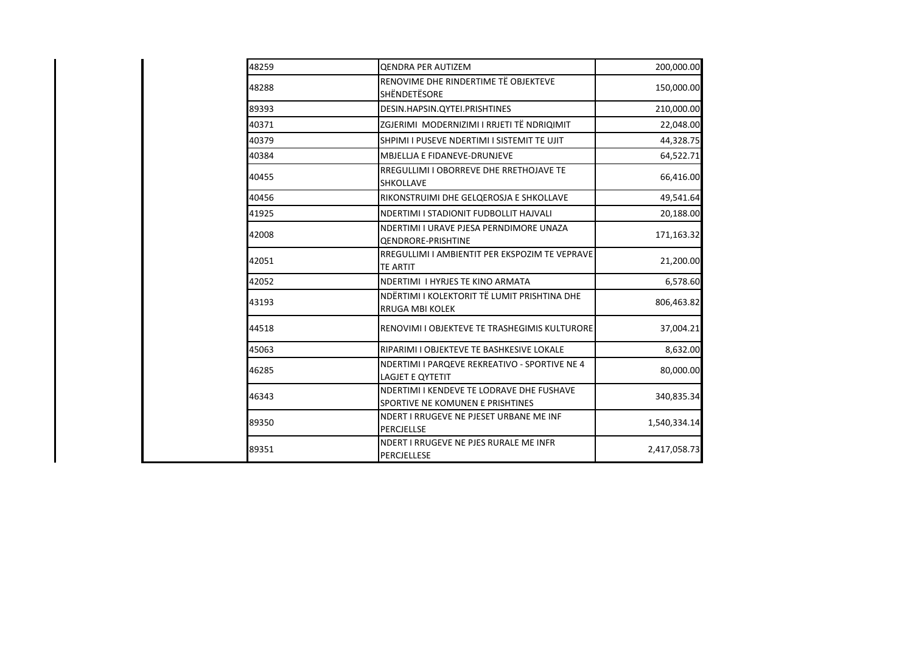| | | | |
|---|---|---|---|
| | 48259 | QENDRA PER AUTIZEM | 200,000.00 |
| | 48288 | RENOVIME DHE RINDERTIME TË OBJEKTEVE SHËNDETËSORE | 150,000.00 |
| | 89393 | DESIN.HAPSIN.QYTEI.PRISHTINES | 210,000.00 |
| | 40371 | ZGJERIMI MODERNIZIMI I RRJETI TË NDRIQIMIT | 22,048.00 |
| | 40379 | SHPIMI I PUSEVE NDERTIMI I SISTEMIT TE UJIT | 44,328.75 |
| | 40384 | MBJELLJA E FIDANEVE-DRUNJEVE | 64,522.71 |
| | 40455 | RREGULLIMI I OBORREVE DHE RRETHOJAVE TE SHKOLLAVE | 66,416.00 |
| | 40456 | RIKONSTRUIMI DHE GELQEROSJA E SHKOLLAVE | 49,541.64 |
| | 41925 | NDERTIMI I STADIONIT FUDBOLLIT HAJVALI | 20,188.00 |
| | 42008 | NDERTIMI I URAVE PJESA PERNDIMORE UNAZA QENDRORE-PRISHTINE | 171,163.32 |
| | 42051 | RREGULLIMI I AMBIENTIT PER EKSPOZIM TE VEPRAVE TE ARTIT | 21,200.00 |
| | 42052 | NDERTIMI I HYRJES TE KINO ARMATA | 6,578.60 |
| | 43193 | NDËRTIMI I KOLEKTORIT TË LUMIT PRISHTINA DHE RRUGA MBI KOLEK | 806,463.82 |
| | 44518 | RENOVIMI I OBJEKTEVE TE TRASHEGIMIS KULTURORE | 37,004.21 |
| | 45063 | RIPARIMI I OBJEKTEVE TE BASHKESIVE LOKALE | 8,632.00 |
| | 46285 | NDERTIMI I PARQEVE REKREATIVO - SPORTIVE NE 4 LAGJET E QYTETIT | 80,000.00 |
| | 46343 | NDERTIMI I KENDEVE TE LODRAVE DHE FUSHAVE SPORTIVE NE KOMUNEN E PRISHTINES | 340,835.34 |
| | 89350 | NDERT I RRUGEVE NE PJESET URBANE ME INF PERCJELLSE | 1,540,334.14 |
| | 89351 | NDERT I RRUGEVE NE PJES RURALE ME INFR PERCJELLESE | 2,417,058.73 |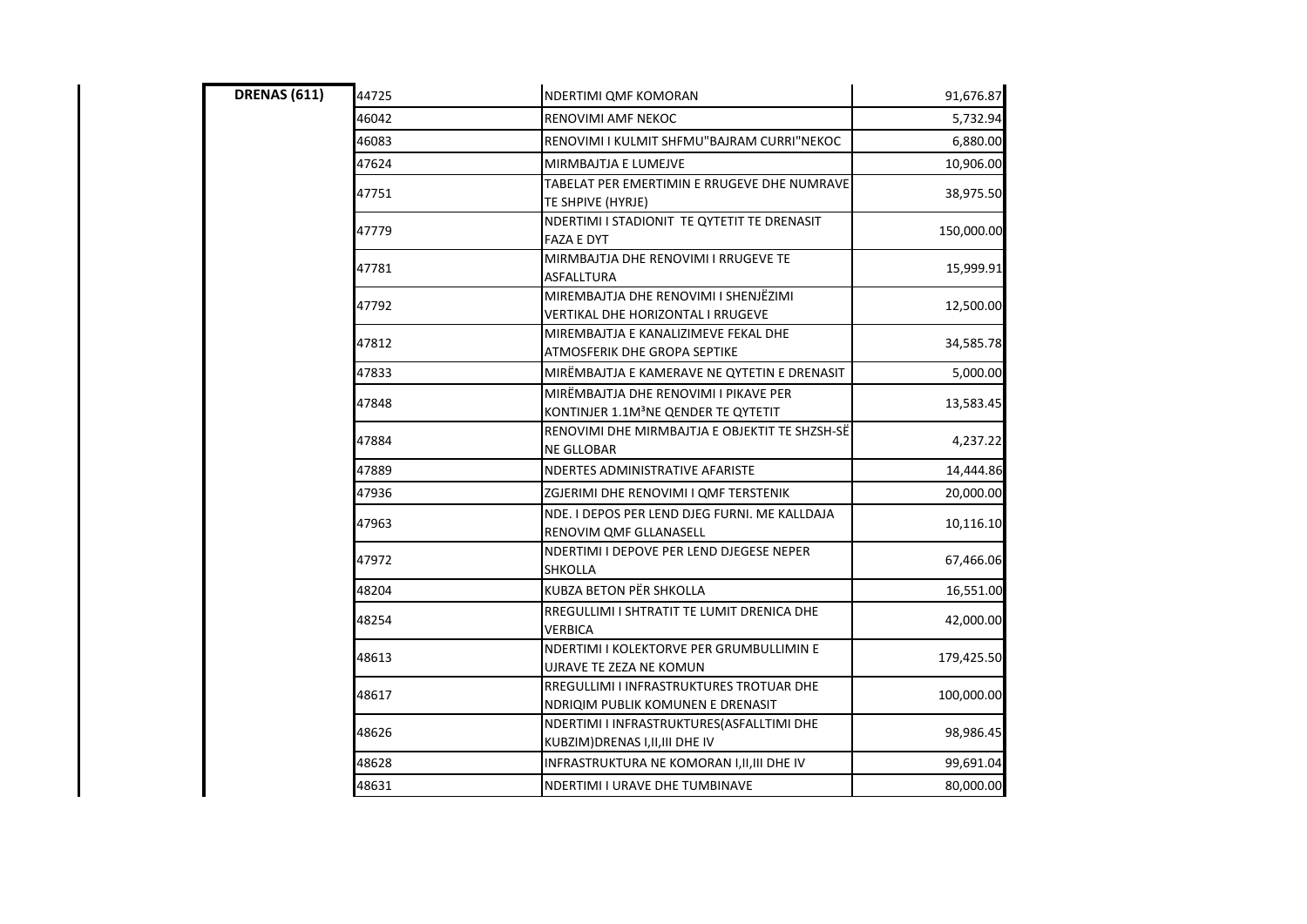| DRENAS (611) | 44725 | NDERTIMI QMF KOMORAN | 91,676.87 |
|---|---|---|---|
| | 46042 | RENOVIMI AMF NEKOC | 5,732.94 |
| | 46083 | RENOVIMI I KULMIT SHFMU"BAJRAM CURRI"NEKOC | 6,880.00 |
| | 47624 | MIRMBAJTJA E LUMEJVE | 10,906.00 |
| | 47751 | TABELAT PER EMERTIMIN E RRUGEVE DHE NUMRAVE TE SHPIVE (HYRJE) | 38,975.50 |
| | 47779 | NDERTIMI I STADIONIT TE QYTETIT TE DRENASIT FAZA E DYT | 150,000.00 |
| | 47781 | MIRMBAJTJA DHE RENOVIMI I RRUGEVE TE ASFALLTURA | 15,999.91 |
| | 47792 | MIREMBAJTJA DHE RENOVIMI I SHENJËZIMI VERTIKAL DHE HORIZONTAL I RRUGEVE | 12,500.00 |
| | 47812 | MIREMBAJTJA E KANALIZIMEVE FEKAL DHE ATMOSFERIK DHE GROPA SEPTIKE | 34,585.78 |
| | 47833 | MIRËMBAJTJA E KAMERAVE NE QYTETIN E DRENASIT | 5,000.00 |
| | 47848 | MIRËMBAJTJA DHE RENOVIMI I PIKAVE PER KONTINJER 1.1M³NE QENDER TE QYTETIT | 13,583.45 |
| | 47884 | RENOVIMI DHE MIRMBAJTJA E OBJEKTIT TE SHZSH-SË NE GLLOBAR | 4,237.22 |
| | 47889 | NDERTES ADMINISTRATIVE AFARISTE | 14,444.86 |
| | 47936 | ZGJERIMI DHE RENOVIMI I QMF TERSTENIK | 20,000.00 |
| | 47963 | NDE. I DEPOS PER LEND DJEG FURNI. ME KALLDAJA RENOVIM QMF GLLANASELL | 10,116.10 |
| | 47972 | NDERTIMI I DEPOVE PER LEND DJEGESE NEPER SHKOLLA | 67,466.06 |
| | 48204 | KUBZA BETON PËR SHKOLLA | 16,551.00 |
| | 48254 | RREGULLIMI I SHTRATIT TE LUMIT DRENICA DHE VERBICA | 42,000.00 |
| | 48613 | NDERTIMI I KOLEKTORVE PER GRUMBULLIMIN E UJRAVE TE ZEZA NE KOMUN | 179,425.50 |
| | 48617 | RREGULLIMI I INFRASTRUKTURES TROTUAR DHE NDRIQIM PUBLIK KOMUNEN E DRENASIT | 100,000.00 |
| | 48626 | NDERTIMI I INFRASTRUKTURES(ASFALLTIMI DHE KUBZIM)DRENAS I,II,III DHE IV | 98,986.45 |
| | 48628 | INFRASTRUKTURA NE KOMORAN I,II,III DHE IV | 99,691.04 |
| | 48631 | NDERTIMI I URAVE DHE TUMBINAVE | 80,000.00 |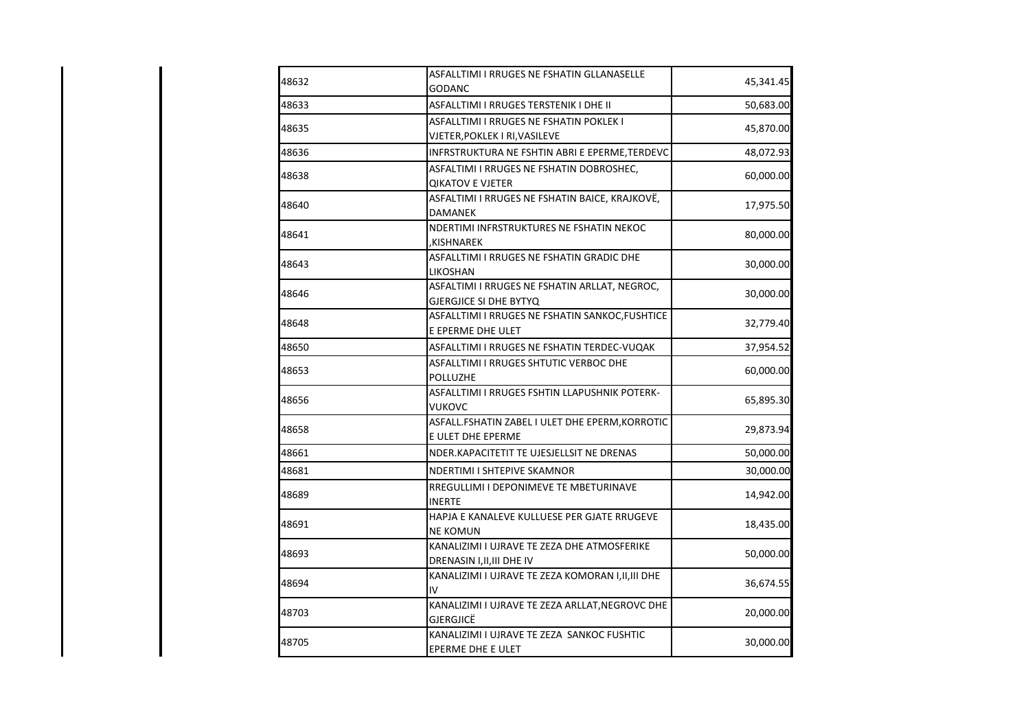| | | |
|---|---|---|
| 48632 | ASFALLTIMI I RRUGES NE FSHATIN GLLANASELLE GODANC | 45,341.45 |
| 48633 | ASFALLTIMI I RRUGES TERSTENIK I DHE II | 50,683.00 |
| 48635 | ASFALLTIMI I RRUGES NE FSHATIN POKLEK I VJETER,POKLEK I RI,VASILEVE | 45,870.00 |
| 48636 | INFRSTRUKTURA NE FSHTIN ABRI E EPERME,TERDEVC | 48,072.93 |
| 48638 | ASFALTIMI I RRUGES NE FSHATIN DOBROSHEC, QIKATOV E VJETER | 60,000.00 |
| 48640 | ASFALTIMI I RRUGES NE FSHATIN BAICE, KRAJKOVË, DAMANEK | 17,975.50 |
| 48641 | NDERTIMI INFRSTRUKTURES NE FSHATIN NEKOC ,KISHNAREK | 80,000.00 |
| 48643 | ASFALLTIMI I RRUGES NE FSHATIN GRADIC DHE LIKOSHAN | 30,000.00 |
| 48646 | ASFALTIMI I RRUGES NE FSHATIN ARLLAT, NEGROC, GJERGJICE SI DHE BYTYQ | 30,000.00 |
| 48648 | ASFALLTIMI I RRUGES NE FSHATIN SANKOC,FUSHTICE E EPERME DHE ULET | 32,779.40 |
| 48650 | ASFALLTIMI I RRUGES NE FSHATIN TERDEC-VUQAK | 37,954.52 |
| 48653 | ASFALLTIMI I RRUGES SHTUTIC VERBOC DHE POLLUZHE | 60,000.00 |
| 48656 | ASFALLTIMI I RRUGES FSHTIN LLAPUSHNIK POTERK-VUKOVC | 65,895.30 |
| 48658 | ASFALL.FSHATIN ZABEL I ULET DHE EPERM,KORROTIC E ULET DHE EPERME | 29,873.94 |
| 48661 | NDER.KAPACITETIT TE UJESJELLSIT NE DRENAS | 50,000.00 |
| 48681 | NDERTIMI I SHTEPIVE SKAMNOR | 30,000.00 |
| 48689 | RREGULLIMI I DEPONIMEVE TE MBETURINAVE INERTE | 14,942.00 |
| 48691 | HAPJA E KANALEVE KULLUESE PER GJATE RRUGEVE NE KOMUN | 18,435.00 |
| 48693 | KANALIZIMI I UJRAVE TE ZEZA DHE ATMOSFERIKE DRENASIN I,II,III DHE IV | 50,000.00 |
| 48694 | KANALIZIMI I UJRAVE TE ZEZA KOMORAN I,II,III DHE IV | 36,674.55 |
| 48703 | KANALIZIMI I UJRAVE TE ZEZA ARLLAT,NEGROVC DHE GJERGJICË | 20,000.00 |
| 48705 | KANALIZIMI I UJRAVE TE ZEZA SANKOC FUSHTIC EPERME DHE E ULET | 30,000.00 |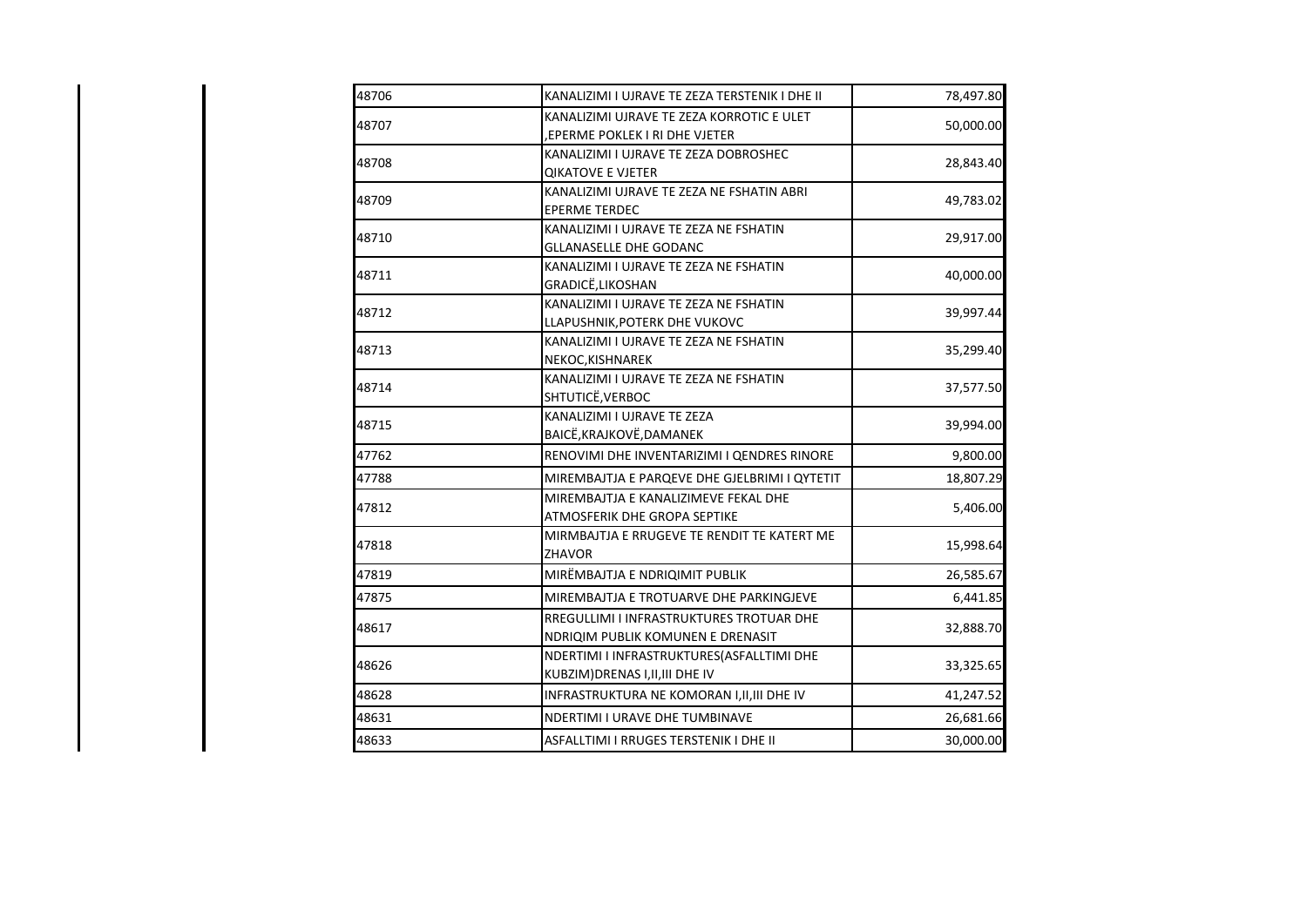| | | |
|---|---|---|
| 48706 | KANALIZIMI I UJRAVE TE ZEZA TERSTENIK I DHE II | 78,497.80 |
| 48707 | KANALIZIMI UJRAVE TE ZEZA KORROTIC E ULET ,EPERME POKLEK I RI DHE VJETER | 50,000.00 |
| 48708 | KANALIZIMI I UJRAVE TE ZEZA DOBROSHEC QIKATOVE E VJETER | 28,843.40 |
| 48709 | KANALIZIMI UJRAVE TE ZEZA NE FSHATIN ABRI EPERME TERDEC | 49,783.02 |
| 48710 | KANALIZIMI I UJRAVE TE ZEZA NE FSHATIN GLLANASELLE DHE GODANC | 29,917.00 |
| 48711 | KANALIZIMI I UJRAVE TE ZEZA NE FSHATIN GRADICË,LIKOSHAN | 40,000.00 |
| 48712 | KANALIZIMI I UJRAVE TE ZEZA NE FSHATIN LLAPUSHNIK,POTERK DHE VUKOVC | 39,997.44 |
| 48713 | KANALIZIMI I UJRAVE TE ZEZA NE FSHATIN NEKOC,KISHNAREK | 35,299.40 |
| 48714 | KANALIZIMI I UJRAVE TE ZEZA NE FSHATIN SHTUTICË,VERBOC | 37,577.50 |
| 48715 | KANALIZIMI I UJRAVE TE ZEZA BAICË,KRAJKOVË,DAMANEK | 39,994.00 |
| 47762 | RENOVIMI DHE INVENTARIZIMI I QENDRES RINORE | 9,800.00 |
| 47788 | MIREMBAJTJA E PARQEVE DHE GJELBRIMI I QYTETIT | 18,807.29 |
| 47812 | MIREMBAJTJA E KANALIZIMEVE FEKAL DHE ATMOSFERIK DHE GROPA SEPTIKE | 5,406.00 |
| 47818 | MIRMBAJTJA E RRUGEVE TE RENDIT TE KATERT ME ZHAVOR | 15,998.64 |
| 47819 | MIRËMBAJTJA E NDRIQIMIT PUBLIK | 26,585.67 |
| 47875 | MIREMBAJTJA E TROTUARVE DHE PARKINGJEVE | 6,441.85 |
| 48617 | RREGULLIMI I INFRASTRUKTURES TROTUAR DHE NDRIQIM PUBLIK KOMUNEN E DRENASIT | 32,888.70 |
| 48626 | NDERTIMI I INFRASTRUKTURES(ASFALLTIMI DHE KUBZIM)DRENAS I,II,III DHE IV | 33,325.65 |
| 48628 | INFRASTRUKTURA NE KOMORAN I,II,III DHE IV | 41,247.52 |
| 48631 | NDERTIMI I URAVE DHE TUMBINAVE | 26,681.66 |
| 48633 | ASFALLTIMI I RRUGES TERSTENIK I DHE II | 30,000.00 |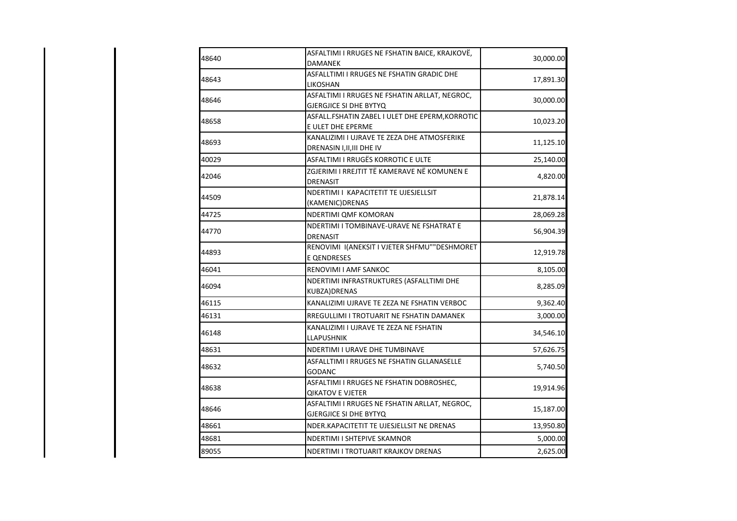| | | |
|---|---|---|
| 48640 | ASFALTIMI I RRUGES NE FSHATIN BAICE, KRAJKOVË, DAMANEK | 30,000.00 |
| 48643 | ASFALLTIMI I RRUGES NE FSHATIN GRADIC DHE LIKOSHAN | 17,891.30 |
| 48646 | ASFALTIMI I RRUGES NE FSHATIN ARLLAT, NEGROC, GJERGJICE SI DHE BYTYQ | 30,000.00 |
| 48658 | ASFALL.FSHATIN ZABEL I ULET DHE EPERM,KORROTIC E ULET DHE EPERME | 10,023.20 |
| 48693 | KANALIZIMI I UJRAVE TE ZEZA DHE ATMOSFERIKE DRENASIN I,II,III DHE IV | 11,125.10 |
| 40029 | ASFALTIMI I RRUGËS KORROTIC E ULTE | 25,140.00 |
| 42046 | ZGJERIMI I RREJTIT TË KAMERAVE NË KOMUNEN E DRENASIT | 4,820.00 |
| 44509 | NDERTIMI I KAPACITETIT TE UJESJELLSIT (KAMENIC)DRENAS | 21,878.14 |
| 44725 | NDERTIMI QMF KOMORAN | 28,069.28 |
| 44770 | NDERTIMI I TOMBINAVE-URAVE NE FSHATRAT E DRENASIT | 56,904.39 |
| 44893 | RENOVIMI I(ANEKSIT I VJETER SHFMU""DESHMORET E QENDRESES | 12,919.78 |
| 46041 | RENOVIMI I AMF SANKOC | 8,105.00 |
| 46094 | NDERTIMI INFRASTRUKTURES (ASFALLTIMI DHE KUBZA)DRENAS | 8,285.09 |
| 46115 | KANALIZIMI UJRAVE TE ZEZA NE FSHATIN VERBOC | 9,362.40 |
| 46131 | RREGULLIMI I TROTUARIT NE FSHATIN DAMANEK | 3,000.00 |
| 46148 | KANALIZIMI I UJRAVE TE ZEZA NE FSHATIN LLAPUSHNIK | 34,546.10 |
| 48631 | NDERTIMI I URAVE DHE TUMBINAVE | 57,626.75 |
| 48632 | ASFALLTIMI I RRUGES NE FSHATIN GLLANASELLE GODANC | 5,740.50 |
| 48638 | ASFALTIMI I RRUGES NE FSHATIN DOBROSHEC, QIKATOV E VJETER | 19,914.96 |
| 48646 | ASFALTIMI I RRUGES NE FSHATIN ARLLAT, NEGROC, GJERGJICE SI DHE BYTYQ | 15,187.00 |
| 48661 | NDER.KAPACITETIT TE UJESJELLSIT NE DRENAS | 13,950.80 |
| 48681 | NDERTIMI I SHTEPIVE SKAMNOR | 5,000.00 |
| 89055 | NDERTIMI I TROTUARIT KRAJKOV DRENAS | 2,625.00 |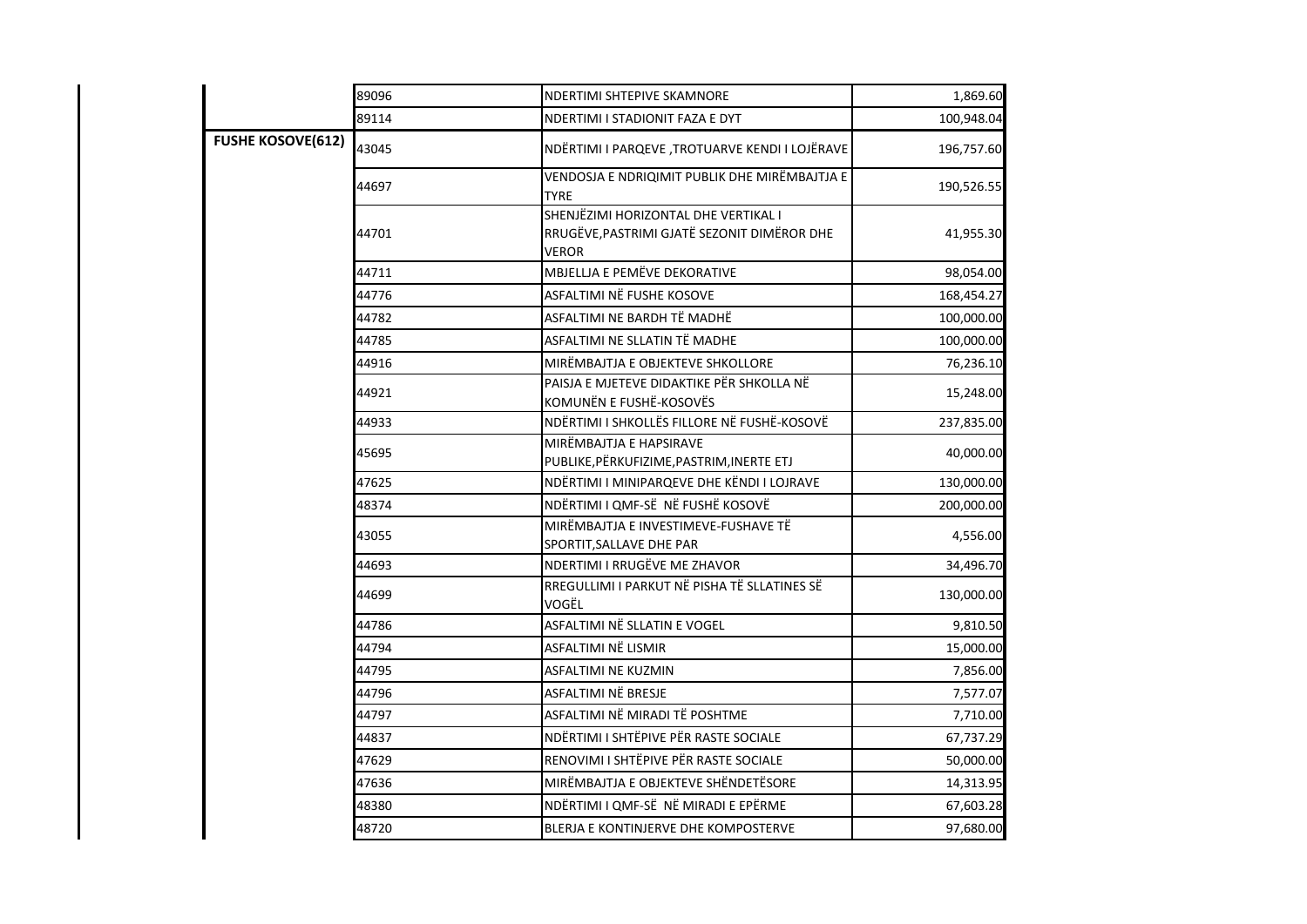|  |  |  |  |
|---|---|---|---|
|  | 89096 | NDERTIMI SHTEPIVE SKAMNORE | 1,869.60 |
|  | 89114 | NDERTIMI I STADIONIT FAZA E DYT | 100,948.04 |
| **FUSHE KOSOVE(612)** | 43045 | NDËRTIMI I PARQEVE ,TROTUARVE KENDI I LOJËRAVE | 196,757.60 |
|  | 44697 | VENDOSJA E NDRIQIMIT PUBLIK DHE MIRËMBAJTJA E TYRE | 190,526.55 |
|  | 44701 | SHENJËZIMI HORIZONTAL DHE VERTIKAL I RRUGËVE,PASTRIMI GJATË SEZONIT DIMËROR DHE VEROR | 41,955.30 |
|  | 44711 | MBJELLJA E PEMËVE DEKORATIVE | 98,054.00 |
|  | 44776 | ASFALTIMI NË FUSHE KOSOVE | 168,454.27 |
|  | 44782 | ASFALTIMI NE BARDH TË MADHË | 100,000.00 |
|  | 44785 | ASFALTIMI NE SLLATIN TË MADHE | 100,000.00 |
|  | 44916 | MIRËMBAJTJA E OBJEKTEVE SHKOLLORE | 76,236.10 |
|  | 44921 | PAISJA E MJETEVE DIDAKTIKE PËR SHKOLLA NË KOMUNËN E FUSHË-KOSOVËS | 15,248.00 |
|  | 44933 | NDËRTIMI I SHKOLLËS FILLORE NË FUSHË-KOSOVË | 237,835.00 |
|  | 45695 | MIRËMBAJTJA E HAPSIRAVE PUBLIKE,PËRKUFIZIME,PASTRIM,INERTE ETJ | 40,000.00 |
|  | 47625 | NDËRTIMI I MINIPARQEVE DHE KËNDI I LOJRAVE | 130,000.00 |
|  | 48374 | NDËRTIMI I QMF-SË NË FUSHË KOSOVË | 200,000.00 |
|  | 43055 | MIRËMBAJTJA E INVESTIMEVE-FUSHAVE TË SPORTIT,SALLAVE DHE PAR | 4,556.00 |
|  | 44693 | NDERTIMI I RRUGËVE ME ZHAVOR | 34,496.70 |
|  | 44699 | RREGULLIMI I PARKUT NË PISHA TË SLLATINES SË VOGËL | 130,000.00 |
|  | 44786 | ASFALTIMI NË SLLATIN E VOGEL | 9,810.50 |
|  | 44794 | ASFALTIMI NË LISMIR | 15,000.00 |
|  | 44795 | ASFALTIMI NE KUZMIN | 7,856.00 |
|  | 44796 | ASFALTIMI NË BRESJE | 7,577.07 |
|  | 44797 | ASFALTIMI NË MIRADI TË POSHTME | 7,710.00 |
|  | 44837 | NDËRTIMI I SHTËPIVE PËR RASTE SOCIALE | 67,737.29 |
|  | 47629 | RENOVIMI I SHTËPIVE PËR RASTE SOCIALE | 50,000.00 |
|  | 47636 | MIRËMBAJTJA E OBJEKTEVE SHËNDETËSORE | 14,313.95 |
|  | 48380 | NDËRTIMI I QMF-SË NË MIRADI E EPËRME | 67,603.28 |
|  | 48720 | BLERJA E KONTINJERVE DHE KOMPOSTERVE | 97,680.00 |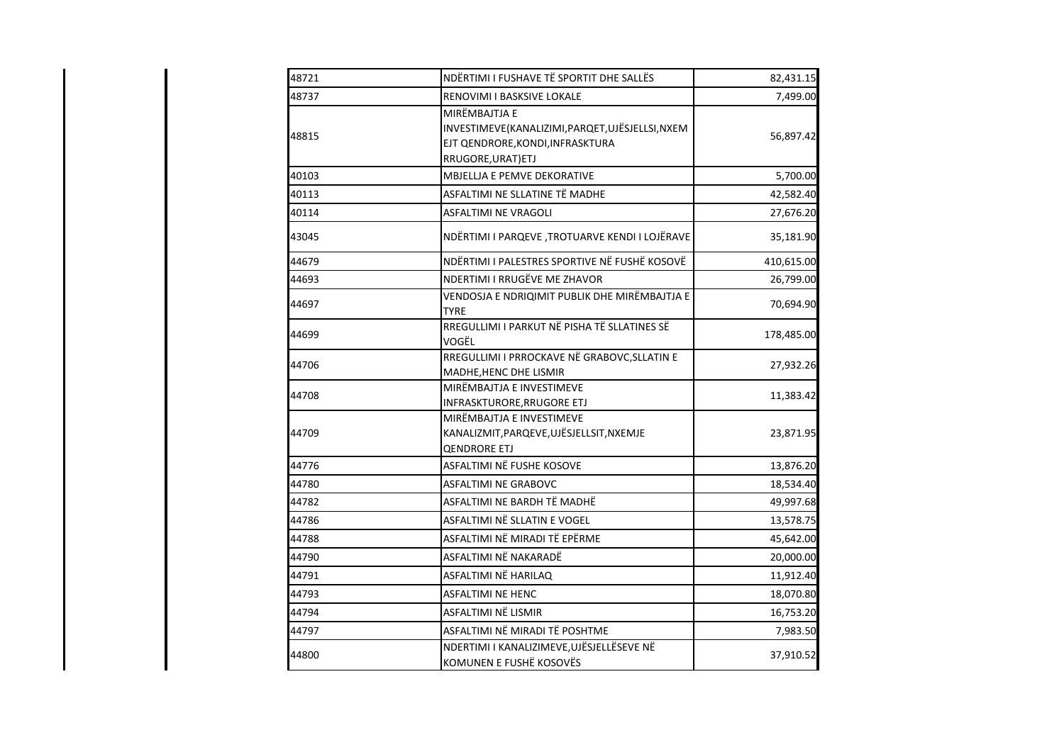| 48721 | NDËRTIMI I FUSHAVE TË SPORTIT DHE SALLËS | 82,431.15 |
|---|---|---|
| 48737 | RENOVIMI I BASKSIVE LOKALE | 7,499.00 |
| 48815 | MIRËMBAJTJA E INVESTIMEVE(KANALIZIMI,PARQET,UJËSJELLSI,NXEMEJT QENDRORE,KONDI,INFRASKTURA RRUGORE,URAT)ETJ | 56,897.42 |
| 40103 | MBJELLJA E PEMVE DEKORATIVE | 5,700.00 |
| 40113 | ASFALTIMI NE SLLATINE TË MADHE | 42,582.40 |
| 40114 | ASFALTIMI NE VRAGOLI | 27,676.20 |
| 43045 | NDËRTIMI I PARQEVE ,TROTUARVE KENDI I LOJËRAVE | 35,181.90 |
| 44679 | NDËRTIMI I PALESTRES SPORTIVE NË FUSHË KOSOVË | 410,615.00 |
| 44693 | NDERTIMI I RRUGËVE ME ZHAVOR | 26,799.00 |
| 44697 | VENDOSJA E NDRIQIMIT PUBLIK DHE MIRËMBAJTJA E TYRE | 70,694.90 |
| 44699 | RREGULLIMI I PARKUT NË PISHA TË SLLATINES SË VOGËL | 178,485.00 |
| 44706 | RREGULLIMI I PRROCKAVE NË GRABOVC,SLLATIN E MADHE,HENC DHE LISMIR | 27,932.26 |
| 44708 | MIRËMBAJTJA E INVESTIMEVE INFRASKTURORE,RRUGORE ETJ | 11,383.42 |
| 44709 | MIRËMBAJTJA E INVESTIMEVE KANALIZMIT,PARQEVE,UJËSJELLSIT,NXEMJE QENDRORE ETJ | 23,871.95 |
| 44776 | ASFALTIMI NË FUSHE KOSOVE | 13,876.20 |
| 44780 | ASFALTIMI NE GRABOVC | 18,534.40 |
| 44782 | ASFALTIMI NE BARDH TË MADHË | 49,997.68 |
| 44786 | ASFALTIMI NË SLLATIN E VOGEL | 13,578.75 |
| 44788 | ASFALTIMI NË MIRADI TË EPËRME | 45,642.00 |
| 44790 | ASFALTIMI NË NAKARADË | 20,000.00 |
| 44791 | ASFALTIMI NË HARILAQ | 11,912.40 |
| 44793 | ASFALTIMI NE HENC | 18,070.80 |
| 44794 | ASFALTIMI NË LISMIR | 16,753.20 |
| 44797 | ASFALTIMI NË MIRADI TË POSHTME | 7,983.50 |
| 44800 | NDERTIMI I KANALIZIMEVE,UJËSJELLËSEVE NË KOMUNEN E FUSHË KOSOVËS | 37,910.52 |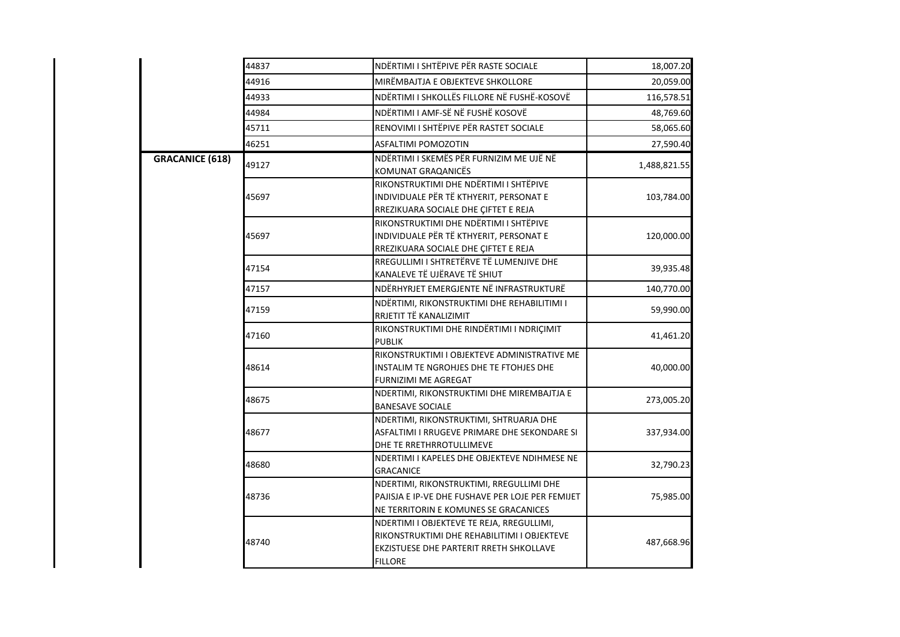| | | | |
|---|---|---|---|
| | 44837 | NDËRTIMI I SHTËPIVE PËR RASTE SOCIALE | 18,007.20 |
| | 44916 | MIRËMBAJTJA E OBJEKTEVE SHKOLLORE | 20,059.00 |
| | 44933 | NDËRTIMI I SHKOLLËS FILLORE NË FUSHË-KOSOVË | 116,578.51 |
| | 44984 | NDËRTIMI I AMF-SË NË FUSHË KOSOVË | 48,769.60 |
| | 45711 | RENOVIMI I SHTËPIVE PËR RASTET SOCIALE | 58,065.60 |
| | 46251 | ASFALTIMI POMOZOTIN | 27,590.40 |
| **GRACANICE (618)** | 49127 | NDËRTIMI I SKEMËS PËR FURNIZIM ME UJË NË KOMUNAT GRAQANICËS | 1,488,821.55 |
| | 45697 | RIKONSTRUKTIMI DHE NDËRTIMI I SHTËPIVE INDIVIDUALE PËR TË KTHYERIT, PERSONAT E RREZIKUARA SOCIALE DHE ÇIFTET E REJA | 103,784.00 |
| | 45697 | RIKONSTRUKTIMI DHE NDËRTIMI I SHTËPIVE INDIVIDUALE PËR TË KTHYERIT, PERSONAT E RREZIKUARA SOCIALE DHE ÇIFTET E REJA | 120,000.00 |
| | 47154 | RREGULLIMI I SHTRETËRVE TË LUMENJIVE DHE KANALEVE TË UJËRAVE TË SHIUT | 39,935.48 |
| | 47157 | NDËRHYRJET EMERGJENTE NË INFRASTRUKTURË | 140,770.00 |
| | 47159 | NDËRTIMI, RIKONSTRUKTIMI DHE REHABILITIMI I RRJETIT TË KANALIZIMIT | 59,990.00 |
| | 47160 | RIKONSTRUKTIMI DHE RINDËRTIMI I NDRIÇIMIT PUBLIK | 41,461.20 |
| | 48614 | RIKONSTRUKTIMI I OBJEKTEVE ADMINISTRATIVE ME INSTALIM TE NGROHJES DHE TE FTOHJES DHE FURNIZIMI ME AGREGAT | 40,000.00 |
| | 48675 | NDERTIMI, RIKONSTRUKTIMI DHE MIREMBAJTJA E BANESAVE SOCIALE | 273,005.20 |
| | 48677 | NDERTIMI, RIKONSTRUKTIMI, SHTRUARJA DHE ASFALTIMI I RRUGEVE PRIMARE DHE SEKONDARE SI DHE TE RRETHRROTULLIMEVE | 337,934.00 |
| | 48680 | NDERTIMI I KAPELES DHE OBJEKTEVE NDIHMESE NE GRACANICE | 32,790.23 |
| | 48736 | NDERTIMI, RIKONSTRUKTIMI, RREGULLIMI DHE PAJISJA E IP-VE DHE FUSHAVE PER LOJE PER FEMIJET NE TERRITORIN E KOMUNES SE GRACANICES | 75,985.00 |
| | 48740 | NDERTIMI I OBJEKTEVE TE REJA, RREGULLIMI, RIKONSTRUKTIMI DHE REHABILITIMI I OBJEKTEVE EKZISTUESE DHE PARTERIT RRETH SHKOLLAVE FILLORE | 487,668.96 |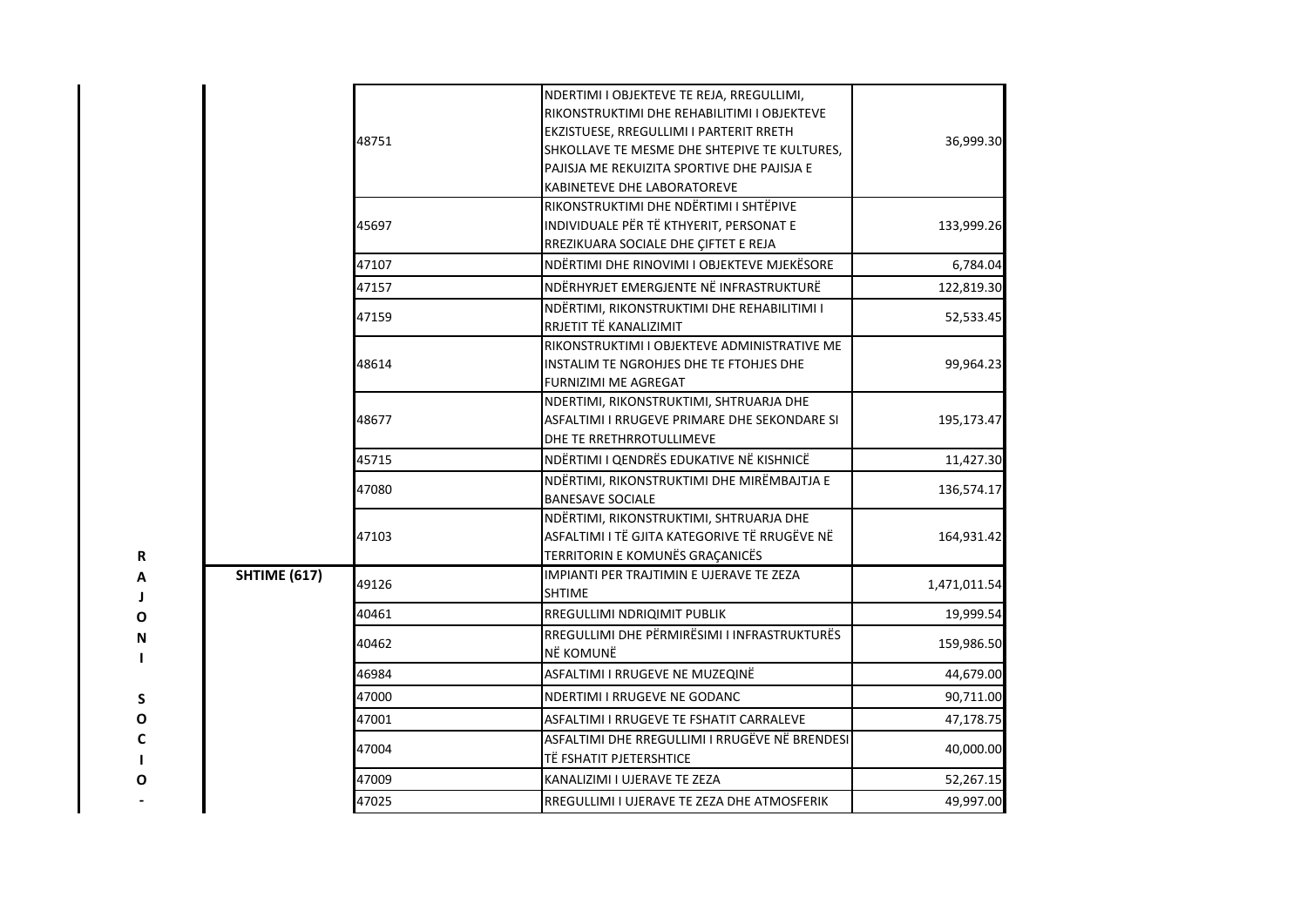| | | | | |
|---|---|---|---|---|
| | | 48751 | NDERTIMI I OBJEKTEVE TE REJA, RREGULLIMI, RIKONSTRUKTIMI DHE REHABILITIMI I OBJEKTEVE EKZISTUESE, RREGULLIMI I PARTERIT RRETH SHKOLLAVE TE MESME DHE SHTEPIVE TE KULTURES, PAJISJA ME REKUIZITA SPORTIVE DHE PAJISJA E KABINETEVE DHE LABORATOREVE | 36,999.30 |
| | | 45697 | RIKONSTRUKTIMI DHE NDËRTIMI I SHTËPIVE INDIVIDUALE PËR TË KTHYERIT, PERSONAT E RREZIKUARA SOCIALE DHE ÇIFTET E REJA | 133,999.26 |
| | | 47107 | NDËRTIMI DHE RINOVIMI I OBJEKTEVE MJEKËSORE | 6,784.04 |
| | | 47157 | NDËRHYRJET EMERGJENTE NË INFRASTRUKTURË | 122,819.30 |
| | | 47159 | NDËRTIMI, RIKONSTRUKTIMI DHE REHABILITIMI I RRJETIT TË KANALIZIMIT | 52,533.45 |
| | | 48614 | RIKONSTRUKTIMI I OBJEKTEVE ADMINISTRATIVE ME INSTALIM TE NGROHJES DHE TE FTOHJES DHE FURNIZIMI ME AGREGAT | 99,964.23 |
| | | 48677 | NDERTIMI, RIKONSTRUKTIMI, SHTRUARJA DHE ASFALTIMI I RRUGEVE PRIMARE DHE SEKONDARE SI DHE TE RRETHRROTULLIMEVE | 195,173.47 |
| | | 45715 | NDËRTIMI I QENDRËS EDUKATIVE NË KISHNICË | 11,427.30 |
| | | 47080 | NDËRTIMI, RIKONSTRUKTIMI DHE MIRËMBAJTJA E BANESAVE SOCIALE | 136,574.17 |
| R | | 47103 | NDËRTIMI, RIKONSTRUKTIMI, SHTRUARJA DHE ASFALTIMI I TË GJITA KATEGORIVE TË RRUGËVE NË TERRITORIN E KOMUNËS GRAÇANICËS | 164,931.42 |
| A | **SHTIME (617)** | 49126 | IMPIANTI PER TRAJTIMIN E UJERAVE TE ZEZA SHTIME | 1,471,011.54 |
| J O | | 40461 | RREGULLIMI NDRIQIMIT PUBLIK | 19,999.54 |
| N I | | 40462 | RREGULLIMI DHE PËRMIRËSIMI I INFRASTRUKTURËS NË KOMUNË | 159,986.50 |
| | | 46984 | ASFALTIMI I RRUGEVE NE MUZEQINË | 44,679.00 |
| S | | 47000 | NDERTIMI I RRUGEVE NE GODANC | 90,711.00 |
| O | | 47001 | ASFALTIMI I RRUGEVE TE FSHATIT CARRALEVE | 47,178.75 |
| C I | | 47004 | ASFALTIMI DHE RREGULLIMI I RRUGËVE NË BRENDESI TË FSHATIT PJETERSHTICE | 40,000.00 |
| O | | 47009 | KANALIZIMI I UJERAVE TE ZEZA | 52,267.15 |
| - | | 47025 | RREGULLIMI I UJERAVE TE ZEZA DHE ATMOSFERIK | 49,997.00 |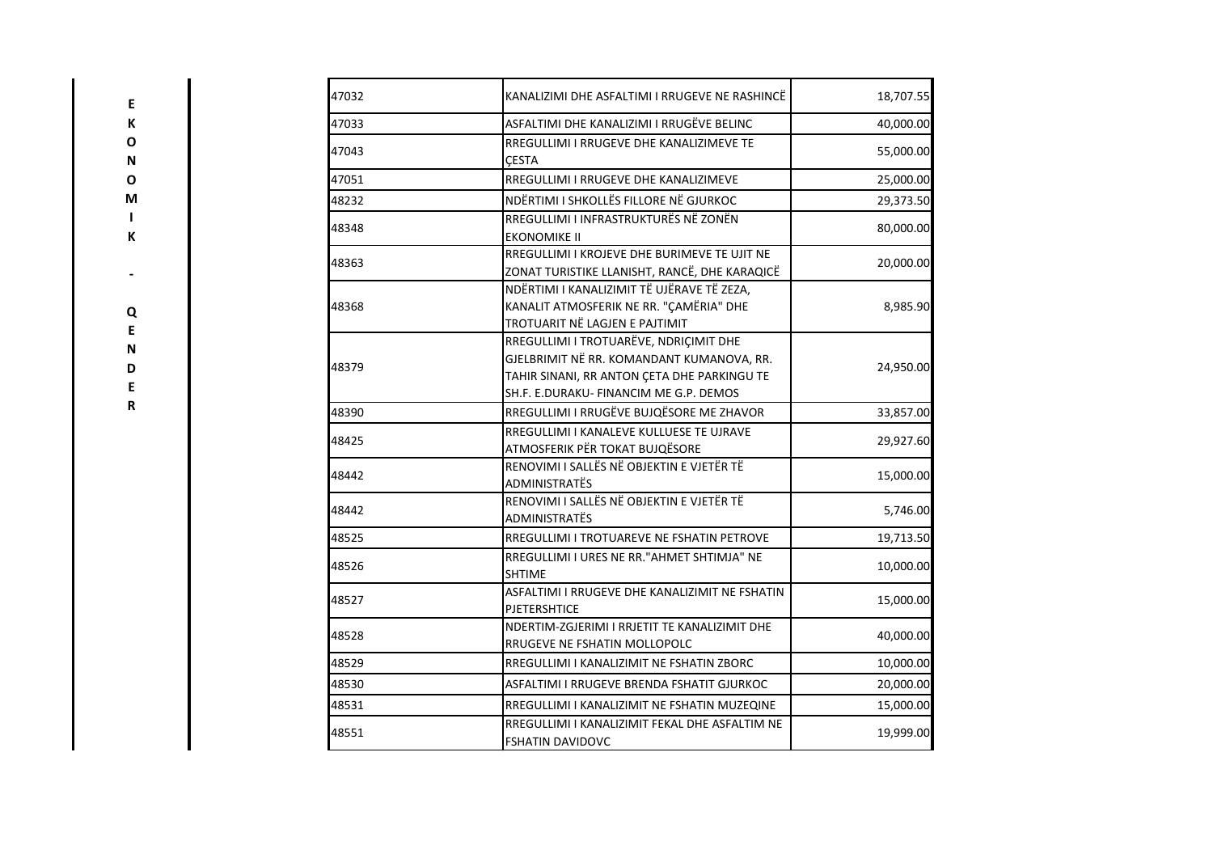EKONOMIK - QENDER

| | | |
|---|---|---|
| 47032 | KANALIZIMI DHE ASFALTIMI I RRUGEVE NE RASHINCË | 18,707.55 |
| 47033 | ASFALTIMI DHE KANALIZIMI I RRUGËVE BELINC | 40,000.00 |
| 47043 | RREGULLIMI I RRUGEVE DHE KANALIZIMEVE TE ÇESTA | 55,000.00 |
| 47051 | RREGULLIMI I RRUGEVE DHE KANALIZIMEVE | 25,000.00 |
| 48232 | NDËRTIMI I SHKOLLËS FILLORE NË GJURKOC | 29,373.50 |
| 48348 | RREGULLIMI I INFRASTRUKTURËS NË ZONËN EKONOMIKE II | 80,000.00 |
| 48363 | RREGULLIMI I KROJEVE DHE BURIMEVE TE UJIT NE ZONAT TURISTIKE LLANISHT, RANCË, DHE KARAQICË | 20,000.00 |
| 48368 | NDËRTIMI I KANALIZIMIT TË UJËRAVE TË ZEZA, KANALIT ATMOSFERIK NE RR. "ÇAMËRIA" DHE TROTUARIT NË LAGJEN E PAJTIMIT | 8,985.90 |
| 48379 | RREGULLIMI I TROTUARËVE, NDRIÇIMIT DHE GJELBRIMIT NË RR. KOMANDANT KUMANOVA, RR. TAHIR SINANI, RR ANTON ÇETA DHE PARKINGU TE SH.F. E.DURAKU- FINANCIM ME G.P. DEMOS | 24,950.00 |
| 48390 | RREGULLIMI I RRUGËVE BUJQËSORE ME ZHAVOR | 33,857.00 |
| 48425 | RREGULLIMI I KANALEVE KULLUESE TE UJRAVE ATMOSFERIK PËR TOKAT BUJQËSORE | 29,927.60 |
| 48442 | RENOVIMI I SALLËS NË OBJEKTIN E VJETËR TË ADMINISTRATËS | 15,000.00 |
| 48442 | RENOVIMI I SALLËS NË OBJEKTIN E VJETËR TË ADMINISTRATËS | 5,746.00 |
| 48525 | RREGULLIMI I TROTUAREVE NE FSHATIN PETROVE | 19,713.50 |
| 48526 | RREGULLIMI I URES NE RR."AHMET SHTIMJA" NE SHTIME | 10,000.00 |
| 48527 | ASFALTIMI I RRUGEVE DHE KANALIZIMIT NE FSHATIN PJETERSHTICE | 15,000.00 |
| 48528 | NDERTIM-ZGJERIMI I RRJETIT TE KANALIZIMIT DHE RRUGEVE NE FSHATIN MOLLOPOLC | 40,000.00 |
| 48529 | RREGULLIMI I KANALIZIMIT NE FSHATIN ZBORC | 10,000.00 |
| 48530 | ASFALTIMI I RRUGEVE BRENDA FSHATIT GJURKOC | 20,000.00 |
| 48531 | RREGULLIMI I KANALIZIMIT NE FSHATIN MUZEQINE | 15,000.00 |
| 48551 | RREGULLIMI I KANALIZIMIT FEKAL DHE ASFALTIM NE FSHATIN DAVIDOVC | 19,999.00 |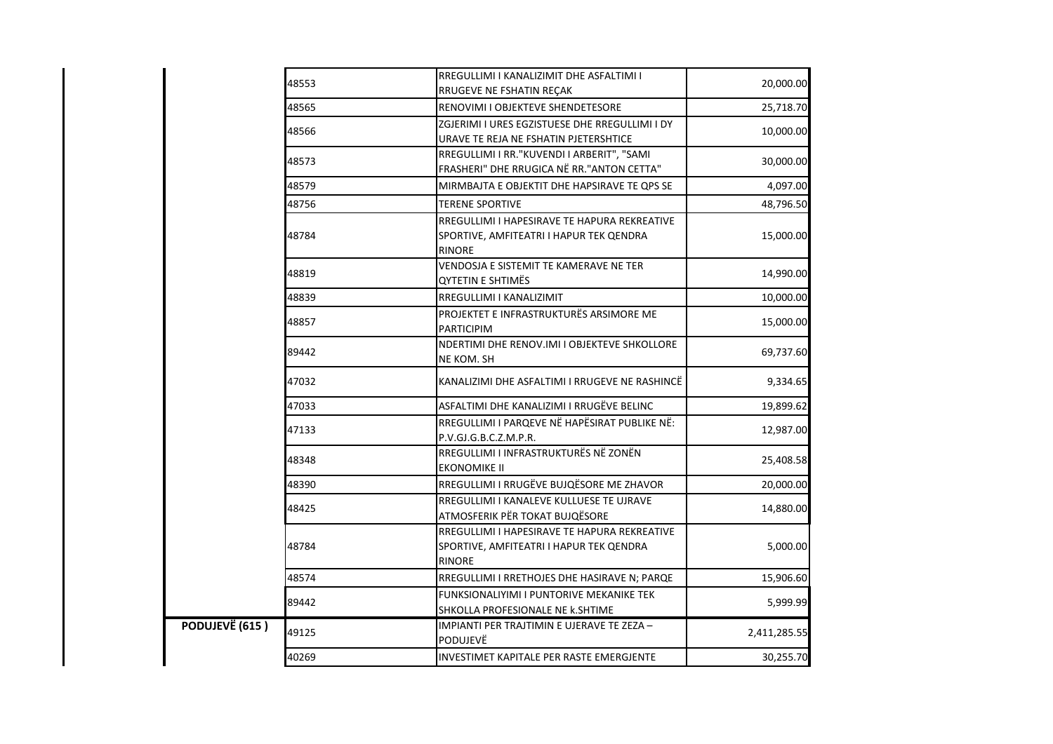| | | | |
|---|---|---|---|
| | 48553 | RREGULLIMI I KANALIZIMIT DHE ASFALTIMI I RRUGEVE NE FSHATIN REÇAK | 20,000.00 |
| | 48565 | RENOVIMI I OBJEKTEVE SHENDETESORE | 25,718.70 |
| | 48566 | ZGJERIMI I URES EGZISTUESE DHE RREGULLIMI I DY URAVE TE REJA NE FSHATIN PJETERSHTICE | 10,000.00 |
| | 48573 | RREGULLIMI I RR."KUVENDI I ARBERIT", "SAMI FRASHERI" DHE RRUGICA NË RR."ANTON CETTA" | 30,000.00 |
| | 48579 | MIRMBAJTA E OBJEKTIT DHE HAPSIRAVE TE QPS SE | 4,097.00 |
| | 48756 | TERENE SPORTIVE | 48,796.50 |
| | 48784 | RREGULLIMI I HAPESIRAVE TE HAPURA REKREATIVE SPORTIVE, AMFITEATRI I HAPUR TEK QENDRA RINORE | 15,000.00 |
| | 48819 | VENDOSJA E SISTEMIT TE KAMERAVE NE TER QYTETIN E SHTIMËS | 14,990.00 |
| | 48839 | RREGULLIMI I KANALIZIMIT | 10,000.00 |
| | 48857 | PROJEKTET E INFRASTRUKTURËS ARSIMORE ME PARTICIPIM | 15,000.00 |
| | 89442 | NDERTIMI DHE RENOV.IMI I OBJEKTEVE SHKOLLORE NE KOM. SH | 69,737.60 |
| | 47032 | KANALIZIMI DHE ASFALTIMI I RRUGEVE NE RASHINCË | 9,334.65 |
| | 47033 | ASFALTIMI DHE KANALIZIMI I RRUGËVE BELINC | 19,899.62 |
| | 47133 | RREGULLIMI I PARQEVE NË HAPËSIRAT PUBLIKE NË: P.V.GJ.G.B.C.Z.M.P.R. | 12,987.00 |
| | 48348 | RREGULLIMI I INFRASTRUKTURËS NË ZONËN EKONOMIKE II | 25,408.58 |
| | 48390 | RREGULLIMI I RRUGËVE BUJQËSORE ME ZHAVOR | 20,000.00 |
| | 48425 | RREGULLIMI I KANALEVE KULLUESE TE UJRAVE ATMOSFERIK PËR TOKAT BUJQËSORE | 14,880.00 |
| | 48784 | RREGULLIMI I HAPESIRAVE TE HAPURA REKREATIVE SPORTIVE, AMFITEATRI I HAPUR TEK QENDRA RINORE | 5,000.00 |
| | 48574 | RREGULLIMI I RRETHOJES DHE HASIRAVE N; PARQE | 15,906.60 |
| | 89442 | FUNKSIONALIYIMI I PUNTORIVE MEKANIKE TEK SHKOLLA PROFESIONALE NE k.SHTIME | 5,999.99 |
| **PODUJEVË (615 )** | 49125 | IMPIANTI PER TRAJTIMIN E UJERAVE TE ZEZA – PODUJEVË | 2,411,285.55 |
| | 40269 | INVESTIMET KAPITALE PER RASTE EMERGJENTE | 30,255.70 |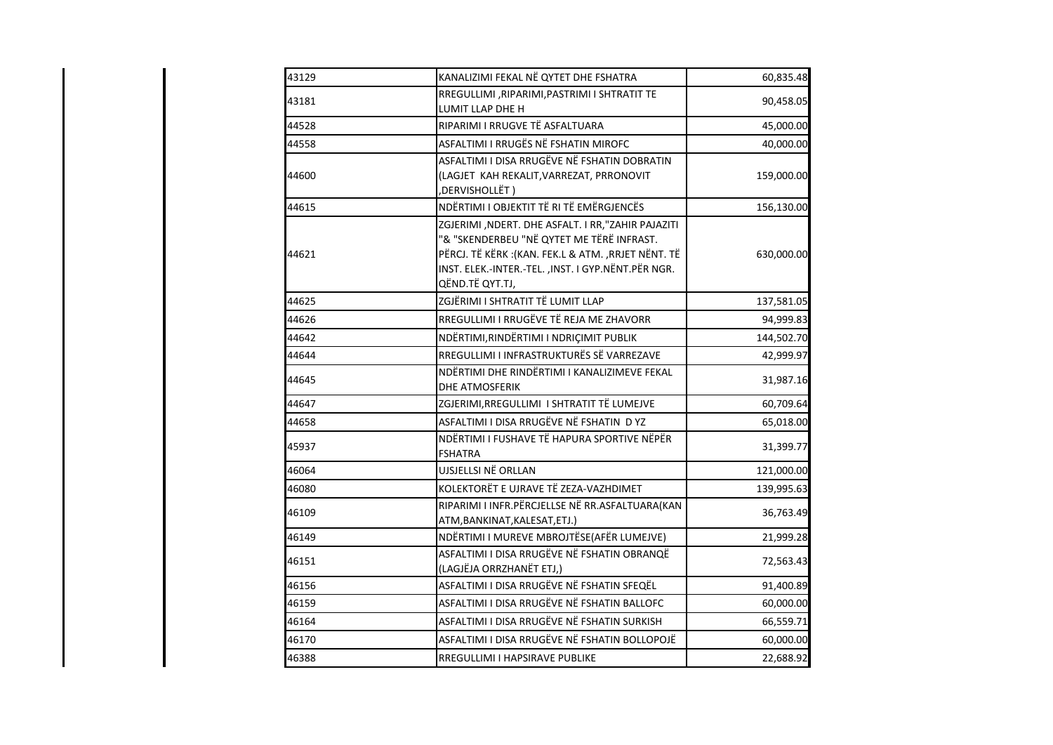| | | |
|---|---|---|
| 43129 | KANALIZIMI FEKAL NË QYTET DHE FSHATRA | 60,835.48 |
| 43181 | RREGULLIMI ,RIPARIMI,PASTRIMI I SHTRATIT TE LUMIT LLAP DHE H | 90,458.05 |
| 44528 | RIPARIMI I RRUGVE TË ASFALTUARA | 45,000.00 |
| 44558 | ASFALTIMI I RRUGËS NË FSHATIN MIROFC | 40,000.00 |
| 44600 | ASFALTIMI I DISA RRUGËVE NË FSHATIN DOBRATIN (LAGJET KAH REKALIT,VARREZAT, PRRONOVIT ,DERVISHOLLËT ) | 159,000.00 |
| 44615 | NDËRTIMI I OBJEKTIT TË RI TË EMËRGJENCËS | 156,130.00 |
| 44621 | ZGJERIMI ,NDERT. DHE ASFALT. I RR,"ZAHIR PAJAZITI "& "SKENDERBEU "NË QYTET ME TËRË INFRAST. PËRCJ. TË KËRK :(KAN. FEK.L & ATM. ,RRJET NËNT. TË INST. ELEK.-INTER.-TEL. ,INST. I GYP.NËNT.PËR NGR. QËND.TË QYT.TJ, | 630,000.00 |
| 44625 | ZGJËRIMI I SHTRATIT TË LUMIT LLAP | 137,581.05 |
| 44626 | RREGULLIMI I RRUGËVE TË REJA ME ZHAVORR | 94,999.83 |
| 44642 | NDËRTIMI,RINDËRTIMI I NDRIÇIMIT PUBLIK | 144,502.70 |
| 44644 | RREGULLIMI I INFRASTRUKTURËS SË VARREZAVE | 42,999.97 |
| 44645 | NDËRTIMI DHE RINDËRTIMI I KANALIZIMEVE FEKAL DHE ATMOSFERIK | 31,987.16 |
| 44647 | ZGJERIMI,RREGULLIMI I SHTRATIT TË LUMEJVE | 60,709.64 |
| 44658 | ASFALTIMI I DISA RRUGËVE NË FSHATIN D YZ | 65,018.00 |
| 45937 | NDËRTIMI I FUSHAVE TË HAPURA SPORTIVE NËPËR FSHATRA | 31,399.77 |
| 46064 | UJSJELLSI NË ORLLAN | 121,000.00 |
| 46080 | KOLEKTORËT E UJRAVE TË ZEZA-VAZHDIMET | 139,995.63 |
| 46109 | RIPARIMI I INFR.PËRCJELLSE NË RR.ASFALTUARA(KAN ATM,BANKINAT,KALESAT,ETJ.) | 36,763.49 |
| 46149 | NDËRTIMI I MUREVE MBROJTËSE(AFËR LUMEJVE) | 21,999.28 |
| 46151 | ASFALTIMI I DISA RRUGËVE NË FSHATIN OBRANQË (LAGJËJA ORRZHANËT ETJ,) | 72,563.43 |
| 46156 | ASFALTIMI I DISA RRUGËVE NË FSHATIN SFEQËL | 91,400.89 |
| 46159 | ASFALTIMI I DISA RRUGËVE NË FSHATIN BALLOFC | 60,000.00 |
| 46164 | ASFALTIMI I DISA RRUGËVE NË FSHATIN SURKISH | 66,559.71 |
| 46170 | ASFALTIMI I DISA RRUGËVE NË FSHATIN BOLLOPOJË | 60,000.00 |
| 46388 | RREGULLIMI I HAPSIRAVE PUBLIKE | 22,688.92 |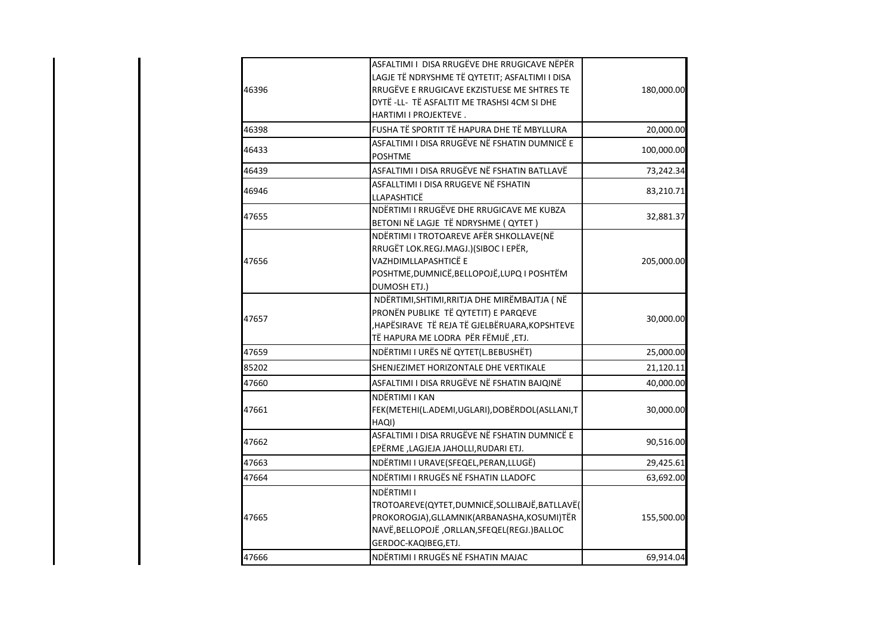| | | |
|---|---|---|
| 46396 | ASFALTIMI I DISA RRUGËVE DHE RRUGICAVE NËPËR LAGJE TË NDRYSHME TË QYTETIT; ASFALTIMI I DISA RRUGËVE E RRUGICAVE EKZISTUESE ME SHTRES TE DYTË -LL- TË ASFALTIT ME TRASHSI 4CM SI DHE HARTIMI I PROJEKTEVE . | 180,000.00 |
| 46398 | FUSHA TË SPORTIT TË HAPURA DHE TË MBYLLURA | 20,000.00 |
| 46433 | ASFALTIMI I DISA RRUGËVE NË FSHATIN DUMNICË E POSHTME | 100,000.00 |
| 46439 | ASFALTIMI I DISA RRUGËVE NË FSHATIN BATLLAVË | 73,242.34 |
| 46946 | ASFALLTIMI I DISA RRUGEVE NË FSHATIN LLAPASHTICË | 83,210.71 |
| 47655 | NDËRTIMI I RRUGËVE DHE RRUGICAVE ME KUBZA BETONI NË LAGJE TË NDRYSHME ( QYTET ) | 32,881.37 |
| 47656 | NDËRTIMI I TROTOAREVE AFËR SHKOLLAVE(NË RRUGËT LOK.REGJ.MAGJ.)(SIBOC I EPËR, VAZHDIMLLAPASHTICË E POSHTME,DUMNICË,BELLOPOJË,LUPQ I POSHTËM DUMOSH ETJ.) | 205,000.00 |
| 47657 | NDËRTIMI,SHTIMI,RRITJA DHE MIRËMBAJTJA ( NË PRONËN PUBLIKE TË QYTETIT) E PARQEVE ,HAPËSIRAVE TË REJA TË GJELBËRUARA,KOPSHTEVE TË HAPURA ME LODRA PËR FËMIJË ,ETJ. | 30,000.00 |
| 47659 | NDËRTIMI I URËS NË QYTET(L.BEBUSHËT) | 25,000.00 |
| 85202 | SHENJEZIMET HORIZONTALE DHE VERTIKALE | 21,120.11 |
| 47660 | ASFALTIMI I DISA RRUGËVE NË FSHATIN BAJQINË | 40,000.00 |
| 47661 | NDËRTIMI I KAN FEK(METEHI(L.ADEMI,UGLARI),DOBËRDOL(ASLLANI,T HAQI) | 30,000.00 |
| 47662 | ASFALTIMI I DISA RRUGËVE NË FSHATIN DUMNICË E EPËRME ,LAGJEJA JAHOLLI,RUDARI ETJ. | 90,516.00 |
| 47663 | NDËRTIMI I URAVE(SFEQEL,PERAN,LLUGË) | 29,425.61 |
| 47664 | NDËRTIMI I RRUGËS NË FSHATIN LLADOFC | 63,692.00 |
| 47665 | NDËRTIMI I TROTOAREVE(QYTET,DUMNICË,SOLLIBAJË,BATLLAVË( PROKOROGJA),GLLAMNIK(ARBANASHA,KOSUMI)TËR NAVË,BELLOPOJË ,ORLLAN,SFEQEL(REGJ.)BALLOC GERDOC-KAQIBEG,ETJ. | 155,500.00 |
| 47666 | NDËRTIMI I RRUGËS NË FSHATIN MAJAC | 69,914.04 |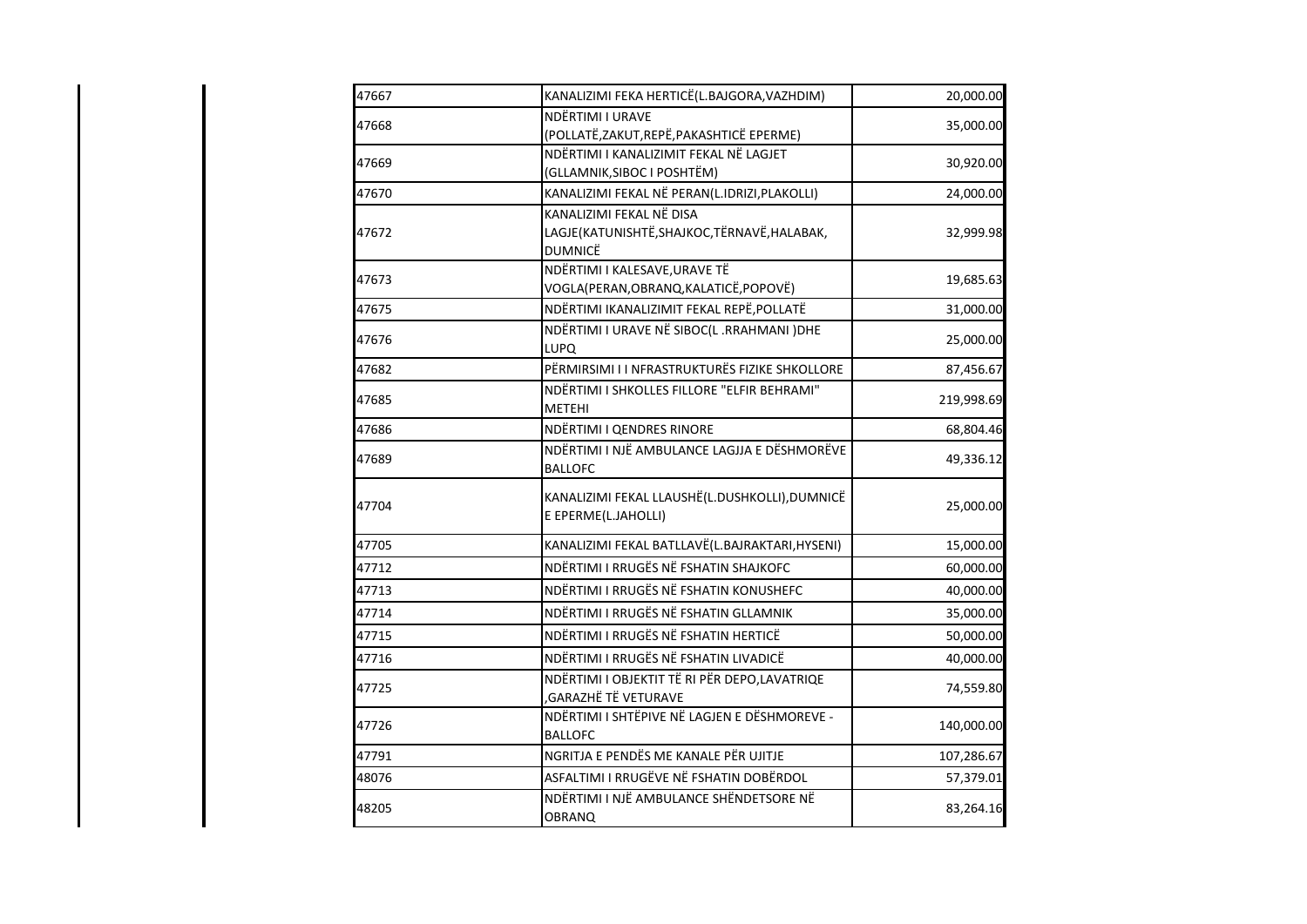| | | |
|---|---|---|
| 47667 | KANALIZIMI FEKA HERTICË(L.BAJGORA,VAZHDIM) | 20,000.00 |
| 47668 | NDËRTIMI I URAVE (POLLATË,ZAKUT,REPË,PAKASHTICË EPERME) | 35,000.00 |
| 47669 | NDËRTIMI I KANALIZIMIT FEKAL NË LAGJET (GLLAMNIK,SIBOC I POSHTËM) | 30,920.00 |
| 47670 | KANALIZIMI FEKAL NË PERAN(L.IDRIZI,PLAKOLLI) | 24,000.00 |
| 47672 | KANALIZIMI FEKAL NË DISA LAGJE(KATUNISHTË,SHAJKOC,TËRNAVË,HALABAK, DUMNICË | 32,999.98 |
| 47673 | NDËRTIMI I KALESAVE,URAVE TË VOGLA(PERAN,OBRANQ,KALATICË,POPOVË) | 19,685.63 |
| 47675 | NDËRTIMI IKANALIZIMIT FEKAL REPË,POLLATË | 31,000.00 |
| 47676 | NDËRTIMI I URAVE NË SIBOC(L .RRAHMANI )DHE LUPQ | 25,000.00 |
| 47682 | PËRMIRSIMI I I NFRASTRUKTURËS FIZIKE SHKOLLORE | 87,456.67 |
| 47685 | NDËRTIMI I SHKOLLES FILLORE "ELFIR BEHRAMI" METEHI | 219,998.69 |
| 47686 | NDËRTIMI I QENDRES RINORE | 68,804.46 |
| 47689 | NDËRTIMI I NJË AMBULANCE LAGJJA E DËSHMORËVE BALLOFC | 49,336.12 |
| 47704 | KANALIZIMI FEKAL LLAUSHË(L.DUSHKOLLI),DUMNICË E EPERME(L.JAHOLLI) | 25,000.00 |
| 47705 | KANALIZIMI FEKAL BATLLAVË(L.BAJRAKTARI,HYSENI) | 15,000.00 |
| 47712 | NDËRTIMI I RRUGËS NË FSHATIN SHAJKOFC | 60,000.00 |
| 47713 | NDËRTIMI I RRUGËS NË FSHATIN KONUSHEFC | 40,000.00 |
| 47714 | NDËRTIMI I RRUGËS NË FSHATIN GLLAMNIK | 35,000.00 |
| 47715 | NDËRTIMI I RRUGËS NË FSHATIN HERTICË | 50,000.00 |
| 47716 | NDËRTIMI I RRUGËS NË FSHATIN LIVADICË | 40,000.00 |
| 47725 | NDËRTIMI I OBJEKTIT TË RI PËR DEPO,LAVATRIQE ,GARAZHË TË VETURAVE | 74,559.80 |
| 47726 | NDËRTIMI I SHTËPIVE NË LAGJEN E DËSHMOREVE - BALLOFC | 140,000.00 |
| 47791 | NGRITJA E PENDËS ME KANALE PËR UJITJE | 107,286.67 |
| 48076 | ASFALTIMI I RRUGËVE NË FSHATIN DOBËRDOL | 57,379.01 |
| 48205 | NDËRTIMI I NJË AMBULANCE SHËNDETSORE NË OBRANQ | 83,264.16 |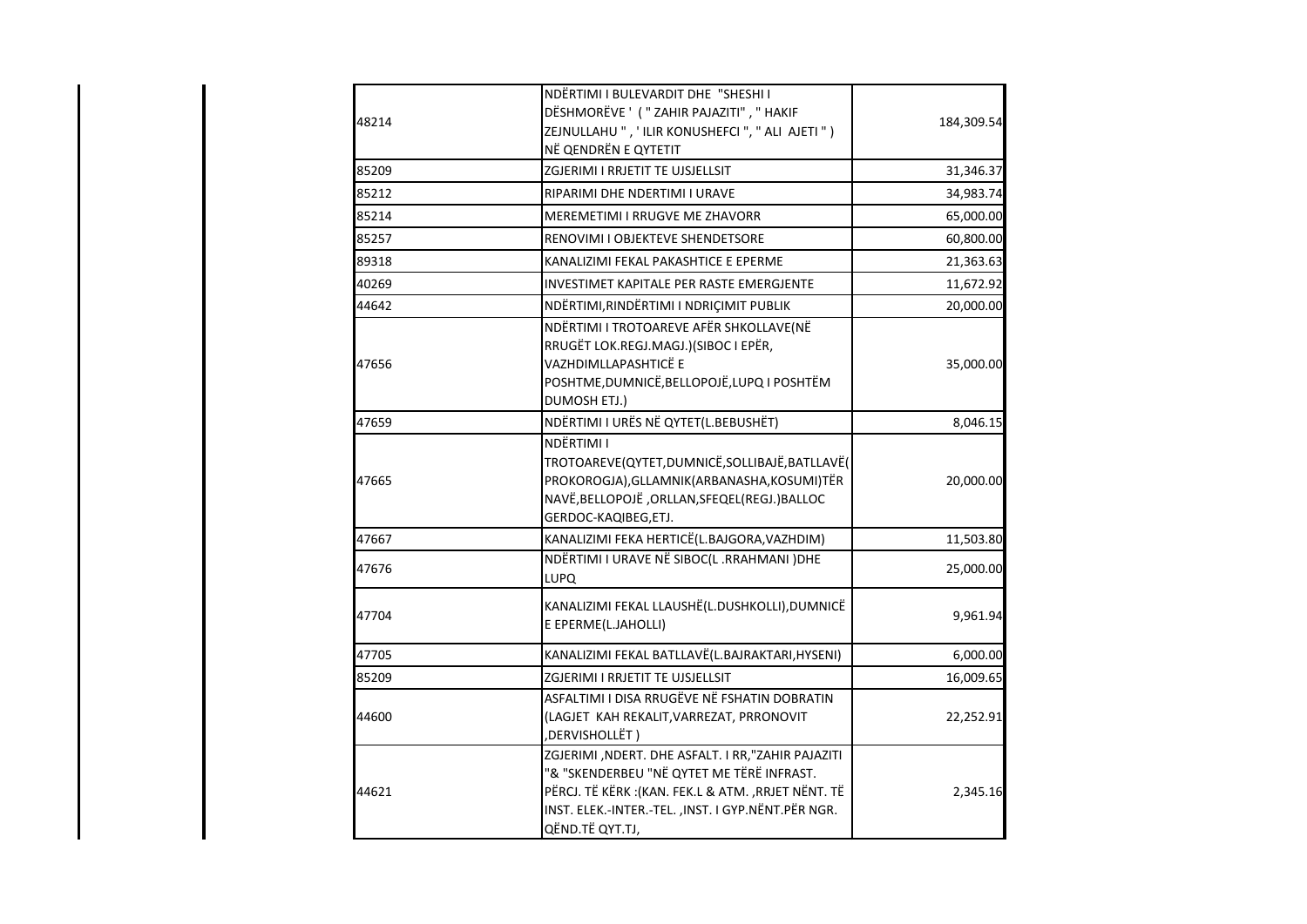| | | |
|---|---|---|
| 48214 | NDËRTIMI I BULEVARDIT DHE "SHESHI I DËSHMORËVE ' ( " ZAHIR PAJAZITI" , " HAKIF ZEJNULLAHU " , ' ILIR KONUSHEFCI ", " ALI AJETI " ) NË QENDRËN E QYTETIT | 184,309.54 |
| 85209 | ZGJERIMI I RRJETIT TE UJSJELLSIT | 31,346.37 |
| 85212 | RIPARIMI DHE NDERTIMI I URAVE | 34,983.74 |
| 85214 | MEREMETIMI I RRUGVE ME ZHAVORR | 65,000.00 |
| 85257 | RENOVIMI I OBJEKTEVE SHENDETSORE | 60,800.00 |
| 89318 | KANALIZIMI FEKAL PAKASHTICE E EPERME | 21,363.63 |
| 40269 | INVESTIMET KAPITALE PER RASTE EMERGJENTE | 11,672.92 |
| 44642 | NDËRTIMI,RINDËRTIMI I NDRIÇIMIT PUBLIK | 20,000.00 |
| 47656 | NDËRTIMI I TROTOAREVE AFËR SHKOLLAVE(NË RRUGËT LOK.REGJ.MAGJ.)(SIBOC I EPËR, VAZHDIMLLAPASHTICË E POSHTME,DUMNICË,BELLOPOJË,LUPQ I POSHTËM DUMOSH ETJ.) | 35,000.00 |
| 47659 | NDËRTIMI I URËS NË QYTET(L.BEBUSHËT) | 8,046.15 |
| 47665 | NDËRTIMI I TROTOAREVE(QYTET,DUMNICË,SOLLIBAJË,BATLLAVË(PROKOROGJA),GLLAMNIK(ARBANASHA,KOSUMI)TËR NAVË,BELLOPOJË ,ORLLAN,SFEQEL(REGJ.)BALLOC GERDOC-KAQIBEG,ETJ. | 20,000.00 |
| 47667 | KANALIZIMI FEKA HERTICË(L.BAJGORA,VAZHDIM) | 11,503.80 |
| 47676 | NDËRTIMI I URAVE NË SIBOC(L .RRAHMANI )DHE LUPQ | 25,000.00 |
| 47704 | KANALIZIMI FEKAL LLAUSHË(L.DUSHKOLLI),DUMNICË E EPERME(L.JAHOLLI) | 9,961.94 |
| 47705 | KANALIZIMI FEKAL BATLLAVË(L.BAJRAKTARI,HYSENI) | 6,000.00 |
| 85209 | ZGJERIMI I RRJETIT TE UJSJELLSIT | 16,009.65 |
| 44600 | ASFALTIMI I DISA RRUGËVE NË FSHATIN DOBRATIN (LAGJET KAH REKALIT,VARREZAT, PRRONOVIT ,DERVISHOLLËT ) | 22,252.91 |
| 44621 | ZGJERIMI ,NDERT. DHE ASFALT. I RR,"ZAHIR PAJAZITI "& "SKENDERBEU "NË QYTET ME TËRË INFRAST. PËRCJ. TË KËRK :(KAN. FEK.L & ATM. ,RRJET NËNT. TË INST. ELEK.-INTER.-TEL. ,INST. I GYP.NËNT.PËR NGR. QËND.TË QYT.TJ, | 2,345.16 |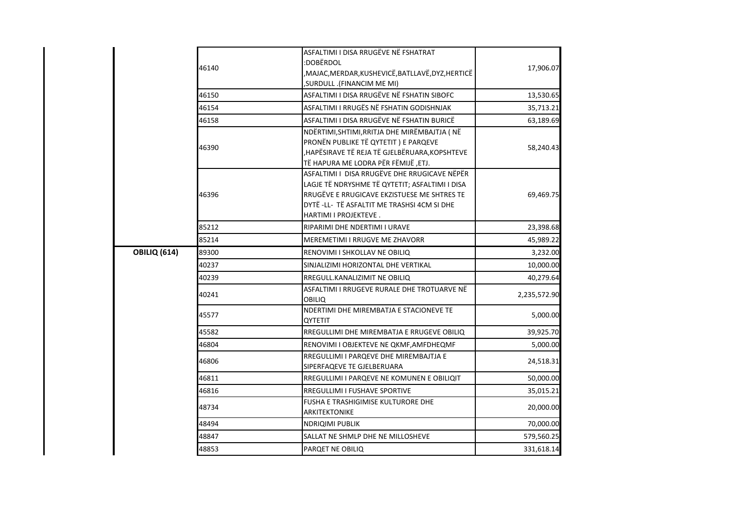| | | | |
|---|---|---|---|
| | 46140 | ASFALTIMI I DISA RRUGËVE NË FSHATRAT :DOBËRDOL ,MAJAC,MERDAR,KUSHEVICË,BATLLAVË,DYZ,HERTICË ,SURDULL .(FINANCIM ME MI) | 17,906.07 |
| | 46150 | ASFALTIMI I DISA RRUGËVE NË FSHATIN SIBOFC | 13,530.65 |
| | 46154 | ASFALTIMI I RRUGËS NË FSHATIN GODISHNJAK | 35,713.21 |
| | 46158 | ASFALTIMI I DISA RRUGËVE NË FSHATIN BURICË | 63,189.69 |
| | 46390 | NDËRTIMI,SHTIMI,RRITJA DHE MIRËMBAJTJA ( NË PRONËN PUBLIKE TË QYTETIT ) E PARQEVE ,HAPËSIRAVE TË REJA TË GJELBËRUARA,KOPSHTEVE TË HAPURA ME LODRA PËR FËMIJË ,ETJ. | 58,240.43 |
| | 46396 | ASFALTIMI I DISA RRUGËVE DHE RRUGICAVE NËPËR LAGJE TË NDRYSHME TË QYTETIT; ASFALTIMI I DISA RRUGËVE E RRUGICAVE EKZISTUESE ME SHTRES TE DYTË -LL- TË ASFALTIT ME TRASHSI 4CM SI DHE HARTIMI I PROJEKTEVE . | 69,469.75 |
| | 85212 | RIPARIMI DHE NDERTIMI I URAVE | 23,398.68 |
| | 85214 | MEREMETIMI I RRUGVE ME ZHAVORR | 45,989.22 |
| **OBILIQ (614)** | 89300 | RENOVIMI I SHKOLLAV NE OBILIQ | 3,232.00 |
| | 40237 | SINJALIZIMI HORIZONTAL DHE VERTIKAL | 10,000.00 |
| | 40239 | RREGULL.KANALIZIMIT NE OBILIQ | 40,279.64 |
| | 40241 | ASFALTIMI I RRUGEVE RURALE DHE TROTUARVE NË OBILIQ | 2,235,572.90 |
| | 45577 | NDERTIMI DHE MIREMBATJA E STACIONEVE TE QYTETIT | 5,000.00 |
| | 45582 | RREGULLIMI DHE MIREMBATJA E RRUGEVE OBILIQ | 39,925.70 |
| | 46804 | RENOVIMI I OBJEKTEVE NE QKMF,AMFDHEQMF | 5,000.00 |
| | 46806 | RREGULLIMI I PARQEVE DHE MIREMBAJTJA E SIPERFAQEVE TE GJELBERUARA | 24,518.31 |
| | 46811 | RREGULLIMI I PARQEVE NE KOMUNEN E OBILIQIT | 50,000.00 |
| | 46816 | RREGULLIMI I FUSHAVE SPORTIVE | 35,015.21 |
| | 48734 | FUSHA E TRASHIGIMISE KULTURORE DHE ARKITEKTONIKE | 20,000.00 |
| | 48494 | NDRIQIMI PUBLIK | 70,000.00 |
| | 48847 | SALLAT NE SHMLP DHE NE MILLOSHEVE | 579,560.25 |
| | 48853 | PARQET NE OBILIQ | 331,618.14 |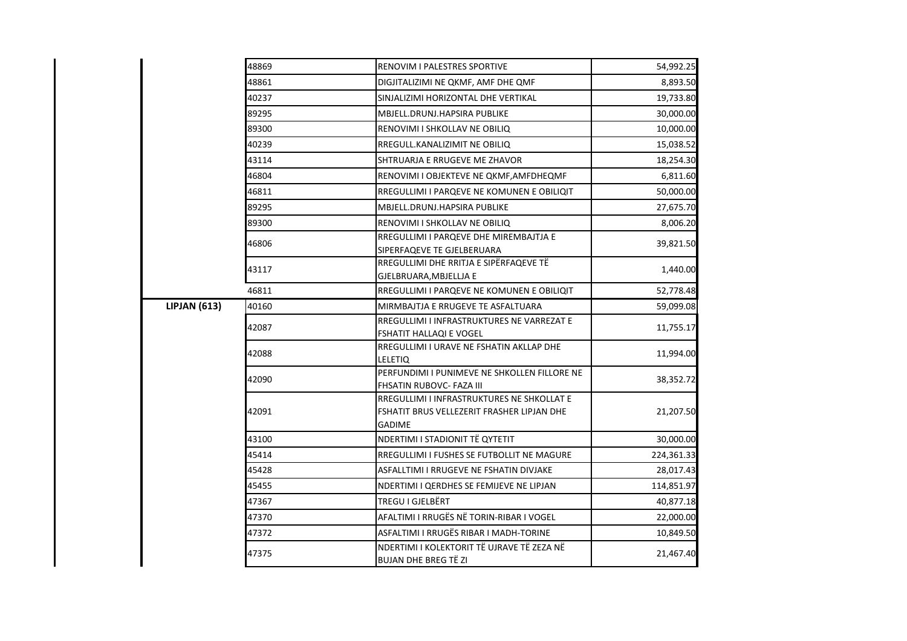| | | | |
|---|---|---|---|
| | 48869 | RENOVIM I PALESTRES SPORTIVE | 54,992.25 |
| | 48861 | DIGJITALIZIMI NE QKMF, AMF DHE QMF | 8,893.50 |
| | 40237 | SINJALIZIMI HORIZONTAL DHE VERTIKAL | 19,733.80 |
| | 89295 | MBJELL.DRUNJ.HAPSIRA PUBLIKE | 30,000.00 |
| | 89300 | RENOVIMI I SHKOLLAV NE OBILIQ | 10,000.00 |
| | 40239 | RREGULL.KANALIZIMIT NE OBILIQ | 15,038.52 |
| | 43114 | SHTRUARJA E RRUGEVE ME ZHAVOR | 18,254.30 |
| | 46804 | RENOVIMI I OBJEKTEVE NE QKMF,AMFDHEQMF | 6,811.60 |
| | 46811 | RREGULLIMI I PARQEVE NE KOMUNEN E OBILIQIT | 50,000.00 |
| | 89295 | MBJELL.DRUNJ.HAPSIRA PUBLIKE | 27,675.70 |
| | 89300 | RENOVIMI I SHKOLLAV NE OBILIQ | 8,006.20 |
| | 46806 | RREGULLIMI I PARQEVE DHE MIREMBAJTJA E SIPERFAQEVE TE GJELBERUARA | 39,821.50 |
| | 43117 | RREGULLIMI DHE RRITJA E SIPËRFAQEVE TË GJELBRUARA,MBJELLJA E | 1,440.00 |
| | 46811 | RREGULLIMI I PARQEVE NE KOMUNEN E OBILIQIT | 52,778.48 |
| **LIPJAN (613)** | 40160 | MIRMBAJTJA E RRUGEVE TE ASFALTUARA | 59,099.08 |
| | 42087 | RREGULLIMI I INFRASTRUKTURES NE VARREZAT E FSHATIT HALLAQI E VOGEL | 11,755.17 |
| | 42088 | RREGULLIMI I URAVE NE FSHATIN AKLLAP DHE LELETIQ | 11,994.00 |
| | 42090 | PERFUNDIMI I PUNIMEVE NE SHKOLLEN FILLORE NE FHSATIN RUBOVC- FAZA III | 38,352.72 |
| | 42091 | RREGULLIMI I INFRASTRUKTURES NE SHKOLLAT E FSHATIT BRUS VELLEZERIT FRASHER LIPJAN DHE GADIME | 21,207.50 |
| | 43100 | NDERTIMI I STADIONIT TË QYTETIT | 30,000.00 |
| | 45414 | RREGULLIMI I FUSHES SE FUTBOLLIT NE MAGURE | 224,361.33 |
| | 45428 | ASFALLTIMI I RRUGEVE NE FSHATIN DIVJAKE | 28,017.43 |
| | 45455 | NDERTIMI I QERDHES SE FEMIJEVE NE LIPJAN | 114,851.97 |
| | 47367 | TREGU I GJELBËRT | 40,877.18 |
| | 47370 | AFALTIMI I RRUGËS NË TORIN-RIBAR I VOGEL | 22,000.00 |
| | 47372 | ASFALTIMI I RRUGËS RIBAR I MADH-TORINE | 10,849.50 |
| | 47375 | NDERTIMI I KOLEKTORIT TË UJRAVE TË ZEZA NË BUJAN DHE BREG TË ZI | 21,467.40 |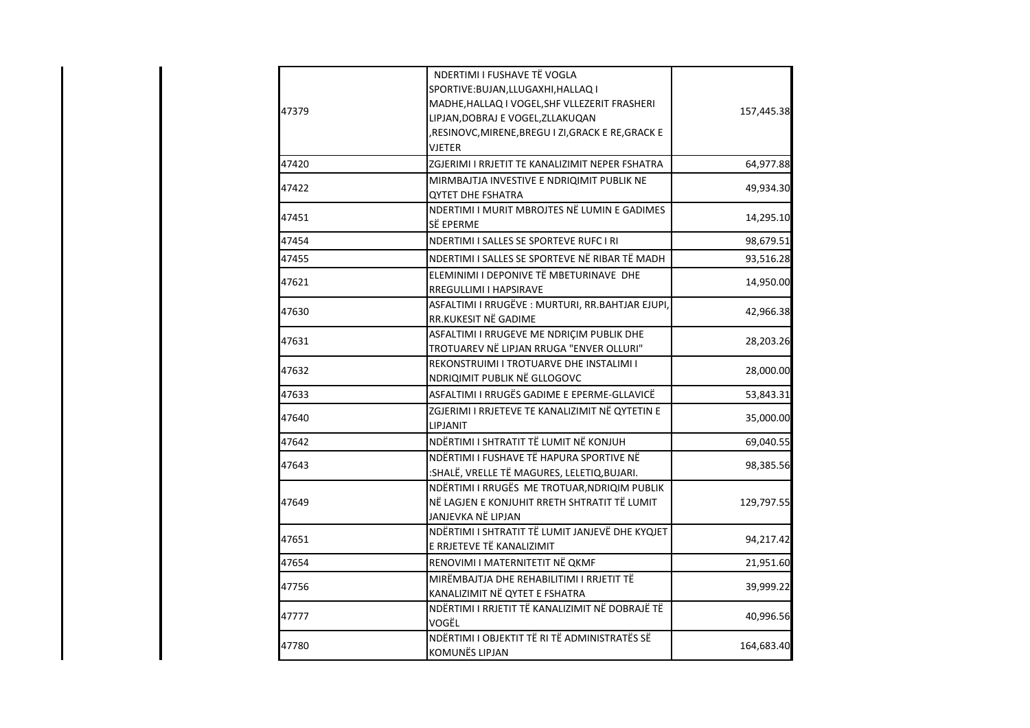| | | |
|---|---|---|
| 47379 | NDERTIMI I FUSHAVE TË VOGLA SPORTIVE:BUJAN,LLUGAXHI,HALLAQ I MADHE,HALLAQ I VOGEL,SHF VLLEZERIT FRASHERI LIPJAN,DOBRAJ E VOGEL,ZLLAKUQAN ,RESINOVC,MIRENE,BREGU I ZI,GRACK E RE,GRACK E VJETER | 157,445.38 |
| 47420 | ZGJERIMI I RRJETIT TE KANALIZIMIT NEPER FSHATRA | 64,977.88 |
| 47422 | MIRMBAJTJA INVESTIVE E NDRIQIMIT PUBLIK NE QYTET DHE FSHATRA | 49,934.30 |
| 47451 | NDERTIMI I MURIT MBROJTES NË LUMIN E GADIMES SË EPERME | 14,295.10 |
| 47454 | NDERTIMI I SALLES SE SPORTEVE RUFC I RI | 98,679.51 |
| 47455 | NDERTIMI I SALLES SE SPORTEVE NË RIBAR TË MADH | 93,516.28 |
| 47621 | ELEMINIMI I DEPONIVE TË MBETURINAVE DHE RREGULLIMI I HAPSIRAVE | 14,950.00 |
| 47630 | ASFALTIMI I RRUGËVE : MURTURI, RR.BAHTJAR EJUPI, RR.KUKESIT NË GADIME | 42,966.38 |
| 47631 | ASFALTIMI I RRUGEVE ME NDRIÇIM PUBLIK DHE TROTUAREV NË LIPJAN RRUGA "ENVER OLLURI" | 28,203.26 |
| 47632 | REKONSTRUIMI I TROTUARVE DHE INSTALIMI I NDRIQIMIT PUBLIK NË GLLOGOVC | 28,000.00 |
| 47633 | ASFALTIMI I RRUGËS GADIME E EPERME-GLLAVICË | 53,843.31 |
| 47640 | ZGJERIMI I RRJETEVE TE KANALIZIMIT NË QYTETIN E LIPJANIT | 35,000.00 |
| 47642 | NDËRTIMI I SHTRATIT TË LUMIT NË KONJUH | 69,040.55 |
| 47643 | NDËRTIMI I FUSHAVE TË HAPURA SPORTIVE NË :SHALË, VRELLE TË MAGURES, LELETIQ,BUJARI. | 98,385.56 |
| 47649 | NDËRTIMI I RRUGËS ME TROTUAR,NDRIQIM PUBLIK NË LAGJEN E KONJUHIT RRETH SHTRATIT TË LUMIT JANJEVKA NË LIPJAN | 129,797.55 |
| 47651 | NDËRTIMI I SHTRATIT TË LUMIT JANJEVË DHE KYQJET E RRJETEVE TË KANALIZIMIT | 94,217.42 |
| 47654 | RENOVIMI I MATERNITETIT NË QKMF | 21,951.60 |
| 47756 | MIRËMBAJTJA DHE REHABILITIMI I RRJETIT TË KANALIZIMIT NË QYTET E FSHATRA | 39,999.22 |
| 47777 | NDËRTIMI I RRJETIT TË KANALIZIMIT NË DOBRAJË TË VOGËL | 40,996.56 |
| 47780 | NDËRTIMI I OBJEKTIT TË RI TË ADMINISTRATËS SË KOMUNËS LIPJAN | 164,683.40 |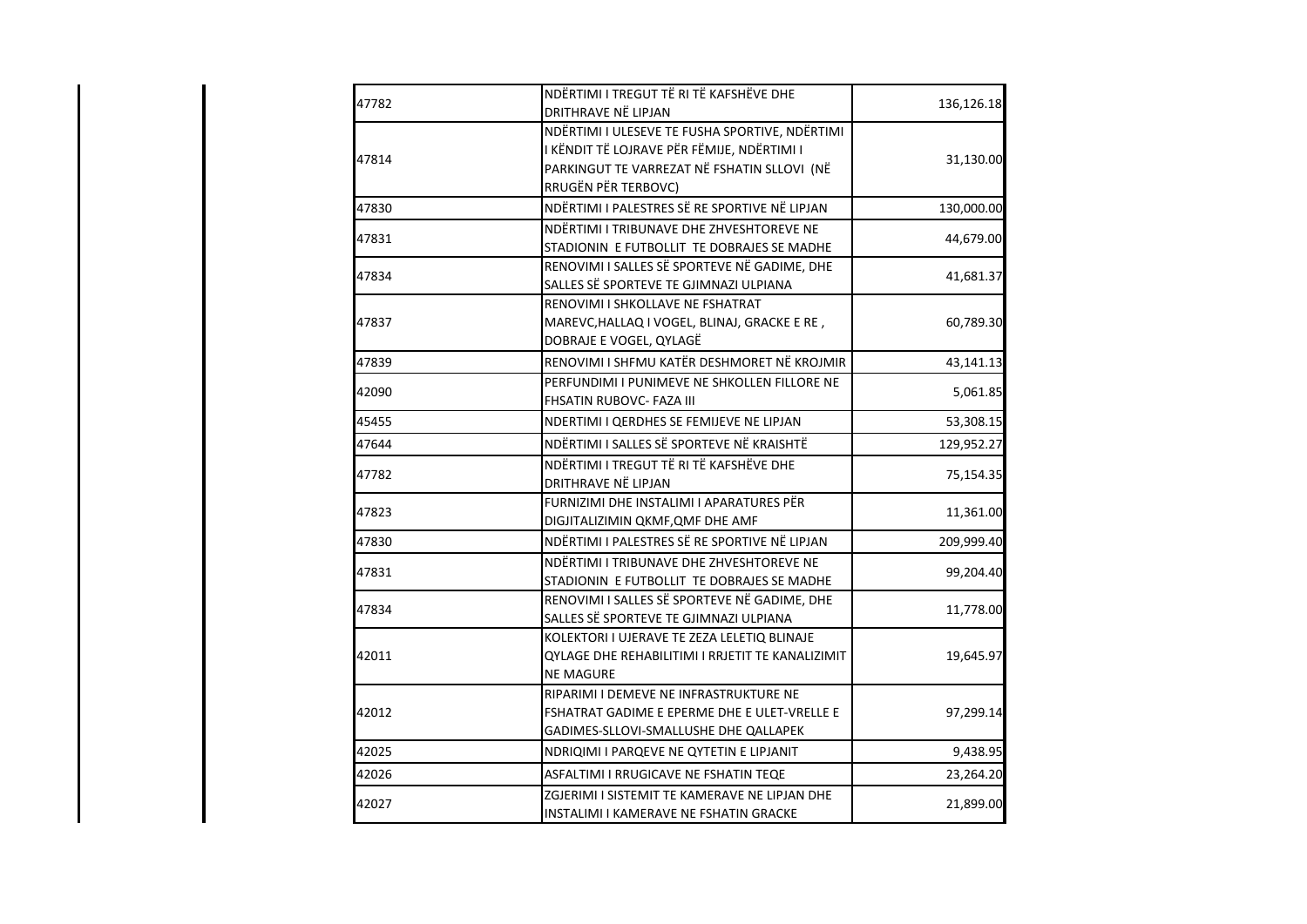| | | |
|---|---|---|
| 47782 | NDËRTIMI I TREGUT TË RI TË KAFSHËVE DHE DRITHRAVE NË LIPJAN | 136,126.18 |
| 47814 | NDËRTIMI I ULESEVE TE FUSHA SPORTIVE, NDËRTIMI I KËNDIT TË LOJRAVE PËR FËMIJE, NDËRTIMI I PARKINGUT TE VARREZAT NË FSHATIN SLLOVI (NË RRUGËN PËR TERBOVC) | 31,130.00 |
| 47830 | NDËRTIMI I PALESTRES SË RE SPORTIVE NË LIPJAN | 130,000.00 |
| 47831 | NDËRTIMI I TRIBUNAVE DHE ZHVESHTOREVE NE STADIONIN E FUTBOLLIT TE DOBRAJES SE MADHE | 44,679.00 |
| 47834 | RENOVIMI I SALLES SË SPORTEVE NË GADIME, DHE SALLES SË SPORTEVE TE GJIMNAZI ULPIANA | 41,681.37 |
| 47837 | RENOVIMI I SHKOLLAVE NE FSHATRAT MAREVC,HALLAQ I VOGEL, BLINAJ, GRACKE E RE , DOBRAJE E VOGEL, QYLAGË | 60,789.30 |
| 47839 | RENOVIMI I SHFMU KATËR DESHMORET NË KROJMIR | 43,141.13 |
| 42090 | PERFUNDIMI I PUNIMEVE NE SHKOLLEN FILLORE NE FHSATIN RUBOVC- FAZA III | 5,061.85 |
| 45455 | NDERTIMI I QERDHES SE FEMIJEVE NE LIPJAN | 53,308.15 |
| 47644 | NDËRTIMI I SALLES SË SPORTEVE NË KRAISHTË | 129,952.27 |
| 47782 | NDËRTIMI I TREGUT TË RI TË KAFSHËVE DHE DRITHRAVE NË LIPJAN | 75,154.35 |
| 47823 | FURNIZIMI DHE INSTALIMI I APARATURES PËR DIGJITALIZIMIN QKMF,QMF DHE AMF | 11,361.00 |
| 47830 | NDËRTIMI I PALESTRES SË RE SPORTIVE NË LIPJAN | 209,999.40 |
| 47831 | NDËRTIMI I TRIBUNAVE DHE ZHVESHTOREVE NE STADIONIN E FUTBOLLIT TE DOBRAJES SE MADHE | 99,204.40 |
| 47834 | RENOVIMI I SALLES SË SPORTEVE NË GADIME, DHE SALLES SË SPORTEVE TE GJIMNAZI ULPIANA | 11,778.00 |
| 42011 | KOLEKTORI I UJERAVE TE ZEZA LELETIQ BLINAJE QYLAGE DHE REHABILITIMI I RRJETIT TE KANALIZIMIT NE MAGURE | 19,645.97 |
| 42012 | RIPARIMI I DEMEVE NE INFRASTRUKTURE NE FSHATRAT GADIME E EPERME DHE E ULET-VRELLE E GADIMES-SLLOVI-SMALLUSHE DHE QALLAPEK | 97,299.14 |
| 42025 | NDRIQIMI I PARQEVE NE QYTETIN E LIPJANIT | 9,438.95 |
| 42026 | ASFALTIMI I RRUGICAVE NE FSHATIN TEQE | 23,264.20 |
| 42027 | ZGJERIMI I SISTEMIT TE KAMERAVE NE LIPJAN DHE INSTALIMI I KAMERAVE NE FSHATIN GRACKE | 21,899.00 |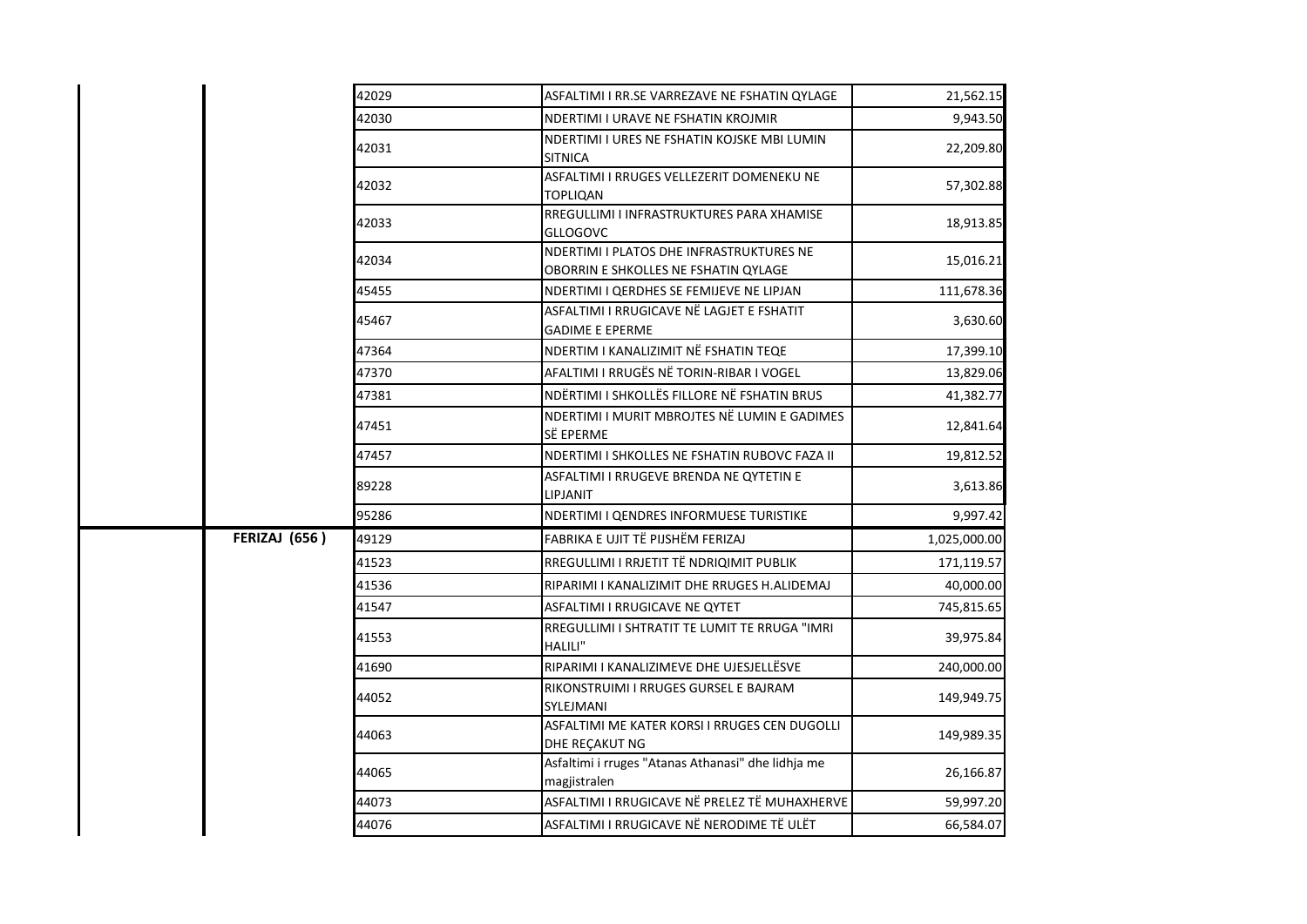| | | | | |
|---|---|---|---|---|
| | | 42029 | ASFALTIMI I RR.SE VARREZAVE NE FSHATIN QYLAGE | 21,562.15 |
| | | 42030 | NDERTIMI I URAVE NE FSHATIN KROJMIR | 9,943.50 |
| | | 42031 | NDERTIMI I URES NE FSHATIN KOJSKE MBI LUMIN SITNICA | 22,209.80 |
| | | 42032 | ASFALTIMI I RRUGES VELLEZERIT DOMENEKU NE TOPLIQAN | 57,302.88 |
| | | 42033 | RREGULLIMI I INFRASTRUKTURES PARA XHAMISE GLLOGOVC | 18,913.85 |
| | | 42034 | NDERTIMI I PLATOS DHE INFRASTRUKTURES NE OBORRIN E SHKOLLES NE FSHATIN QYLAGE | 15,016.21 |
| | | 45455 | NDERTIMI I QERDHES SE FEMIJEVE NE LIPJAN | 111,678.36 |
| | | 45467 | ASFALTIMI I RRUGICAVE NË LAGJET E FSHATIT GADIME E EPERME | 3,630.60 |
| | | 47364 | NDERTIM I KANALIZIMIT NË FSHATIN TEQE | 17,399.10 |
| | | 47370 | AFALTIMI I RRUGËS NË TORIN-RIBAR I VOGEL | 13,829.06 |
| | | 47381 | NDËRTIMI I SHKOLLËS FILLORE NË FSHATIN BRUS | 41,382.77 |
| | | 47451 | NDERTIMI I MURIT MBROJTES NË LUMIN E GADIMES SË EPERME | 12,841.64 |
| | | 47457 | NDERTIMI I SHKOLLES NE FSHATIN RUBOVC FAZA II | 19,812.52 |
| | | 89228 | ASFALTIMI I RRUGEVE BRENDA NE QYTETIN E LIPJANIT | 3,613.86 |
| | | 95286 | NDERTIMI I QENDRES INFORMUESE TURISTIKE | 9,997.42 |
| | **FERIZAJ (656 )** | 49129 | FABRIKA E UJIT TË PIJSHËM FERIZAJ | 1,025,000.00 |
| | | 41523 | RREGULLIMI I RRJETIT TË NDRIQIMIT PUBLIK | 171,119.57 |
| | | 41536 | RIPARIMI I KANALIZIMIT DHE RRUGES H.ALIDEMAJ | 40,000.00 |
| | | 41547 | ASFALTIMI I RRUGICAVE NE QYTET | 745,815.65 |
| | | 41553 | RREGULLIMI I SHTRATIT TE LUMIT TE RRUGA "IMRI HALILI" | 39,975.84 |
| | | 41690 | RIPARIMI I KANALIZIMEVE DHE UJESJELLËSVE | 240,000.00 |
| | | 44052 | RIKONSTRUIMI I RRUGES GURSEL E BAJRAM SYLEJMANI | 149,949.75 |
| | | 44063 | ASFALTIMI ME KATER KORSI I RRUGES CEN DUGOLLI DHE REÇAKUT NG | 149,989.35 |
| | | 44065 | Asfaltimi i rruges "Atanas Athanasi" dhe lidhja me magjistralen | 26,166.87 |
| | | 44073 | ASFALTIMI I RRUGICAVE NË PRELEZ TË MUHAXHERVE | 59,997.20 |
| | | 44076 | ASFALTIMI I RRUGICAVE NË NERODIME TË ULËT | 66,584.07 |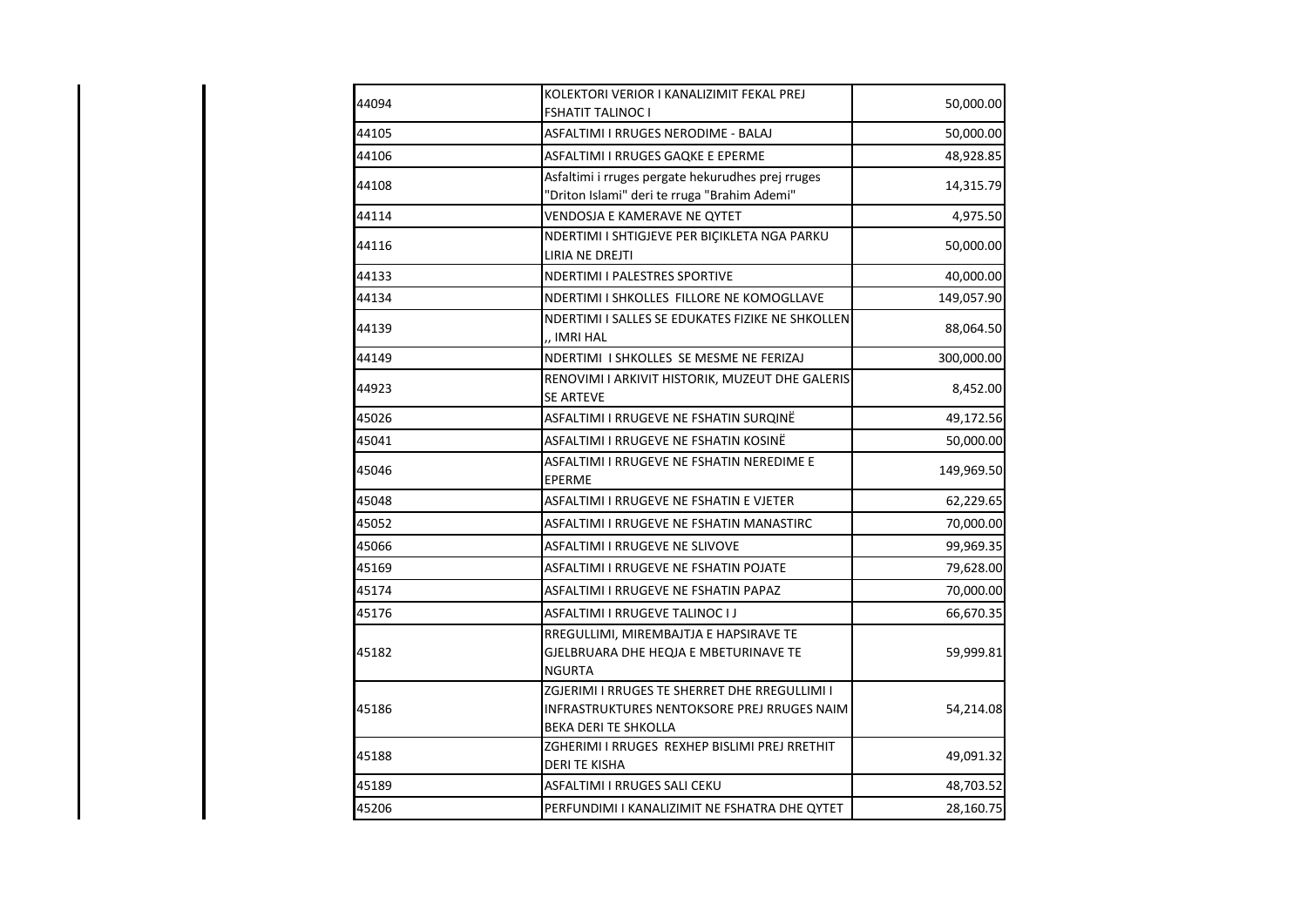| | | |
|---|---|---|
| 44094 | KOLEKTORI VERIOR I KANALIZIMIT FEKAL PREJ FSHATIT TALINOC I | 50,000.00 |
| 44105 | ASFALTIMI I RRUGES NERODIME - BALAJ | 50,000.00 |
| 44106 | ASFALTIMI I RRUGES GAQKE E EPERME | 48,928.85 |
| 44108 | Asfaltimi i rruges pergate hekurudhes prej rruges "Driton Islami" deri te rruga "Brahim Ademi" | 14,315.79 |
| 44114 | VENDOSJA E KAMERAVE NE QYTET | 4,975.50 |
| 44116 | NDERTIMI I SHTIGJEVE PER BIÇIKLETA NGA PARKU LIRIA NE DREJTI | 50,000.00 |
| 44133 | NDERTIMI I PALESTRES SPORTIVE | 40,000.00 |
| 44134 | NDERTIMI I SHKOLLES FILLORE NE KOMOGLLAVE | 149,057.90 |
| 44139 | NDERTIMI I SALLES SE EDUKATES FIZIKE NE SHKOLLEN ,, IMRI HAL | 88,064.50 |
| 44149 | NDERTIMI I SHKOLLES SE MESME NE FERIZAJ | 300,000.00 |
| 44923 | RENOVIMI I ARKIVIT HISTORIK, MUZEUT DHE GALERIS SE ARTEVE | 8,452.00 |
| 45026 | ASFALTIMI I RRUGEVE NE FSHATIN SURQINË | 49,172.56 |
| 45041 | ASFALTIMI I RRUGEVE NE FSHATIN KOSINË | 50,000.00 |
| 45046 | ASFALTIMI I RRUGEVE NE FSHATIN NEREDIME E EPERME | 149,969.50 |
| 45048 | ASFALTIMI I RRUGEVE NE FSHATIN E VJETER | 62,229.65 |
| 45052 | ASFALTIMI I RRUGEVE NE FSHATIN MANASTIRC | 70,000.00 |
| 45066 | ASFALTIMI I RRUGEVE NE SLIVOVE | 99,969.35 |
| 45169 | ASFALTIMI I RRUGEVE NE FSHATIN POJATE | 79,628.00 |
| 45174 | ASFALTIMI I RRUGEVE NE FSHATIN PAPAZ | 70,000.00 |
| 45176 | ASFALTIMI I RRUGEVE TALINOC I J | 66,670.35 |
| 45182 | RREGULLIMI, MIREMBAJTJA E HAPSIRAVE TE GJELBRUARA DHE HEQJA E MBETURINAVE TE NGURTA | 59,999.81 |
| 45186 | ZGJERIMI I RRUGES TE SHERRET DHE RREGULLIMI I INFRASTRUKTURES NENTOKSORE PREJ RRUGES NAIM BEKA DERI TE SHKOLLA | 54,214.08 |
| 45188 | ZGHERIMI I RRUGES REXHEP BISLIMI PREJ RRETHIT DERI TE KISHA | 49,091.32 |
| 45189 | ASFALTIMI I RRUGES SALI CEKU | 48,703.52 |
| 45206 | PERFUNDIMI I KANALIZIMIT NE FSHATRA DHE QYTET | 28,160.75 |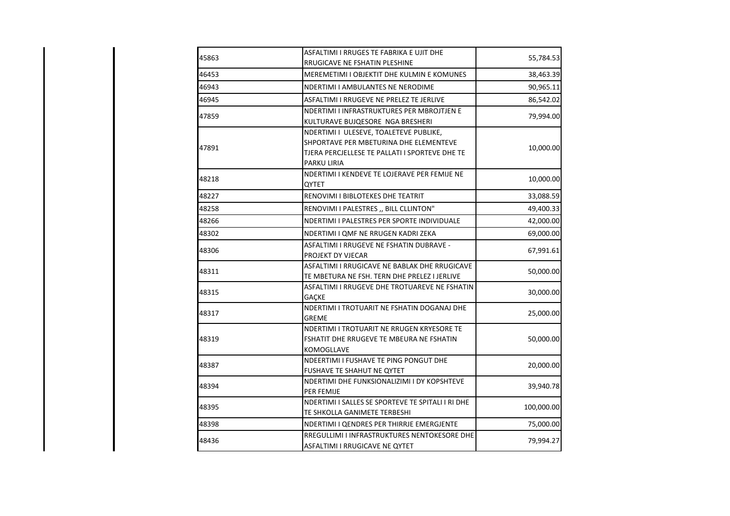| | | |
|---|---|---|
| 45863 | ASFALTIMI I RRUGES TE FABRIKA E UJIT DHE RRUGICAVE NE FSHATIN PLESHINE | 55,784.53 |
| 46453 | MEREMETIMI I OBJEKTIT DHE KULMIN E KOMUNES | 38,463.39 |
| 46943 | NDERTIMI I AMBULANTES NE NERODIME | 90,965.11 |
| 46945 | ASFALTIMI I RRUGEVE NE PRELEZ TE JERLIVE | 86,542.02 |
| 47859 | NDERTIMI I INFRASTRUKTURES PER MBROJTJEN E KULTURAVE BUJQESORE NGA BRESHERI | 79,994.00 |
| 47891 | NDERTIMI I ULESEVE, TOALETEVE PUBLIKE, SHPORTAVE PER MBETURINA DHE ELEMENTEVE TJERA PERCJELLESE TE PALLATI I SPORTEVE DHE TE PARKU LIRIA | 10,000.00 |
| 48218 | NDERTIMI I KENDEVE TE LOJERAVE PER FEMIJE NE QYTET | 10,000.00 |
| 48227 | RENOVIMI I BIBLOTEKES DHE TEATRIT | 33,088.59 |
| 48258 | RENOVIMI I PALESTRES ,, BILL CLLINTON" | 49,400.33 |
| 48266 | NDERTIMI I PALESTRES PER SPORTE INDIVIDUALE | 42,000.00 |
| 48302 | NDERTIMI I QMF NE RRUGEN KADRI ZEKA | 69,000.00 |
| 48306 | ASFALTIMI I RRUGEVE NE FSHATIN DUBRAVE - PROJEKT DY VJECAR | 67,991.61 |
| 48311 | ASFALTIMI I RRUGICAVE NE BABLAK DHE RRUGICAVE TE MBETURA NE FSH. TERN DHE PRELEZ I JERLIVE | 50,000.00 |
| 48315 | ASFALTIMI I RRUGEVE DHE TROTUAREVE NE FSHATIN GAÇKE | 30,000.00 |
| 48317 | NDERTIMI I TROTUARIT NE FSHATIN DOGANAJ DHE GREME | 25,000.00 |
| 48319 | NDERTIMI I TROTUARIT NE RRUGEN KRYESORE TE FSHATIT DHE RRUGEVE TE MBEURA NE FSHATIN KOMOGLLAVE | 50,000.00 |
| 48387 | NDEERTIMI I FUSHAVE TE PING PONGUT DHE FUSHAVE TE SHAHUT NE QYTET | 20,000.00 |
| 48394 | NDERTIMI DHE FUNKSIONALIZIMI I DY KOPSHTEVE PER FEMIJE | 39,940.78 |
| 48395 | NDERTIMI I SALLES SE SPORTEVE TE SPITALI I RI DHE TE SHKOLLA GANIMETE TERBESHI | 100,000.00 |
| 48398 | NDERTIMI I QENDRES PER THIRRJE EMERGJENTE | 75,000.00 |
| 48436 | RREGULLIMI I INFRASTRUKTURES NENTOKESORE DHE ASFALTIMI I RRUGICAVE NE QYTET | 79,994.27 |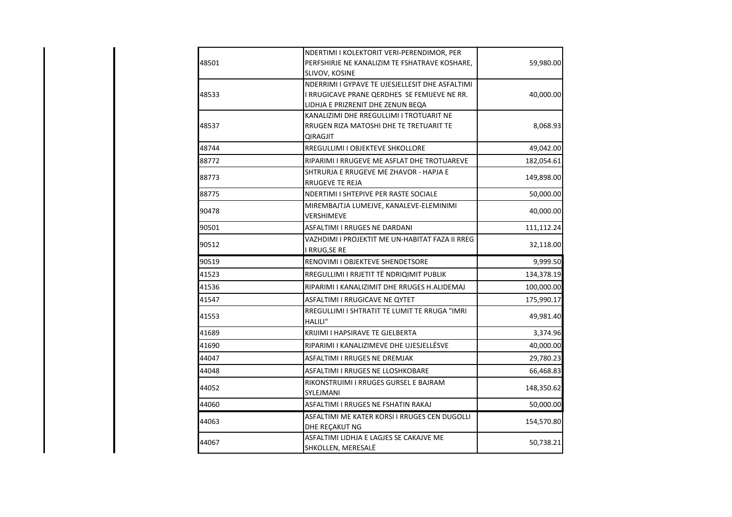| | | |
|---|---|---|
| 48501 | NDERTIMI I KOLEKTORIT VERI-PERENDIMOR, PER PERFSHIRJE NE KANALIZIM TE FSHATRAVE KOSHARE, SLIVOV, KOSINE | 59,980.00 |
| 48533 | NDERRIMI I GYPAVE TE UJESJELLESIT DHE ASFALTIMI I RRUGICAVE PRANE QERDHES SE FEMIJEVE NE RR. LIDHJA E PRIZRENIT DHE ZENUN BEQA | 40,000.00 |
| 48537 | KANALIZIMI DHE RREGULLIMI I TROTUARIT NE RRUGEN RIZA MATOSHI DHE TE TRETUARIT TE QIRAGJIT | 8,068.93 |
| 48744 | RREGULLIMI I OBJEKTEVE SHKOLLORE | 49,042.00 |
| 88772 | RIPARIMI I RRUGEVE ME ASFLAT DHE TROTUAREVE | 182,054.61 |
| 88773 | SHTRURJA E RRUGEVE ME ZHAVOR - HAPJA E RRUGEVE TE REJA | 149,898.00 |
| 88775 | NDERTIMI I SHTEPIVE PER RASTE SOCIALE | 50,000.00 |
| 90478 | MIREMBAJTJA LUMEJVE, KANALEVE-ELEMINIMI VERSHIMEVE | 40,000.00 |
| 90501 | ASFALTIMI I RRUGES NE DARDANI | 111,112.24 |
| 90512 | VAZHDIMI I PROJEKTIT ME UN-HABITAT FAZA II RREG I RRUG,SE RE | 32,118.00 |
| 90519 | RENOVIMI I OBJEKTEVE SHENDETSORE | 9,999.50 |
| 41523 | RREGULLIMI I RRJETIT TË NDRIQIMIT PUBLIK | 134,378.19 |
| 41536 | RIPARIMI I KANALIZIMIT DHE RRUGES H.ALIDEMAJ | 100,000.00 |
| 41547 | ASFALTIMI I RRUGICAVE NE QYTET | 175,990.17 |
| 41553 | RREGULLIMI I SHTRATIT TE LUMIT TE RRUGA "IMRI HALILI" | 49,981.40 |
| 41689 | KRIJIMI I HAPSIRAVE TE GJELBERTA | 3,374.96 |
| 41690 | RIPARIMI I KANALIZIMEVE DHE UJESJELLËSVE | 40,000.00 |
| 44047 | ASFALTIMI I RRUGES NE DREMJAK | 29,780.23 |
| 44048 | ASFALTIMI I RRUGES NE LLOSHKOBARE | 66,468.83 |
| 44052 | RIKONSTRUIMI I RRUGES GURSEL E BAJRAM SYLEJMANI | 148,350.62 |
| 44060 | ASFALTIMI I RRUGES NE FSHATIN RAKAJ | 50,000.00 |
| 44063 | ASFALTIMI ME KATER KORSI I RRUGES CEN DUGOLLI DHE REÇAKUT NG | 154,570.80 |
| 44067 | ASFALTIMI LIDHJA E LAGJES SE CAKAJVE ME SHKOLLEN, MERESALË | 50,738.21 |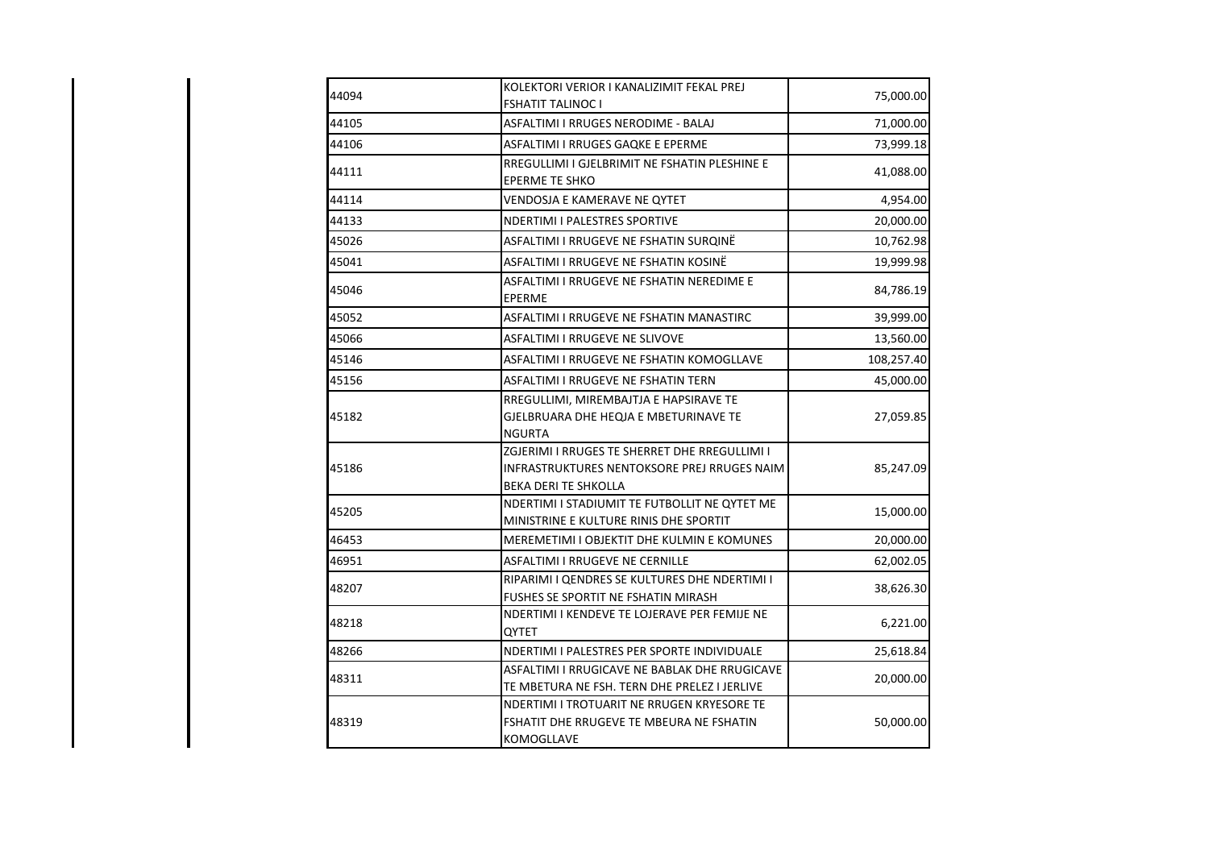| | | |
|---|---|---|
| 44094 | KOLEKTORI VERIOR I KANALIZIMIT FEKAL PREJ FSHATIT TALINOC I | 75,000.00 |
| 44105 | ASFALTIMI I RRUGES NERODIME - BALAJ | 71,000.00 |
| 44106 | ASFALTIMI I RRUGES GAQKE E EPERME | 73,999.18 |
| 44111 | RREGULLIMI I GJELBRIMIT NE FSHATIN PLESHINE E EPERME TE SHKO | 41,088.00 |
| 44114 | VENDOSJA E KAMERAVE NE QYTET | 4,954.00 |
| 44133 | NDERTIMI I PALESTRES SPORTIVE | 20,000.00 |
| 45026 | ASFALTIMI I RRUGEVE NE FSHATIN SURQINË | 10,762.98 |
| 45041 | ASFALTIMI I RRUGEVE NE FSHATIN KOSINË | 19,999.98 |
| 45046 | ASFALTIMI I RRUGEVE NE FSHATIN NEREDIME E EPERME | 84,786.19 |
| 45052 | ASFALTIMI I RRUGEVE NE FSHATIN MANASTIRC | 39,999.00 |
| 45066 | ASFALTIMI I RRUGEVE NE SLIVOVE | 13,560.00 |
| 45146 | ASFALTIMI I RRUGEVE NE FSHATIN KOMOGLLAVE | 108,257.40 |
| 45156 | ASFALTIMI I RRUGEVE NE FSHATIN TERN | 45,000.00 |
| 45182 | RREGULLIMI, MIREMBAJTJA E HAPSIRAVE TE GJELBRUARA DHE HEQJA E MBETURINAVE TE NGURTA | 27,059.85 |
| 45186 | ZGJERIMI I RRUGES TE SHERRET DHE RREGULLIMI I INFRASTRUKTURES NENTOKSORE PREJ RRUGES NAIM BEKA DERI TE SHKOLLA | 85,247.09 |
| 45205 | NDERTIMI I STADIUMIT TE FUTBOLLIT NE QYTET ME MINISTRINE E KULTURE RINIS DHE SPORTIT | 15,000.00 |
| 46453 | MEREMETIMI I OBJEKTIT DHE KULMIN E KOMUNES | 20,000.00 |
| 46951 | ASFALTIMI I RRUGEVE NE CERNILLE | 62,002.05 |
| 48207 | RIPARIMI I QENDRES SE KULTURES DHE NDERTIMI I FUSHES SE SPORTIT NE FSHATIN MIRASH | 38,626.30 |
| 48218 | NDERTIMI I KENDEVE TE LOJERAVE PER FEMIJE NE QYTET | 6,221.00 |
| 48266 | NDERTIMI I PALESTRES PER SPORTE INDIVIDUALE | 25,618.84 |
| 48311 | ASFALTIMI I RRUGICAVE NE BABLAK DHE RRUGICAVE TE MBETURA NE FSH. TERN DHE PRELEZ I JERLIVE | 20,000.00 |
| 48319 | NDERTIMI I TROTUARIT NE RRUGEN KRYESORE TE FSHATIT DHE RRUGEVE TE MBEURA NE FSHATIN KOMOGLLAVE | 50,000.00 |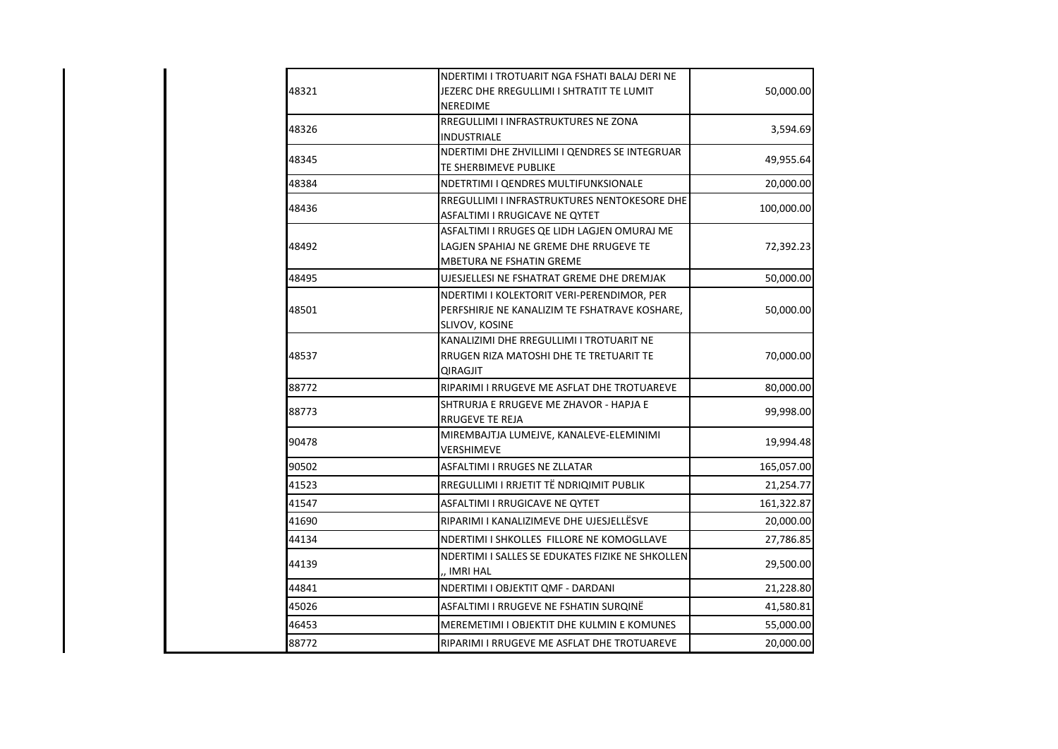| | | | |
|---|---|---|---|
| | 48321 | NDERTIMI I TROTUARIT NGA FSHATI BALAJ DERI NE JEZERC DHE RREGULLIMI I SHTRATIT TE LUMIT NEREDIME | 50,000.00 |
| | 48326 | RREGULLIMI I INFRASTRUKTURES NE ZONA INDUSTRIALE | 3,594.69 |
| | 48345 | NDERTIMI DHE ZHVILLIMI I QENDRES SE INTEGRUAR TE SHERBIMEVE PUBLIKE | 49,955.64 |
| | 48384 | NDETRTIMI I QENDRES MULTIFUNKSIONALE | 20,000.00 |
| | 48436 | RREGULLIMI I INFRASTRUKTURES NENTOKESORE DHE ASFALTIMI I RRUGICAVE NE QYTET | 100,000.00 |
| | 48492 | ASFALTIMI I RRUGES QE LIDH LAGJEN OMURAJ ME LAGJEN SPAHIAJ NE GREME DHE RRUGEVE TE MBETURA NE FSHATIN GREME | 72,392.23 |
| | 48495 | UJESJELLESI NE FSHATRAT GREME DHE DREMJAK | 50,000.00 |
| | 48501 | NDERTIMI I KOLEKTORIT VERI-PERENDIMOR, PER PERFSHIRJE NE KANALIZIM TE FSHATRAVE KOSHARE, SLIVOV, KOSINE | 50,000.00 |
| | 48537 | KANALIZIMI DHE RREGULLIMI I TROTUARIT NE RRUGEN RIZA MATOSHI DHE TE TRETUARIT TE QIRAGJIT | 70,000.00 |
| | 88772 | RIPARIMI I RRUGEVE ME ASFLAT DHE TROTUAREVE | 80,000.00 |
| | 88773 | SHTRURJA E RRUGEVE ME ZHAVOR - HAPJA E RRUGEVE TE REJA | 99,998.00 |
| | 90478 | MIREMBAJTJA LUMEJVE, KANALEVE-ELEMINIMI VERSHIMEVE | 19,994.48 |
| | 90502 | ASFALTIMI I RRUGES NE ZLLATAR | 165,057.00 |
| | 41523 | RREGULLIMI I RRJETIT TË NDRIQIMIT PUBLIK | 21,254.77 |
| | 41547 | ASFALTIMI I RRUGICAVE NE QYTET | 161,322.87 |
| | 41690 | RIPARIMI I KANALIZIMEVE DHE UJESJELLËSVE | 20,000.00 |
| | 44134 | NDERTIMI I SHKOLLES FILLORE NE KOMOGLLAVE | 27,786.85 |
| | 44139 | NDERTIMI I SALLES SE EDUKATES FIZIKE NE SHKOLLEN ,, IMRI HAL | 29,500.00 |
| | 44841 | NDERTIMI I OBJEKTIT QMF - DARDANI | 21,228.80 |
| | 45026 | ASFALTIMI I RRUGEVE NE FSHATIN SURQINË | 41,580.81 |
| | 46453 | MEREMETIMI I OBJEKTIT DHE KULMIN E KOMUNES | 55,000.00 |
| | 88772 | RIPARIMI I RRUGEVE ME ASFLAT DHE TROTUAREVE | 20,000.00 |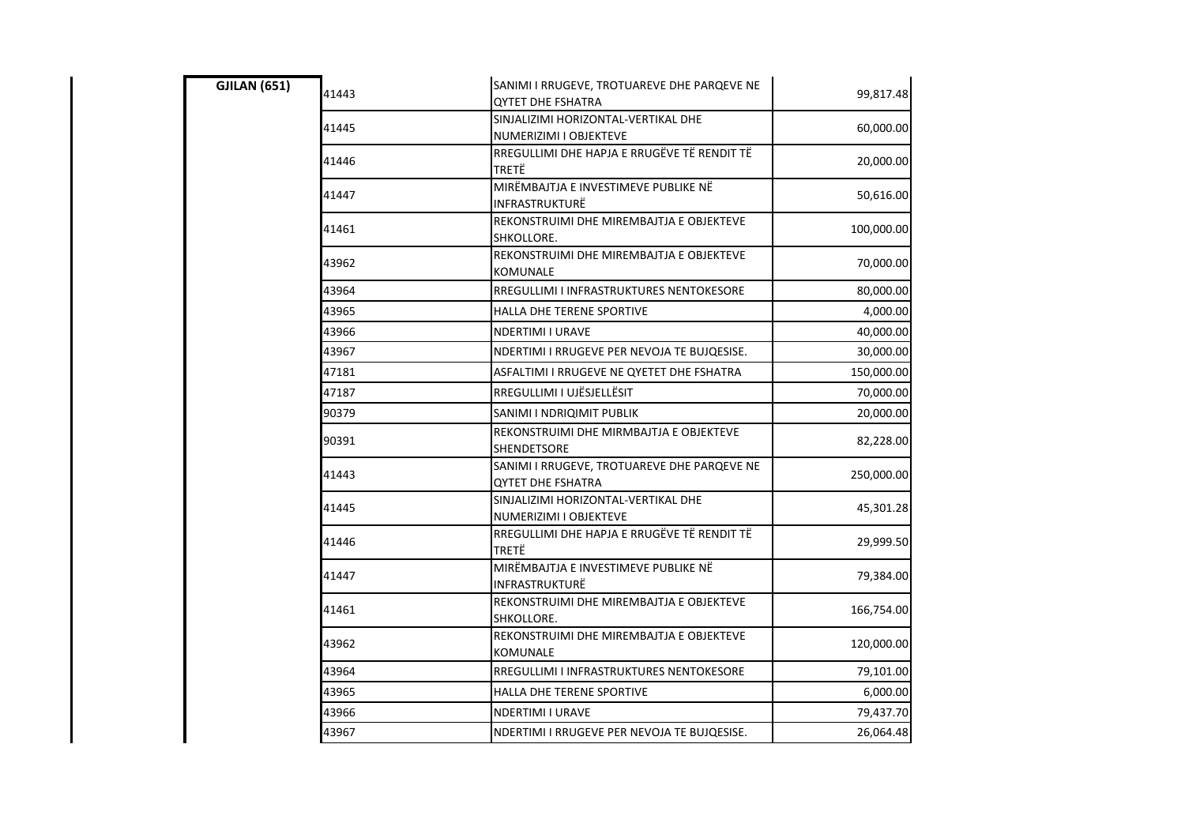| GJILAN (651) | 41443 | SANIMI I RRUGEVE, TROTUAREVE DHE PARQEVE NE QYTET DHE FSHATRA | 99,817.48 |
|---|---|---|---|
| | 41445 | SINJALIZIMI HORIZONTAL-VERTIKAL DHE NUMERIZIMI I OBJEKTEVE | 60,000.00 |
| | 41446 | RREGULLIMI DHE HAPJA E RRUGËVE TË RENDIT TË TRETË | 20,000.00 |
| | 41447 | MIRËMBAJTJA E INVESTIMEVE PUBLIKE NË INFRASTRUKTURË | 50,616.00 |
| | 41461 | REKONSTRUIMI DHE MIREMBAJTJA E OBJEKTEVE SHKOLLORE. | 100,000.00 |
| | 43962 | REKONSTRUIMI DHE MIREMBAJTJA E OBJEKTEVE KOMUNALE | 70,000.00 |
| | 43964 | RREGULLIMI I INFRASTRUKTURES NENTOKESORE | 80,000.00 |
| | 43965 | HALLA DHE TERENE SPORTIVE | 4,000.00 |
| | 43966 | NDERTIMI I URAVE | 40,000.00 |
| | 43967 | NDERTIMI I RRUGEVE PER NEVOJA TE BUJQESISE. | 30,000.00 |
| | 47181 | ASFALTIMI I RRUGEVE NE QYETET DHE FSHATRA | 150,000.00 |
| | 47187 | RREGULLIMI I UJËSJELLËSIT | 70,000.00 |
| | 90379 | SANIMI I NDRIQIMIT PUBLIK | 20,000.00 |
| | 90391 | REKONSTRUIMI DHE MIRMBAJTJA E OBJEKTEVE SHENDETSORE | 82,228.00 |
| | 41443 | SANIMI I RRUGEVE, TROTUAREVE DHE PARQEVE NE QYTET DHE FSHATRA | 250,000.00 |
| | 41445 | SINJALIZIMI HORIZONTAL-VERTIKAL DHE NUMERIZIMI I OBJEKTEVE | 45,301.28 |
| | 41446 | RREGULLIMI DHE HAPJA E RRUGËVE TË RENDIT TË TRETË | 29,999.50 |
| | 41447 | MIRËMBAJTJA E INVESTIMEVE PUBLIKE NË INFRASTRUKTURË | 79,384.00 |
| | 41461 | REKONSTRUIMI DHE MIREMBAJTJA E OBJEKTEVE SHKOLLORE. | 166,754.00 |
| | 43962 | REKONSTRUIMI DHE MIREMBAJTJA E OBJEKTEVE KOMUNALE | 120,000.00 |
| | 43964 | RREGULLIMI I INFRASTRUKTURES NENTOKESORE | 79,101.00 |
| | 43965 | HALLA DHE TERENE SPORTIVE | 6,000.00 |
| | 43966 | NDERTIMI I URAVE | 79,437.70 |
| | 43967 | NDERTIMI I RRUGEVE PER NEVOJA TE BUJQESISE. | 26,064.48 |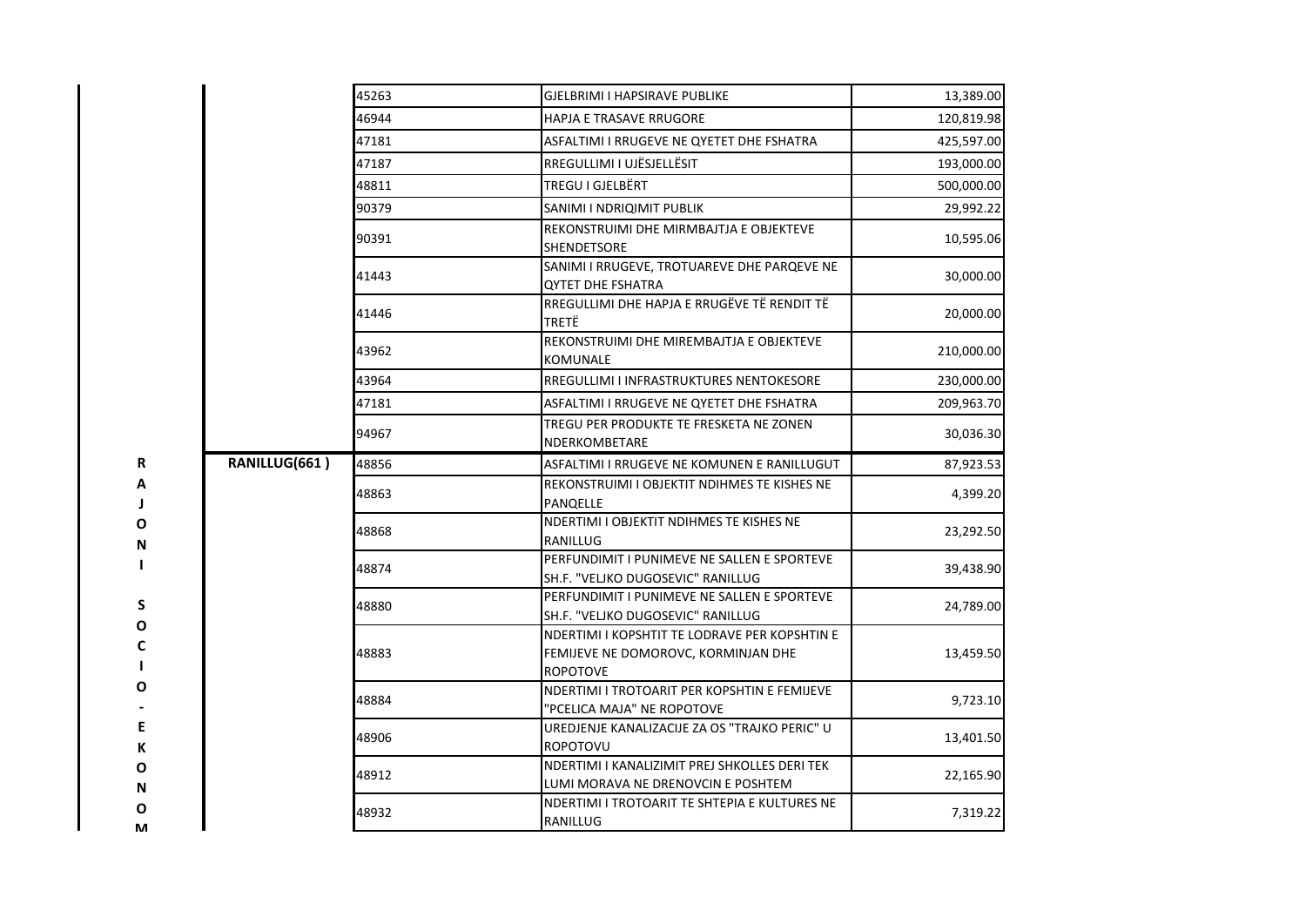| | | | | |
|---|---|---|---|---|
| | | 45263 | GJELBRIMI I HAPSIRAVE PUBLIKE | 13,389.00 |
| | | 46944 | HAPJA E TRASAVE RRUGORE | 120,819.98 |
| | | 47181 | ASFALTIMI I RRUGEVE NE QYETET DHE FSHATRA | 425,597.00 |
| | | 47187 | RREGULLIMI I UJËSJELLËSIT | 193,000.00 |
| | | 48811 | TREGU I GJELBËRT | 500,000.00 |
| | | 90379 | SANIMI I NDRIQIMIT PUBLIK | 29,992.22 |
| | | 90391 | REKONSTRUIMI DHE MIRMBAJTJA E OBJEKTEVE SHENDETSORE | 10,595.06 |
| | | 41443 | SANIMI I RRUGEVE, TROTUAREVE DHE PARQEVE NE QYTET DHE FSHATRA | 30,000.00 |
| | | 41446 | RREGULLIMI DHE HAPJA E RRUGËVE TË RENDIT TË TRETË | 20,000.00 |
| | | 43962 | REKONSTRUIMI DHE MIREMBAJTJA E OBJEKTEVE KOMUNALE | 210,000.00 |
| | | 43964 | RREGULLIMI I INFRASTRUKTURES NENTOKESORE | 230,000.00 |
| | | 47181 | ASFALTIMI I RRUGEVE NE QYETET DHE FSHATRA | 209,963.70 |
| | | 94967 | TREGU PER PRODUKTE TE FRESKETA NE ZONEN NDERKOMBETARE | 30,036.30 |
| RAJONI SOCIO-EKONOM | **RANILLUG(661 )** | 48856 | ASFALTIMI I RRUGEVE NE KOMUNEN E RANILLUGUT | 87,923.53 |
| | | 48863 | REKONSTRUIMI I OBJEKTIT NDIHMES TE KISHES NE PANQELLE | 4,399.20 |
| | | 48868 | NDERTIMI I OBJEKTIT NDIHMES TE KISHES NE RANILLUG | 23,292.50 |
| | | 48874 | PERFUNDIMIT I PUNIMEVE NE SALLEN E SPORTEVE SH.F. "VELJKO DUGOSEVIC" RANILLUG | 39,438.90 |
| | | 48880 | PERFUNDIMIT I PUNIMEVE NE SALLEN E SPORTEVE SH.F. "VELJKO DUGOSEVIC" RANILLUG | 24,789.00 |
| | | 48883 | NDERTIMI I KOPSHTIT TE LODRAVE PER KOPSHTIN E FEMIJEVE NE DOMOROVC, KORMINJAN DHE ROPOTOVE | 13,459.50 |
| | | 48884 | NDERTIMI I TROTOARIT PER KOPSHTIN E FEMIJEVE "PCELICA MAJA" NE ROPOTOVE | 9,723.10 |
| | | 48906 | UREDJENJE KANALIZACIJE ZA OS "TRAJKO PERIC" U ROPOTOVU | 13,401.50 |
| | | 48912 | NDERTIMI I KANALIZIMIT PREJ SHKOLLES DERI TEK LUMI MORAVA NE DRENOVCIN E POSHTEM | 22,165.90 |
| | | 48932 | NDERTIMI I TROTOARIT TE SHTEPIA E KULTURES NE RANILLUG | 7,319.22 |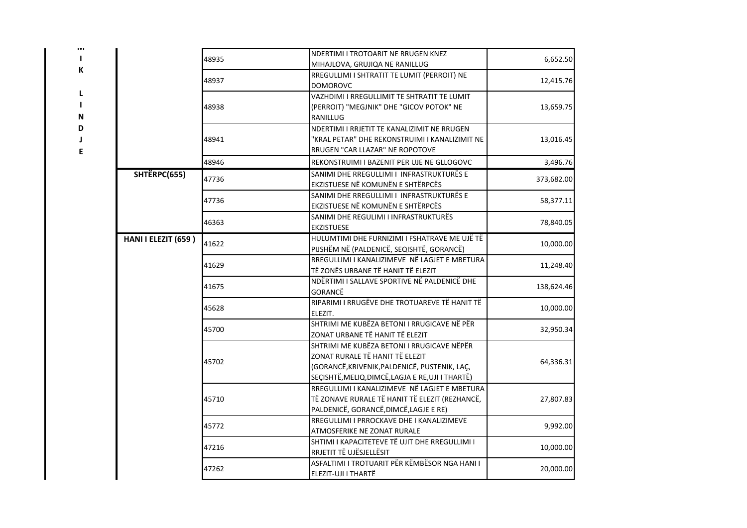| | | | | |
|---|---|---|---|---|
| ... I K L I N D J E | | 48935 | NDERTIMI I TROTOARIT NE RRUGEN KNEZ MIHAJLOVA, GRUJIQA NE RANILLUG | 6,652.50 |
| | | 48937 | RREGULLIMI I SHTRATIT TE LUMIT (PERROIT) NE DOMOROVC | 12,415.76 |
| | | 48938 | VAZHDIMI I RREGULLIMIT TE SHTRATIT TE LUMIT (PERROIT) "MEGJNIK" DHE "GICOV POTOK" NE RANILLUG | 13,659.75 |
| | | 48941 | NDERTIMI I RRJETIT TE KANALIZIMIT NE RRUGEN "KRAL PETAR" DHE REKONSTRUIMI I KANALIZIMIT NE RRUGEN "CAR LLAZAR" NE ROPOTOVE | 13,016.45 |
| | | 48946 | REKONSTRUIMI I BAZENIT PER UJE NE GLLOGOVC | 3,496.76 |
| | **SHTËRPC(655)** | 47736 | SANIMI DHE RREGULLIMI I INFRASTRUKTURËS E EKZISTUESE NË KOMUNËN E SHTËRPCËS | 373,682.00 |
| | | 47736 | SANIMI DHE RREGULLIMI I INFRASTRUKTURËS E EKZISTUESE NË KOMUNËN E SHTËRPCËS | 58,377.11 |
| | | 46363 | SANIMI DHE REGULIMI I INFRASTRUKTURËS EKZISTUESE | 78,840.05 |
| | **HANI I ELEZIT (659 )** | 41622 | HULUMTIMI DHE FURNIZIMI I FSHATRAVE ME UJË TË PIJSHËM NË (PALDENICË, SEQISHTË, GORANCË) | 10,000.00 |
| | | 41629 | RREGULLIMI I KANALIZIMEVE NË LAGJET E MBETURA TË ZONËS URBANE TË HANIT TË ELEZIT | 11,248.40 |
| | | 41675 | NDËRTIMI I SALLAVE SPORTIVE NË PALDENICË DHE GORANCË | 138,624.46 |
| | | 45628 | RIPARIMI I RRUGËVE DHE TROTUAREVE TË HANIT TË ELEZIT. | 10,000.00 |
| | | 45700 | SHTRIMI ME KUBËZA BETONI I RRUGICAVE NË PËR ZONAT URBANE TË HANIT TË ELEZIT | 32,950.34 |
| | | 45702 | SHTRIMI ME KUBËZA BETONI I RRUGICAVE NËPËR ZONAT RURALE TË HANIT TË ELEZIT (GORANCË,KRIVENIK,PALDENICË, PUSTENIK, LAÇ, SEÇISHTË,MELIQ,DIMCË,LAGJA E RE,UJI I THARTË) | 64,336.31 |
| | | 45710 | RREGULLIMI I KANALIZIMEVE NË LAGJET E MBETURA TË ZONAVE RURALE TË HANIT TË ELEZIT (REZHANCË, PALDENICË, GORANCË,DIMCË,LAGJE E RE) | 27,807.83 |
| | | 45772 | RREGULLIMI I PRROCKAVE DHE I KANALIZIMEVE ATMOSFERIKE NE ZONAT RURALE | 9,992.00 |
| | | 47216 | SHTIMI I KAPACITETEVE TË UJIT DHE RREGULLIMI I RRJETIT TË UJËSJELLËSIT | 10,000.00 |
| | | 47262 | ASFALTIMI I TROTUARIT PËR KËMBËSOR NGA HANI I ELEZIT-UJI I THARTË | 20,000.00 |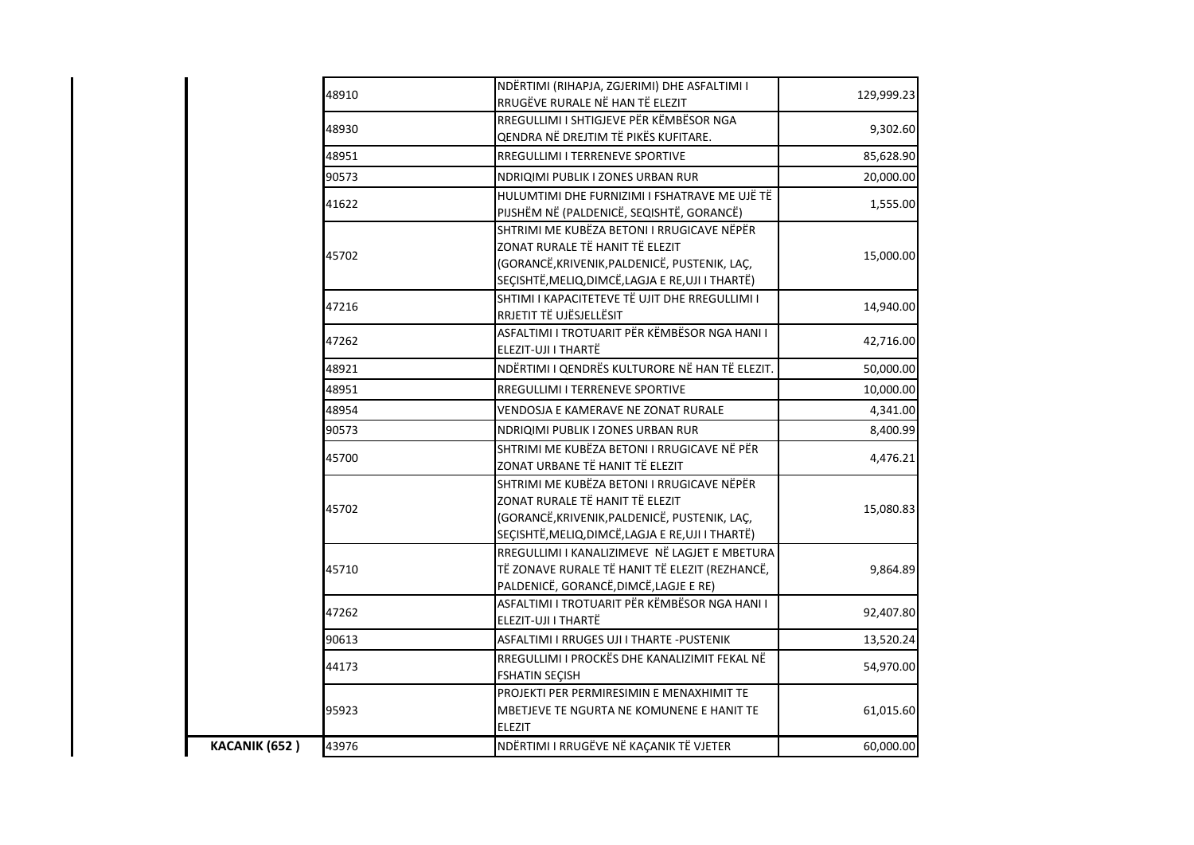| | | | |
|---|---|---|---|
| | 48910 | NDËRTIMI (RIHAPJA, ZGJERIMI) DHE ASFALTIMI I RRUGËVE RURALE NË HAN TË ELEZIT | 129,999.23 |
| | 48930 | RREGULLIMI I SHTIGJEVE PËR KËMBËSOR NGA QENDRA NË DREJTIM TË PIKËS KUFITARE. | 9,302.60 |
| | 48951 | RREGULLIMI I TERRENEVE SPORTIVE | 85,628.90 |
| | 90573 | NDRIQIMI PUBLIK I ZONES URBAN RUR | 20,000.00 |
| | 41622 | HULUMTIMI DHE FURNIZIMI I FSHATRAVE ME UJË TË PIJSHËM NË (PALDENICË, SEQISHTË, GORANCË) | 1,555.00 |
| | 45702 | SHTRIMI ME KUBËZA BETONI I RRUGICAVE NËPËR ZONAT RURALE TË HANIT TË ELEZIT (GORANCË,KRIVENIK,PALDENICË, PUSTENIK, LAÇ, SEÇISHTË,MELIQ,DIMCË,LAGJA E RE,UJI I THARTË) | 15,000.00 |
| | 47216 | SHTIMI I KAPACITETEVE TË UJIT DHE RREGULLIMI I RRJETIT TË UJËSJELLËSIT | 14,940.00 |
| | 47262 | ASFALTIMI I TROTUARIT PËR KËMBËSOR NGA HANI I ELEZIT-UJI I THARTË | 42,716.00 |
| | 48921 | NDËRTIMI I QENDRËS KULTURORE NË HAN TË ELEZIT. | 50,000.00 |
| | 48951 | RREGULLIMI I TERRENEVE SPORTIVE | 10,000.00 |
| | 48954 | VENDOSJA E KAMERAVE NE ZONAT RURALE | 4,341.00 |
| | 90573 | NDRIQIMI PUBLIK I ZONES URBAN RUR | 8,400.99 |
| | 45700 | SHTRIMI ME KUBËZA BETONI I RRUGICAVE NË PËR ZONAT URBANE TË HANIT TË ELEZIT | 4,476.21 |
| | 45702 | SHTRIMI ME KUBËZA BETONI I RRUGICAVE NËPËR ZONAT RURALE TË HANIT TË ELEZIT (GORANCË,KRIVENIK,PALDENICË, PUSTENIK, LAÇ, SEÇISHTË,MELIQ,DIMCË,LAGJA E RE,UJI I THARTË) | 15,080.83 |
| | 45710 | RREGULLIMI I KANALIZIMEVE NË LAGJET E MBETURA TË ZONAVE RURALE TË HANIT TË ELEZIT (REZHANCË, PALDENICË, GORANCË,DIMCË,LAGJE E RE) | 9,864.89 |
| | 47262 | ASFALTIMI I TROTUARIT PËR KËMBËSOR NGA HANI I ELEZIT-UJI I THARTË | 92,407.80 |
| | 90613 | ASFALTIMI I RRUGES UJI I THARTE -PUSTENIK | 13,520.24 |
| | 44173 | RREGULLIMI I PROCKËS DHE KANALIZIMIT FEKAL NË FSHATIN SEÇISH | 54,970.00 |
| | 95923 | PROJEKTI PER PERMIRESIMIN E MENAXHIMIT TE MBETJEVE TE NGURTA NE KOMUNENE E HANIT TE ELEZIT | 61,015.60 |
| **KACANIK (652 )** | 43976 | NDËRTIMI I RRUGËVE NË KAÇANIK TË VJETER | 60,000.00 |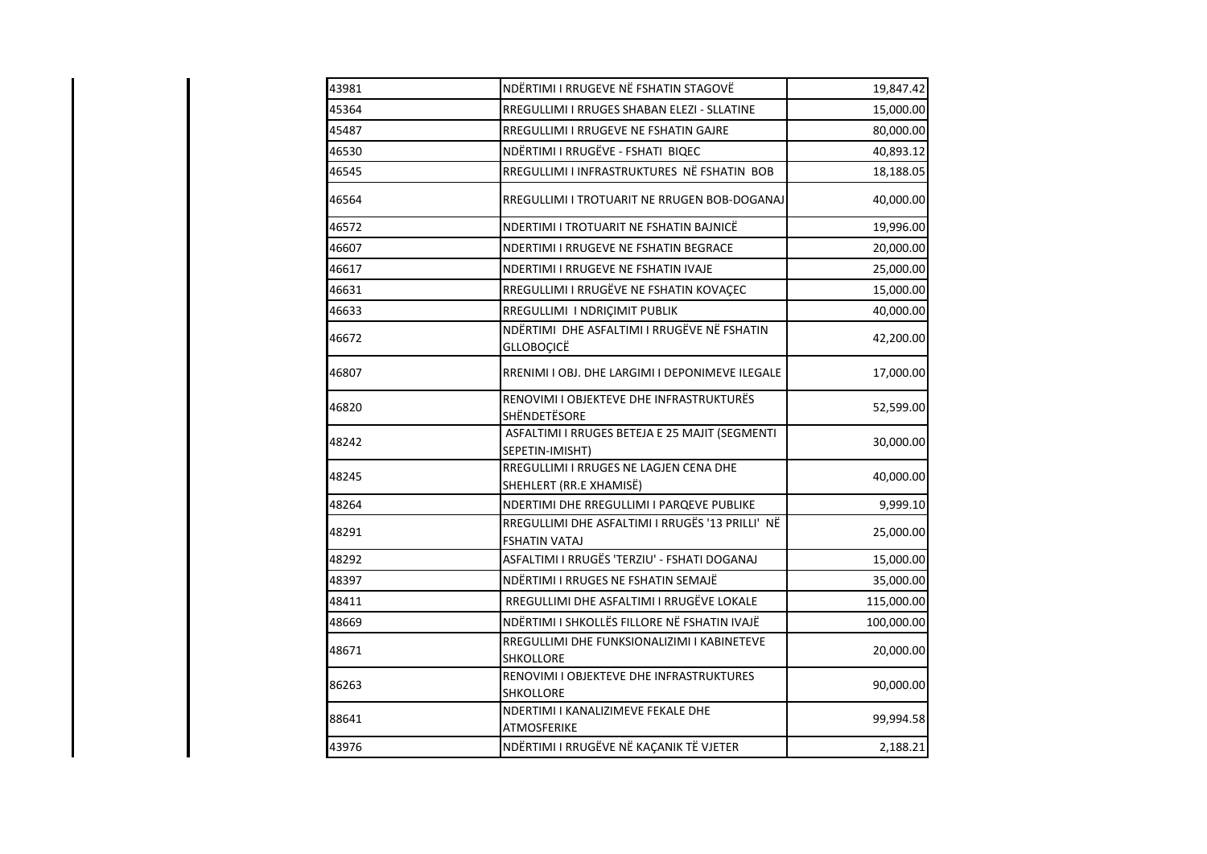| | | |
|---|---|---|
| 43981 | NDËRTIMI I RRUGEVE NË FSHATIN STAGOVË | 19,847.42 |
| 45364 | RREGULLIMI I RRUGES SHABAN ELEZI - SLLATINE | 15,000.00 |
| 45487 | RREGULLIMI I RRUGEVE NE FSHATIN GAJRE | 80,000.00 |
| 46530 | NDËRTIMI I RRUGËVE - FSHATI BIQEC | 40,893.12 |
| 46545 | RREGULLIMI I INFRASTRUKTURES NË FSHATIN BOB | 18,188.05 |
| 46564 | RREGULLIMI I TROTUARIT NE RRUGEN BOB-DOGANAJ | 40,000.00 |
| 46572 | NDERTIMI I TROTUARIT NE FSHATIN BAJNICË | 19,996.00 |
| 46607 | NDERTIMI I RRUGEVE NE FSHATIN BEGRACE | 20,000.00 |
| 46617 | NDERTIMI I RRUGEVE NE FSHATIN IVAJE | 25,000.00 |
| 46631 | RREGULLIMI I RRUGËVE NE FSHATIN KOVAÇEC | 15,000.00 |
| 46633 | RREGULLIMI I NDRIÇIMIT PUBLIK | 40,000.00 |
| 46672 | NDËRTIMI DHE ASFALTIMI I RRUGËVE NË FSHATIN GLLOBOÇICË | 42,200.00 |
| 46807 | RRENIMI I OBJ. DHE LARGIMI I DEPONIMEVE ILEGALE | 17,000.00 |
| 46820 | RENOVIMI I OBJEKTEVE DHE INFRASTRUKTURËS SHËNDETËSORE | 52,599.00 |
| 48242 | ASFALTIMI I RRUGES BETEJA E 25 MAJIT (SEGMENTI SEPETIN-IMISHT) | 30,000.00 |
| 48245 | RREGULLIMI I RRUGES NE LAGJEN CENA DHE SHEHLERT (RR.E XHAMISË) | 40,000.00 |
| 48264 | NDERTIMI DHE RREGULLIMI I PARQEVE PUBLIKE | 9,999.10 |
| 48291 | RREGULLIMI DHE ASFALTIMI I RRUGËS '13 PRILLI' NË FSHATIN VATAJ | 25,000.00 |
| 48292 | ASFALTIMI I RRUGËS 'TERZIU' - FSHATI DOGANAJ | 15,000.00 |
| 48397 | NDËRTIMI I RRUGES NE FSHATIN SEMAJË | 35,000.00 |
| 48411 | RREGULLIMI DHE ASFALTIMI I RRUGËVE LOKALE | 115,000.00 |
| 48669 | NDËRTIMI I SHKOLLËS FILLORE NË FSHATIN IVAJË | 100,000.00 |
| 48671 | RREGULLIMI DHE FUNKSIONALIZIMI I KABINETEVE SHKOLLORE | 20,000.00 |
| 86263 | RENOVIMI I OBJEKTEVE DHE INFRASTRUKTURES SHKOLLORE | 90,000.00 |
| 88641 | NDERTIMI I KANALIZIMEVE FEKALE DHE ATMOSFERIKE | 99,994.58 |
| 43976 | NDËRTIMI I RRUGËVE NË KAÇANIK TË VJETER | 2,188.21 |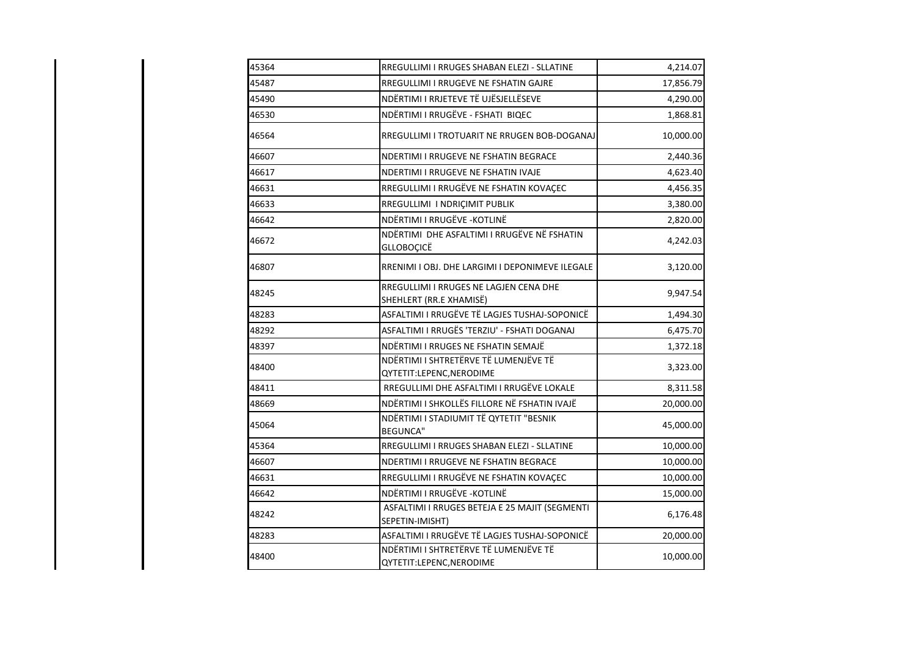| | | |
|---|---|---|
| 45364 | RREGULLIMI I RRUGES SHABAN ELEZI - SLLATINE | 4,214.07 |
| 45487 | RREGULLIMI I RRUGEVE NE FSHATIN GAJRE | 17,856.79 |
| 45490 | NDËRTIMI I RRJETEVE TË UJËSJELLËSEVE | 4,290.00 |
| 46530 | NDËRTIMI I RRUGËVE - FSHATI BIQEC | 1,868.81 |
| 46564 | RREGULLIMI I TROTUARIT NE RRUGEN BOB-DOGANAJ | 10,000.00 |
| 46607 | NDERTIMI I RRUGEVE NE FSHATIN BEGRACE | 2,440.36 |
| 46617 | NDERTIMI I RRUGEVE NE FSHATIN IVAJE | 4,623.40 |
| 46631 | RREGULLIMI I RRUGËVE NE FSHATIN KOVAÇEC | 4,456.35 |
| 46633 | RREGULLIMI I NDRIÇIMIT PUBLIK | 3,380.00 |
| 46642 | NDËRTIMI I RRUGËVE -KOTLINË | 2,820.00 |
| 46672 | NDËRTIMI DHE ASFALTIMI I RRUGËVE NË FSHATIN GLLOBOÇICË | 4,242.03 |
| 46807 | RRENIMI I OBJ. DHE LARGIMI I DEPONIMEVE ILEGALE | 3,120.00 |
| 48245 | RREGULLIMI I RRUGES NE LAGJEN CENA DHE SHEHLERT (RR.E XHAMISË) | 9,947.54 |
| 48283 | ASFALTIMI I RRUGËVE TË LAGJES TUSHAJ-SOPONICË | 1,494.30 |
| 48292 | ASFALTIMI I RRUGËS 'TERZIU' - FSHATI DOGANAJ | 6,475.70 |
| 48397 | NDËRTIMI I RRUGES NE FSHATIN SEMAJË | 1,372.18 |
| 48400 | NDËRTIMI I SHTRETËRVE TË LUMENJËVE TË QYTETIT:LEPENC,NERODIME | 3,323.00 |
| 48411 | RREGULLIMI DHE ASFALTIMI I RRUGËVE LOKALE | 8,311.58 |
| 48669 | NDËRTIMI I SHKOLLËS FILLORE NË FSHATIN IVAJË | 20,000.00 |
| 45064 | NDËRTIMI I STADIUMIT TË QYTETIT "BESNIK BEGUNCA" | 45,000.00 |
| 45364 | RREGULLIMI I RRUGES SHABAN ELEZI - SLLATINE | 10,000.00 |
| 46607 | NDERTIMI I RRUGEVE NE FSHATIN BEGRACE | 10,000.00 |
| 46631 | RREGULLIMI I RRUGËVE NE FSHATIN KOVAÇEC | 10,000.00 |
| 46642 | NDËRTIMI I RRUGËVE -KOTLINË | 15,000.00 |
| 48242 | ASFALTIMI I RRUGES BETEJA E 25 MAJIT (SEGMENTI SEPETIN-IMISHT) | 6,176.48 |
| 48283 | ASFALTIMI I RRUGËVE TË LAGJES TUSHAJ-SOPONICË | 20,000.00 |
| 48400 | NDËRTIMI I SHTRETËRVE TË LUMENJËVE TË QYTETIT:LEPENC,NERODIME | 10,000.00 |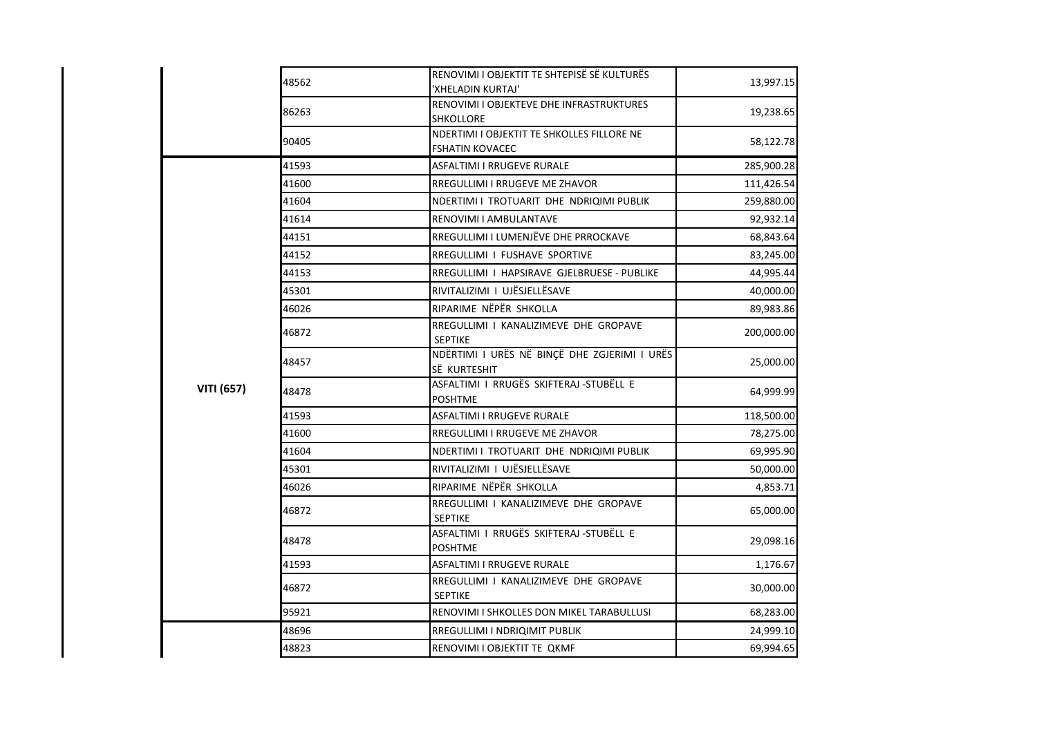| | | | |
|---|---|---|---|
| | 48562 | RENOVIMI I OBJEKTIT TE SHTEPISË SË KULTURËS 'XHELADIN KURTAJ' | 13,997.15 |
| | 86263 | RENOVIMI I OBJEKTEVE DHE INFRASTRUKTURES SHKOLLORE | 19,238.65 |
| | 90405 | NDERTIMI I OBJEKTIT TE SHKOLLES FILLORE NE FSHATIN KOVACEC | 58,122.78 |
| **VITI (657)** | 41593 | ASFALTIMI I RRUGEVE RURALE | 285,900.28 |
| | 41600 | RREGULLIMI I RRUGEVE ME ZHAVOR | 111,426.54 |
| | 41604 | NDERTIMI I TROTUARIT DHE NDRIQIMI PUBLIK | 259,880.00 |
| | 41614 | RENOVIMI I AMBULANTAVE | 92,932.14 |
| | 44151 | RREGULLIMI I LUMENJËVE DHE PRROCKAVE | 68,843.64 |
| | 44152 | RREGULLIMI I FUSHAVE SPORTIVE | 83,245.00 |
| | 44153 | RREGULLIMI I HAPSIRAVE GJELBRUESE - PUBLIKE | 44,995.44 |
| | 45301 | RIVITALIZIMI I UJËSJELLËSAVE | 40,000.00 |
| | 46026 | RIPARIME NËPËR SHKOLLA | 89,983.86 |
| | 46872 | RREGULLIMI I KANALIZIMEVE DHE GROPAVE SEPTIKE | 200,000.00 |
| | 48457 | NDËRTIMI I URËS NË BINÇË DHE ZGJERIMI I URËS SË KURTESHIT | 25,000.00 |
| | 48478 | ASFALTIMI I RRUGËS SKIFTERAJ -STUBËLL E POSHTME | 64,999.99 |
| | 41593 | ASFALTIMI I RRUGEVE RURALE | 118,500.00 |
| | 41600 | RREGULLIMI I RRUGEVE ME ZHAVOR | 78,275.00 |
| | 41604 | NDERTIMI I TROTUARIT DHE NDRIQIMI PUBLIK | 69,995.90 |
| | 45301 | RIVITALIZIMI I UJËSJELLËSAVE | 50,000.00 |
| | 46026 | RIPARIME NËPËR SHKOLLA | 4,853.71 |
| | 46872 | RREGULLIMI I KANALIZIMEVE DHE GROPAVE SEPTIKE | 65,000.00 |
| | 48478 | ASFALTIMI I RRUGËS SKIFTERAJ -STUBËLL E POSHTME | 29,098.16 |
| | 41593 | ASFALTIMI I RRUGEVE RURALE | 1,176.67 |
| | 46872 | RREGULLIMI I KANALIZIMEVE DHE GROPAVE SEPTIKE | 30,000.00 |
| | 95921 | RENOVIMI I SHKOLLES DON MIKEL TARABULLUSI | 68,283.00 |
| | 48696 | RREGULLIMI I NDRIQIMIT PUBLIK | 24,999.10 |
| | 48823 | RENOVIMI I OBJEKTIT TE QKMF | 69,994.65 |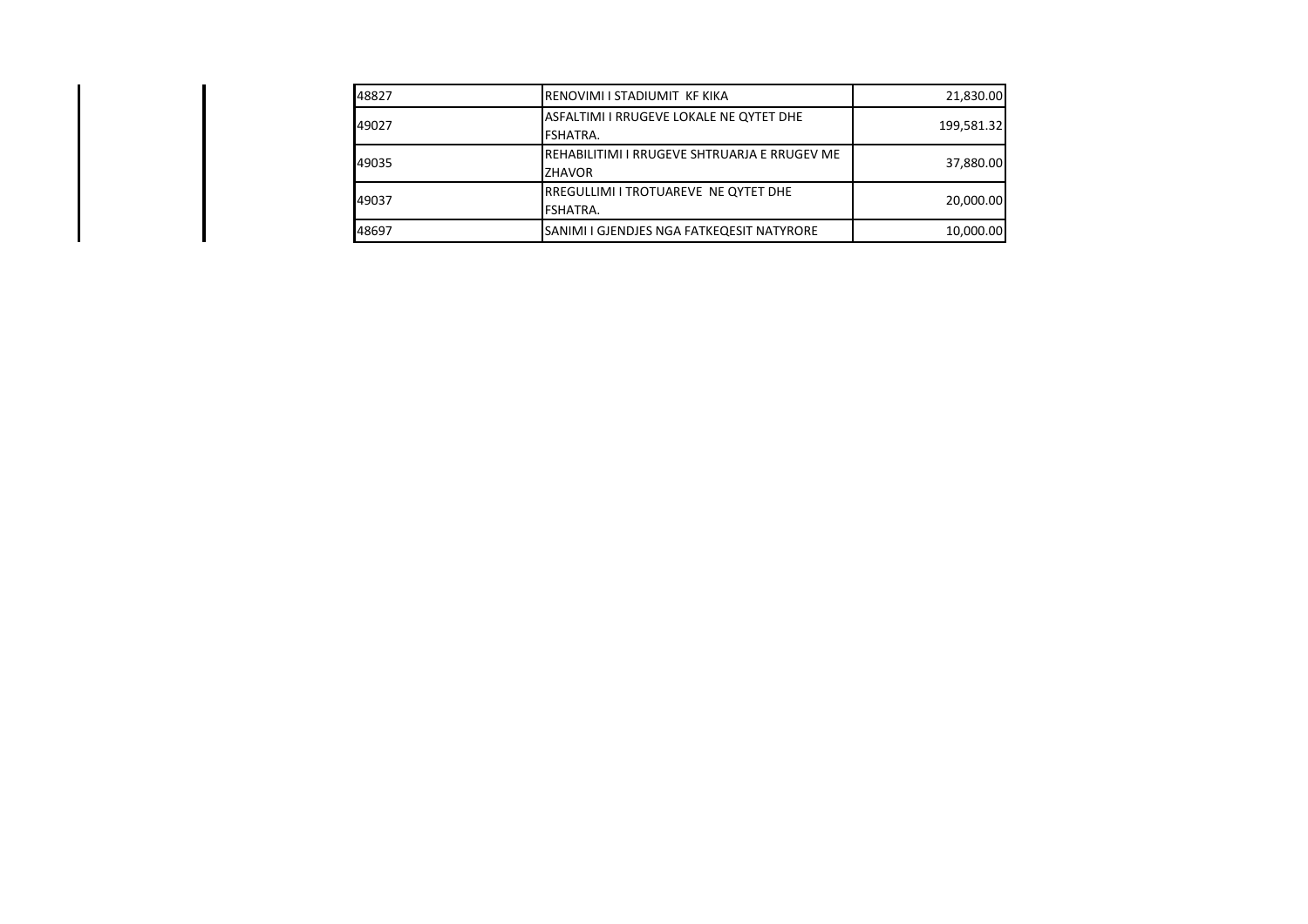| | | |
|---|---|---|
| 48827 | RENOVIMI I STADIUMIT KF KIKA | 21,830.00 |
| 49027 | ASFALTIMI I RRUGEVE LOKALE NE QYTET DHE FSHATRA. | 199,581.32 |
| 49035 | REHABILITIMI I RRUGEVE SHTRUARJA E RRUGEV ME ZHAVOR | 37,880.00 |
| 49037 | RREGULLIMI I TROTUAREVE NE QYTET DHE FSHATRA. | 20,000.00 |
| 48697 | SANIMI I GJENDJES NGA FATKEQESIT NATYRORE | 10,000.00 |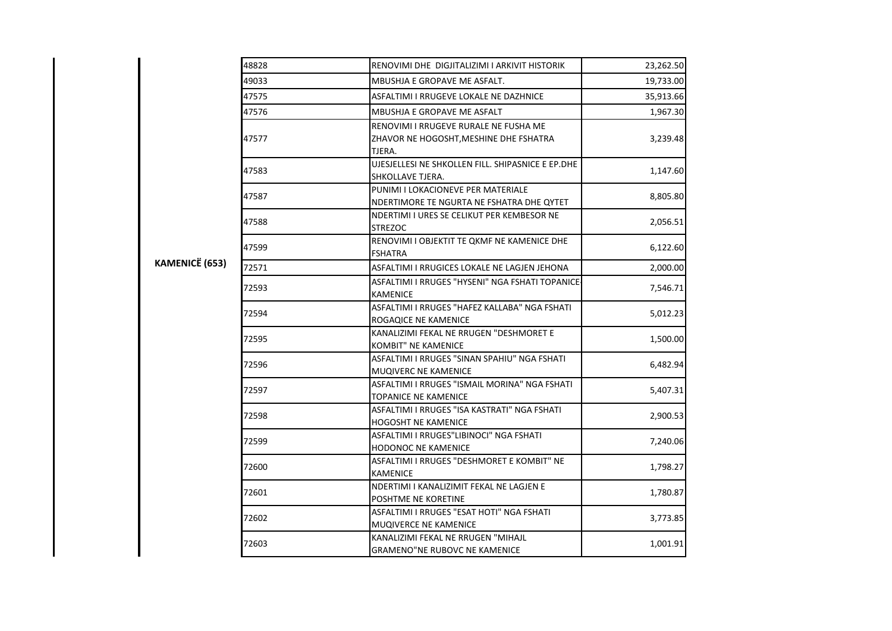| | | | |
|---|---|---|---|
| KAMENICË (653) | 48828 | RENOVIMI DHE DIGJITALIZIMI I ARKIVIT HISTORIK | 23,262.50 |
| | 49033 | MBUSHJA E GROPAVE ME ASFALT. | 19,733.00 |
| | 47575 | ASFALTIMI I RRUGEVE LOKALE NE DAZHNICE | 35,913.66 |
| | 47576 | MBUSHJA E GROPAVE ME ASFALT | 1,967.30 |
| | 47577 | RENOVIMI I RRUGEVE RURALE NE FUSHA ME ZHAVOR NE HOGOSHT,MESHINE DHE FSHATRA TJERA. | 3,239.48 |
| | 47583 | UJESJELLESI NE SHKOLLEN FILL. SHIPASNICE E EP.DHE SHKOLLAVE TJERA. | 1,147.60 |
| | 47587 | PUNIMI I LOKACIONEVE PER MATERIALE NDERTIMORE TE NGURTA NE FSHATRA DHE QYTET | 8,805.80 |
| | 47588 | NDERTIMI I URES SE CELIKUT PER KEMBESOR NE STREZOC | 2,056.51 |
| | 47599 | RENOVIMI I OBJEKTIT TE QKMF NE KAMENICE DHE FSHATRA | 6,122.60 |
| | 72571 | ASFALTIMI I RRUGICES LOKALE NE LAGJEN JEHONA | 2,000.00 |
| | 72593 | ASFALTIMI I RRUGES "HYSENI" NGA FSHATI TOPANICE-KAMENICE | 7,546.71 |
| | 72594 | ASFALTIMI I RRUGES "HAFEZ KALLABA" NGA FSHATI ROGAQICE NE KAMENICE | 5,012.23 |
| | 72595 | KANALIZIMI FEKAL NE RRUGEN "DESHMORET E KOMBIT" NE KAMENICE | 1,500.00 |
| | 72596 | ASFALTIMI I RRUGES "SINAN SPAHIU" NGA FSHATI MUQIVERC NE KAMENICE | 6,482.94 |
| | 72597 | ASFALTIMI I RRUGES "ISMAIL MORINA" NGA FSHATI TOPANICE NE KAMENICE | 5,407.31 |
| | 72598 | ASFALTIMI I RRUGES "ISA KASTRATI" NGA FSHATI HOGOSHT NE KAMENICE | 2,900.53 |
| | 72599 | ASFALTIMI I RRUGES"LIBINOCI" NGA FSHATI HODONOC NE KAMENICE | 7,240.06 |
| | 72600 | ASFALTIMI I RRUGES "DESHMORET E KOMBIT" NE KAMENICE | 1,798.27 |
| | 72601 | NDERTIMI I KANALIZIMIT FEKAL NE LAGJEN E POSHTME NE KORETINE | 1,780.87 |
| | 72602 | ASFALTIMI I RRUGES "ESAT HOTI" NGA FSHATI MUQIVERCE NE KAMENICE | 3,773.85 |
| | 72603 | KANALIZIMI FEKAL NE RRUGEN "MIHAJL GRAMENO"NE RUBOVC NE KAMENICE | 1,001.91 |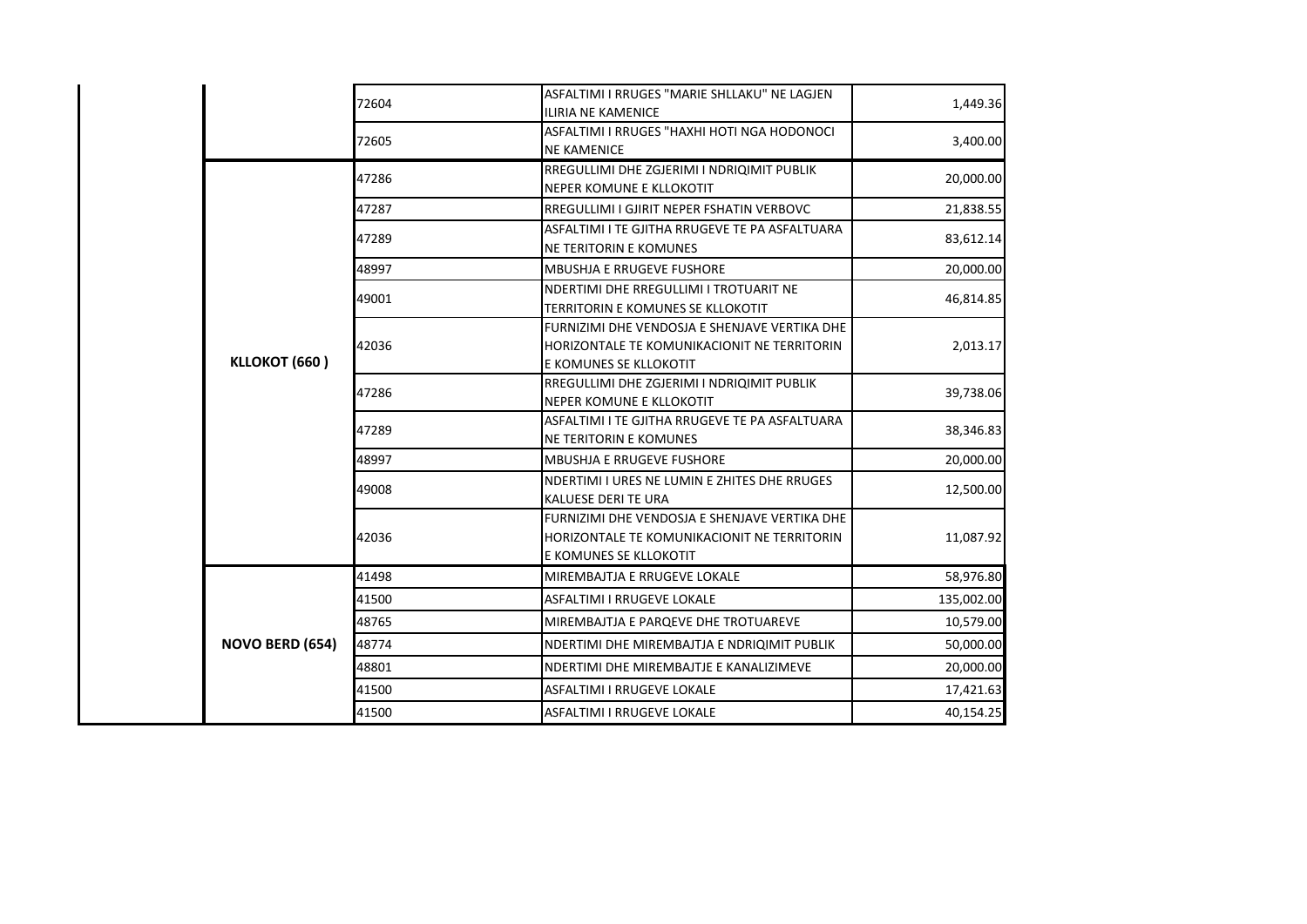| | | | | |
|---|---|---|---|---|
| | | 72604 | ASFALTIMI I RRUGES "MARIE SHLLAKU" NE LAGJEN ILIRIA NE KAMENICE | 1,449.36 |
| | | 72605 | ASFALTIMI I RRUGES "HAXHI HOTI NGA HODONOCI NE KAMENICE | 3,400.00 |
| | **KLLOKOT (660 )** | 47286 | RREGULLIMI DHE ZGJERIMI I NDRIQIMIT PUBLIK NEPER KOMUNE E KLLOKOTIT | 20,000.00 |
| | | 47287 | RREGULLIMI I GJIRIT NEPER FSHATIN VERBOVC | 21,838.55 |
| | | 47289 | ASFALTIMI I TE GJITHA RRUGEVE TE PA ASFALTUARA NE TERITORIN E KOMUNES | 83,612.14 |
| | | 48997 | MBUSHJA E RRUGEVE FUSHORE | 20,000.00 |
| | | 49001 | NDERTIMI DHE RREGULLIMI I TROTUARIT NE TERRITORIN E KOMUNES SE KLLOKOTIT | 46,814.85 |
| | | 42036 | FURNIZIMI DHE VENDOSJA E SHENJAVE VERTIKA DHE HORIZONTALE TE KOMUNIKACIONIT NE TERRITORIN E KOMUNES SE KLLOKOTIT | 2,013.17 |
| | | 47286 | RREGULLIMI DHE ZGJERIMI I NDRIQIMIT PUBLIK NEPER KOMUNE E KLLOKOTIT | 39,738.06 |
| | | 47289 | ASFALTIMI I TE GJITHA RRUGEVE TE PA ASFALTUARA NE TERITORIN E KOMUNES | 38,346.83 |
| | | 48997 | MBUSHJA E RRUGEVE FUSHORE | 20,000.00 |
| | | 49008 | NDERTIMI I URES NE LUMIN E ZHITES DHE RRUGES KALUESE DERI TE URA | 12,500.00 |
| | | 42036 | FURNIZIMI DHE VENDOSJA E SHENJAVE VERTIKA DHE HORIZONTALE TE KOMUNIKACIONIT NE TERRITORIN E KOMUNES SE KLLOKOTIT | 11,087.92 |
| | **NOVO BERD (654)** | 41498 | MIREMBAJTJA E RRUGEVE LOKALE | 58,976.80 |
| | | 41500 | ASFALTIMI I RRUGEVE LOKALE | 135,002.00 |
| | | 48765 | MIREMBAJTJA E PARQEVE DHE TROTUAREVE | 10,579.00 |
| | | 48774 | NDERTIMI DHE MIREMBAJTJA E NDRIQIMIT PUBLIK | 50,000.00 |
| | | 48801 | NDERTIMI DHE MIREMBAJTJE E KANALIZIMEVE | 20,000.00 |
| | | 41500 | ASFALTIMI I RRUGEVE LOKALE | 17,421.63 |
| | | 41500 | ASFALTIMI I RRUGEVE LOKALE | 40,154.25 |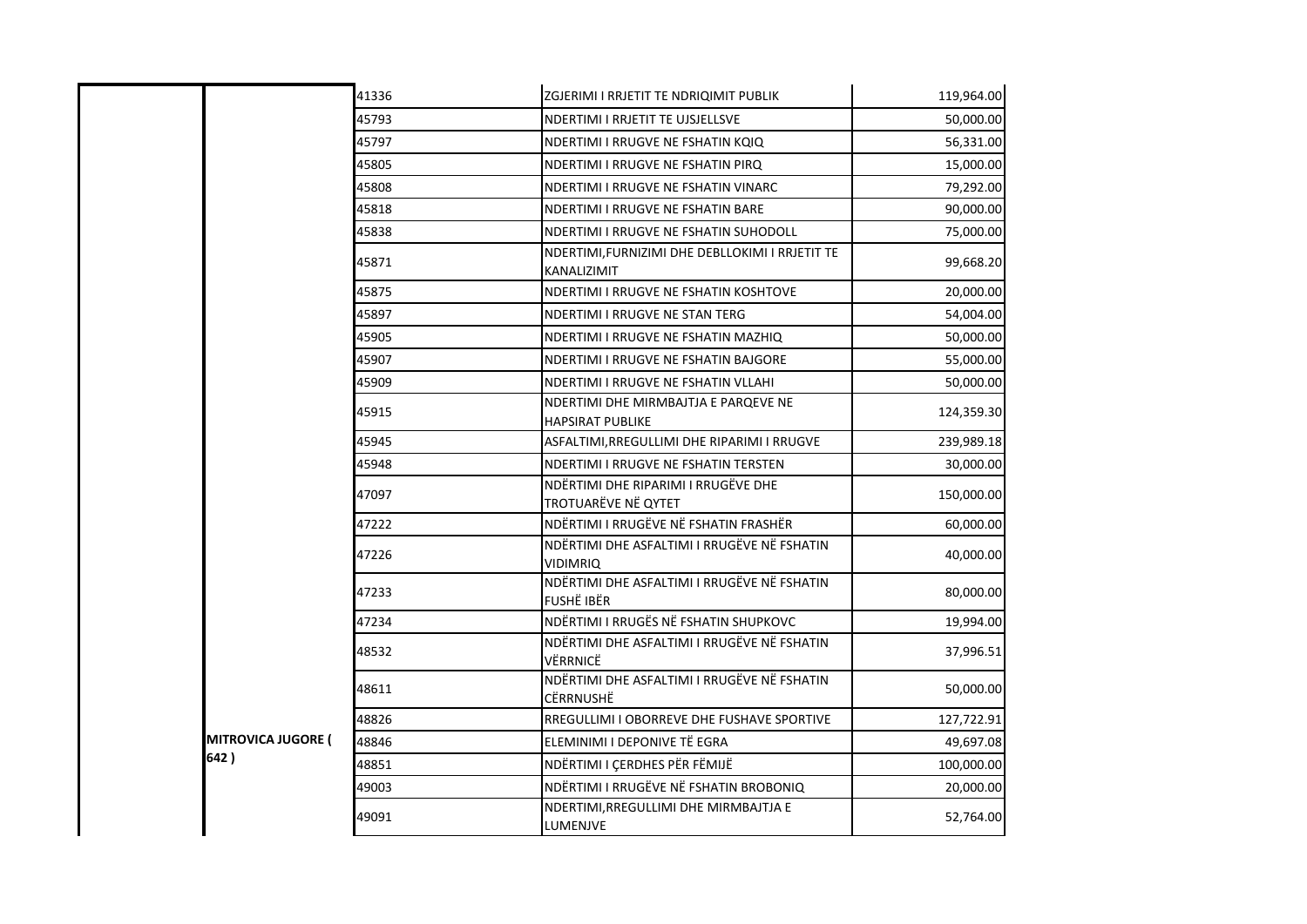| | | | | |
|---|---|---|---|---|
| | | 41336 | ZGJERIMI I RRJETIT TE NDRIQIMIT PUBLIK | 119,964.00 |
| | | 45793 | NDERTIMI I RRJETIT TE UJSJELLSVE | 50,000.00 |
| | | 45797 | NDERTIMI I RRUGVE NE FSHATIN KQIQ | 56,331.00 |
| | | 45805 | NDERTIMI I RRUGVE NE FSHATIN PIRQ | 15,000.00 |
| | | 45808 | NDERTIMI I RRUGVE NE FSHATIN VINARC | 79,292.00 |
| | | 45818 | NDERTIMI I RRUGVE NE FSHATIN BARE | 90,000.00 |
| | | 45838 | NDERTIMI I RRUGVE NE FSHATIN SUHODOLL | 75,000.00 |
| | | 45871 | NDERTIMI,FURNIZIMI DHE DEBLLOKIMI I RRJETIT TE KANALIZIMIT | 99,668.20 |
| | | 45875 | NDERTIMI I RRUGVE NE FSHATIN KOSHTOVE | 20,000.00 |
| | | 45897 | NDERTIMI I RRUGVE NE STAN TERG | 54,004.00 |
| | | 45905 | NDERTIMI I RRUGVE NE FSHATIN MAZHIQ | 50,000.00 |
| | | 45907 | NDERTIMI I RRUGVE NE FSHATIN BAJGORE | 55,000.00 |
| | | 45909 | NDERTIMI I RRUGVE NE FSHATIN VLLAHI | 50,000.00 |
| | | 45915 | NDERTIMI DHE MIRMBAJTJA E PARQEVE NE HAPSIRAT PUBLIKE | 124,359.30 |
| | | 45945 | ASFALTIMI,RREGULLIMI DHE RIPARIMI I RRUGVE | 239,989.18 |
| | | 45948 | NDERTIMI I RRUGVE NE FSHATIN TERSTEN | 30,000.00 |
| | | 47097 | NDËRTIMI DHE RIPARIMI I RRUGËVE DHE TROTUARËVE NË QYTET | 150,000.00 |
| | | 47222 | NDËRTIMI I RRUGËVE NË FSHATIN FRASHËR | 60,000.00 |
| | | 47226 | NDËRTIMI DHE ASFALTIMI I RRUGËVE NË FSHATIN VIDIMRIQ | 40,000.00 |
| | | 47233 | NDËRTIMI DHE ASFALTIMI I RRUGËVE NË FSHATIN FUSHË IBËR | 80,000.00 |
| | | 47234 | NDËRTIMI I RRUGËS NË FSHATIN SHUPKOVC | 19,994.00 |
| | | 48532 | NDËRTIMI DHE ASFALTIMI I RRUGËVE NË FSHATIN VËRRNICË | 37,996.51 |
| | | 48611 | NDËRTIMI DHE ASFALTIMI I RRUGËVE NË FSHATIN CËRRNUSHË | 50,000.00 |
| | | 48826 | RREGULLIMI I OBORREVE DHE FUSHAVE SPORTIVE | 127,722.91 |
| | **MITROVICA JUGORE ( 642 )** | 48846 | ELEMINIMI I DEPONIVE TË EGRA | 49,697.08 |
| | | 48851 | NDËRTIMI I ÇERDHES PËR FËMIJË | 100,000.00 |
| | | 49003 | NDËRTIMI I RRUGËVE NË FSHATIN BROBONIQ | 20,000.00 |
| | | 49091 | NDERTIMI,RREGULLIMI DHE MIRMBAJTJA E LUMENJVE | 52,764.00 |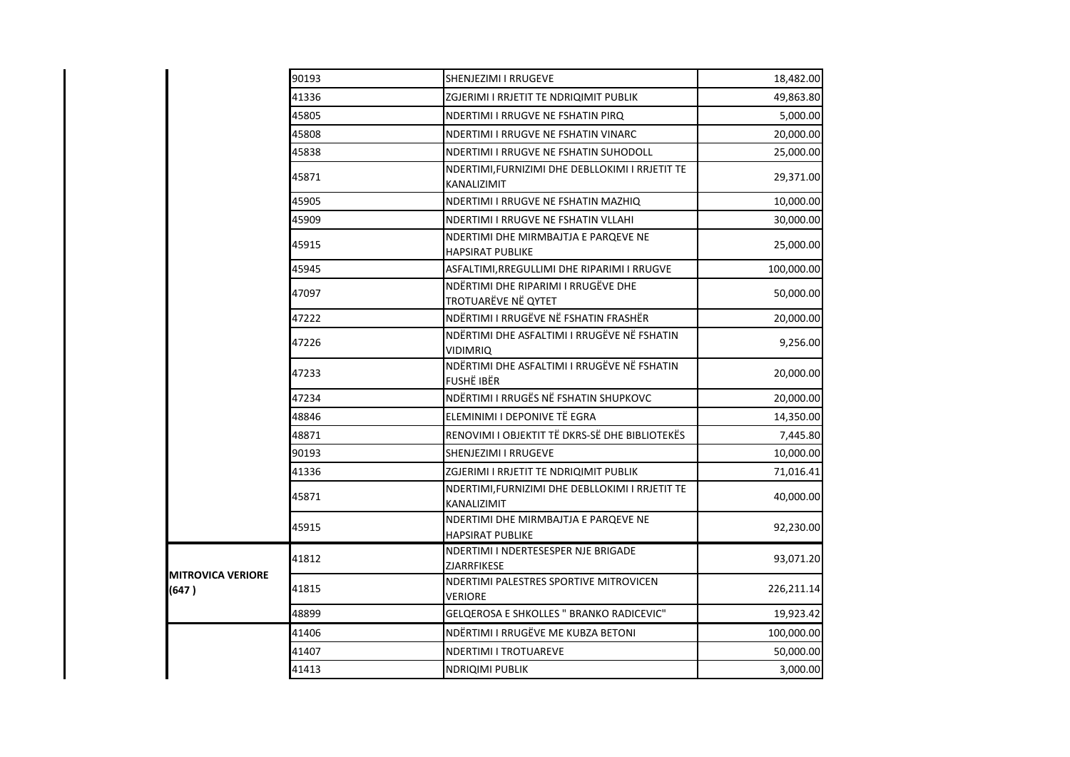| | | | |
|---|---|---|---|
| | 90193 | SHENJEZIMI I RRUGEVE | 18,482.00 |
| | 41336 | ZGJERIMI I RRJETIT TE NDRIQIMIT PUBLIK | 49,863.80 |
| | 45805 | NDERTIMI I RRUGVE NE FSHATIN PIRQ | 5,000.00 |
| | 45808 | NDERTIMI I RRUGVE NE FSHATIN VINARC | 20,000.00 |
| | 45838 | NDERTIMI I RRUGVE NE FSHATIN SUHODOLL | 25,000.00 |
| | 45871 | NDERTIMI,FURNIZIMI DHE DEBLLOKIMI I RRJETIT TE KANALIZIMIT | 29,371.00 |
| | 45905 | NDERTIMI I RRUGVE NE FSHATIN MAZHIQ | 10,000.00 |
| | 45909 | NDERTIMI I RRUGVE NE FSHATIN VLLAHI | 30,000.00 |
| | 45915 | NDERTIMI DHE MIRMBAJTJA E PARQEVE NE HAPSIRAT PUBLIKE | 25,000.00 |
| | 45945 | ASFALTIMI,RREGULLIMI DHE RIPARIMI I RRUGVE | 100,000.00 |
| | 47097 | NDËRTIMI DHE RIPARIMI I RRUGËVE DHE TROTUARËVE NË QYTET | 50,000.00 |
| | 47222 | NDËRTIMI I RRUGËVE NË FSHATIN FRASHËR | 20,000.00 |
| | 47226 | NDËRTIMI DHE ASFALTIMI I RRUGËVE NË FSHATIN VIDIMRIQ | 9,256.00 |
| | 47233 | NDËRTIMI DHE ASFALTIMI I RRUGËVE NË FSHATIN FUSHË IBËR | 20,000.00 |
| | 47234 | NDËRTIMI I RRUGËS NË FSHATIN SHUPKOVC | 20,000.00 |
| | 48846 | ELEMINIMI I DEPONIVE TË EGRA | 14,350.00 |
| | 48871 | RENOVIMI I OBJEKTIT TË DKRS-SË DHE BIBLIOTEKËS | 7,445.80 |
| | 90193 | SHENJEZIMI I RRUGEVE | 10,000.00 |
| | 41336 | ZGJERIMI I RRJETIT TE NDRIQIMIT PUBLIK | 71,016.41 |
| | 45871 | NDERTIMI,FURNIZIMI DHE DEBLLOKIMI I RRJETIT TE KANALIZIMIT | 40,000.00 |
| | 45915 | NDERTIMI DHE MIRMBAJTJA E PARQEVE NE HAPSIRAT PUBLIKE | 92,230.00 |
| **MITROVICA VERIORE (647 )** | 41812 | NDERTIMI I NDERTESESPER NJE BRIGADE ZJARRFIKESE | 93,071.20 |
| | 41815 | NDERTIMI PALESTRES SPORTIVE MITROVICEN VERIORE | 226,211.14 |
| | 48899 | GELQEROSA E SHKOLLES " BRANKO RADICEVIC" | 19,923.42 |
| | 41406 | NDËRTIMI I RRUGËVE ME KUBZA BETONI | 100,000.00 |
| | 41407 | NDERTIMI I TROTUAREVE | 50,000.00 |
| | 41413 | NDRIQIMI PUBLIK | 3,000.00 |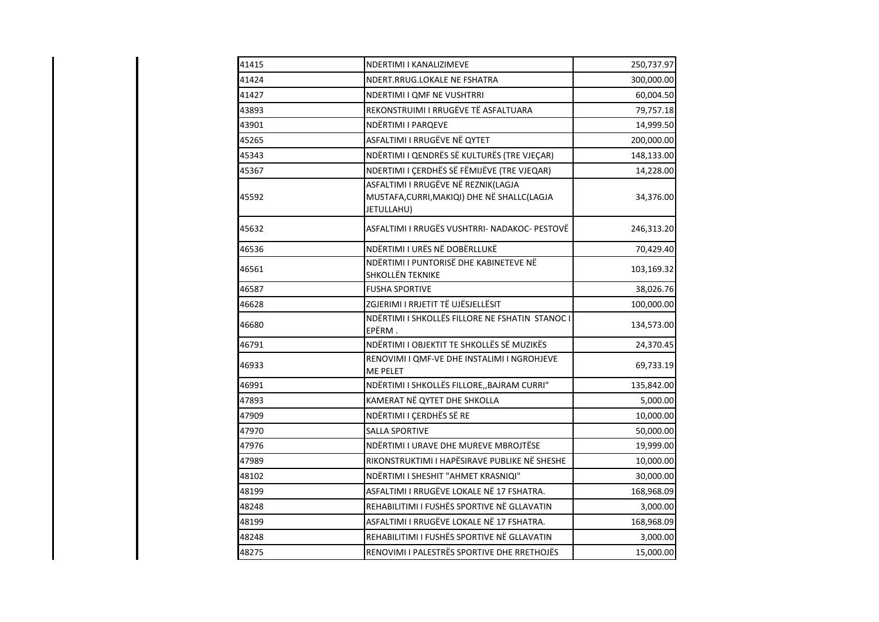| | | |
|---|---|---|
| 41415 | NDERTIMI I KANALIZIMEVE | 250,737.97 |
| 41424 | NDERT.RRUG.LOKALE NE FSHATRA | 300,000.00 |
| 41427 | NDERTIMI I QMF NE VUSHTRRI | 60,004.50 |
| 43893 | REKONSTRUIMI I RRUGËVE TË ASFALTUARA | 79,757.18 |
| 43901 | NDËRTIMI I PARQEVE | 14,999.50 |
| 45265 | ASFALTIMI I RRUGËVE NË QYTET | 200,000.00 |
| 45343 | NDËRTIMI I QENDRËS SË KULTURËS (TRE VJEÇAR) | 148,133.00 |
| 45367 | NDERTIMI I ÇERDHËS SË FËMIJËVE (TRE VJEQAR) | 14,228.00 |
| 45592 | ASFALTIMI I RRUGËVE NË REZNIK(LAGJA MUSTAFA,CURRI,MAKIQI) DHE NË SHALLC(LAGJA JETULLAHU) | 34,376.00 |
| 45632 | ASFALTIMI I RRUGËS VUSHTRRI- NADAKOC- PESTOVË | 246,313.20 |
| 46536 | NDËRTIMI I URËS NË DOBËRLLUKË | 70,429.40 |
| 46561 | NDËRTIMI I PUNTORISË DHE KABINETEVE NË SHKOLLËN TEKNIKE | 103,169.32 |
| 46587 | FUSHA SPORTIVE | 38,026.76 |
| 46628 | ZGJERIMI I RRJETIT TË UJËSJELLËSIT | 100,000.00 |
| 46680 | NDËRTIMI I SHKOLLËS FILLORE NE FSHATIN STANOC I EPËRM . | 134,573.00 |
| 46791 | NDËRTIMI I OBJEKTIT TE SHKOLLËS SË MUZIKËS | 24,370.45 |
| 46933 | RENOVIMI I QMF-VE DHE INSTALIMI I NGROHJEVE ME PELET | 69,733.19 |
| 46991 | NDËRTIMI I SHKOLLËS FILLORE,,BAJRAM CURRI" | 135,842.00 |
| 47893 | KAMERAT NË QYTET DHE SHKOLLA | 5,000.00 |
| 47909 | NDËRTIMI I ÇERDHËS SË RE | 10,000.00 |
| 47970 | SALLA SPORTIVE | 50,000.00 |
| 47976 | NDËRTIMI I URAVE DHE MUREVE MBROJTËSE | 19,999.00 |
| 47989 | RIKONSTRUKTIMI I HAPËSIRAVE PUBLIKE NË SHESHE | 10,000.00 |
| 48102 | NDËRTIMI I SHESHIT "AHMET KRASNIQI" | 30,000.00 |
| 48199 | ASFALTIMI I RRUGËVE LOKALE NË 17 FSHATRA. | 168,968.09 |
| 48248 | REHABILITIMI I FUSHËS SPORTIVE NË GLLAVATIN | 3,000.00 |
| 48199 | ASFALTIMI I RRUGËVE LOKALE NË 17 FSHATRA. | 168,968.09 |
| 48248 | REHABILITIMI I FUSHËS SPORTIVE NË GLLAVATIN | 3,000.00 |
| 48275 | RENOVIMI I PALESTRËS SPORTIVE DHE RRETHOJËS | 15,000.00 |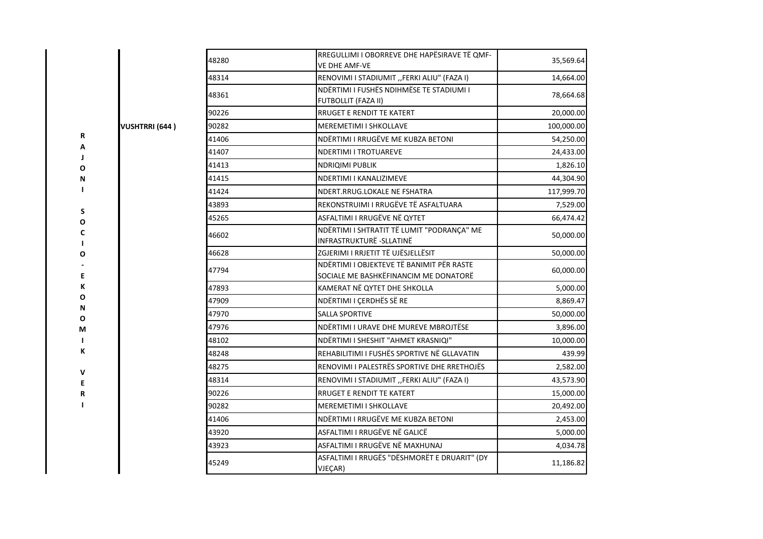| RAJONI SOCIO-EKONOMIK VERI | VUSHTRRI (644 ) | 48280 | RREGULLIMI I OBORREVE DHE HAPËSIRAVE TË QMF-VE DHE AMF-VE | 35,569.64 |
|---|---|---|---|---|
| | | 48314 | RENOVIMI I STADIUMIT ,,FERKI ALIU" (FAZA I) | 14,664.00 |
| | | 48361 | NDËRTIMI I FUSHËS NDIHMËSE TE STADIUMI I FUTBOLLIT (FAZA II) | 78,664.68 |
| | | 90226 | RRUGET E RENDIT TE KATERT | 20,000.00 |
| | | 90282 | MEREMETIMI I SHKOLLAVE | 100,000.00 |
| | | 41406 | NDËRTIMI I RRUGËVE ME KUBZA BETONI | 54,250.00 |
| | | 41407 | NDERTIMI I TROTUAREVE | 24,433.00 |
| | | 41413 | NDRIQIMI PUBLIK | 1,826.10 |
| | | 41415 | NDERTIMI I KANALIZIMEVE | 44,304.90 |
| | | 41424 | NDERT.RRUG.LOKALE NE FSHATRA | 117,999.70 |
| | | 43893 | REKONSTRUIMI I RRUGËVE TË ASFALTUARA | 7,529.00 |
| | | 45265 | ASFALTIMI I RRUGËVE NË QYTET | 66,474.42 |
| | | 46602 | NDËRTIMI I SHTRATIT TË LUMIT "PODRANÇA" ME INFRASTRUKTURË -SLLATINË | 50,000.00 |
| | | 46628 | ZGJERIMI I RRJETIT TË UJËSJELLËSIT | 50,000.00 |
| | | 47794 | NDËRTIMI I OBJEKTEVE TË BANIMIT PËR RASTE SOCIALE ME BASHKËFINANCIM ME DONATORË | 60,000.00 |
| | | 47893 | KAMERAT NË QYTET DHE SHKOLLA | 5,000.00 |
| | | 47909 | NDËRTIMI I ÇERDHËS SË RE | 8,869.47 |
| | | 47970 | SALLA SPORTIVE | 50,000.00 |
| | | 47976 | NDËRTIMI I URAVE DHE MUREVE MBROJTËSE | 3,896.00 |
| | | 48102 | NDËRTIMI I SHESHIT "AHMET KRASNIQI" | 10,000.00 |
| | | 48248 | REHABILITIMI I FUSHËS SPORTIVE NË GLLAVATIN | 439.99 |
| | | 48275 | RENOVIMI I PALESTRËS SPORTIVE DHE RRETHOJËS | 2,582.00 |
| | | 48314 | RENOVIMI I STADIUMIT ,,FERKI ALIU" (FAZA I) | 43,573.90 |
| | | 90226 | RRUGET E RENDIT TE KATERT | 15,000.00 |
| | | 90282 | MEREMETIMI I SHKOLLAVE | 20,492.00 |
| | | 41406 | NDËRTIMI I RRUGËVE ME KUBZA BETONI | 2,453.00 |
| | | 43920 | ASFALTIMI I RRUGËVE NË GALICË | 5,000.00 |
| | | 43923 | ASFALTIMI I RRUGËVE NË MAXHUNAJ | 4,034.78 |
| | | 45249 | ASFALTIMI I RRUGËS "DËSHMORËT E DRUARIT" (DY VJEÇAR) | 11,186.82 |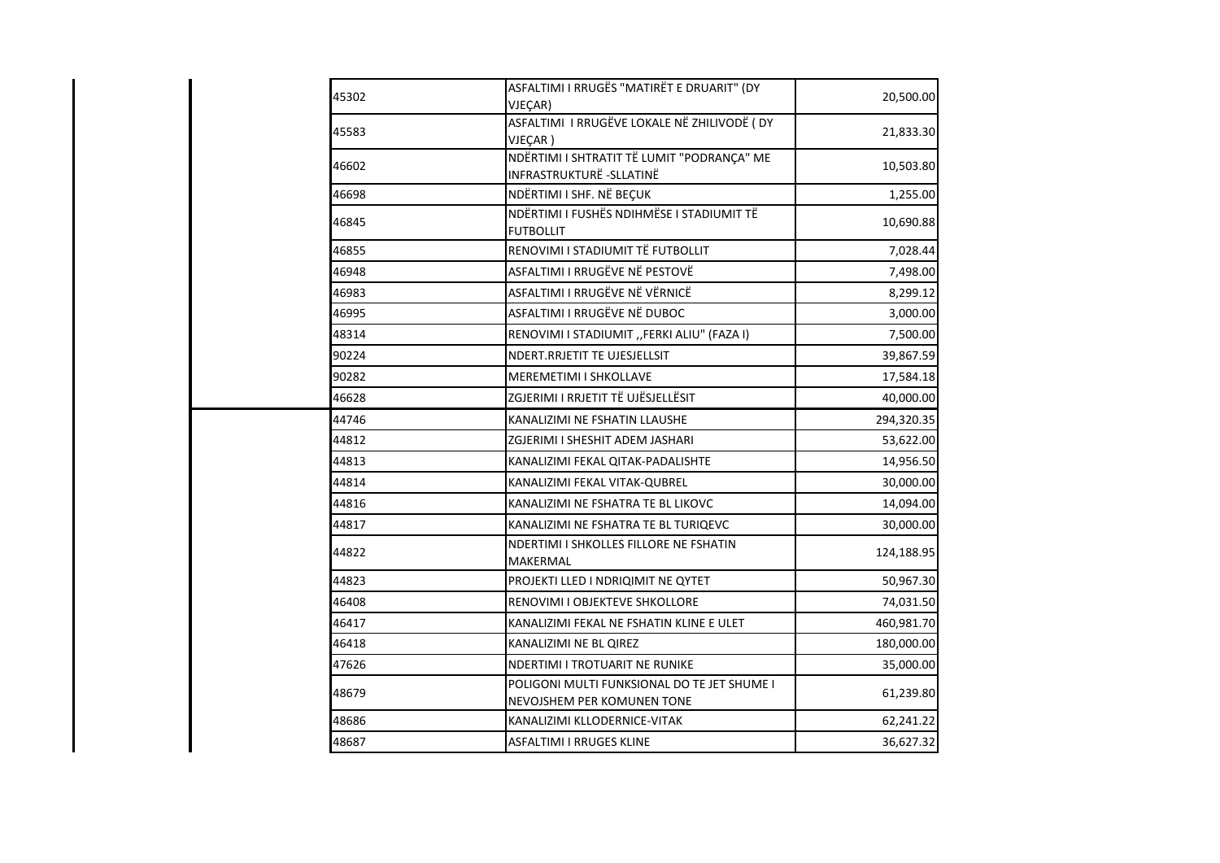| | | | |
|---|---|---|---|
| | 45302 | ASFALTIMI I RRUGËS "MATIRËT E DRUARIT" (DY VJEÇAR) | 20,500.00 |
| | 45583 | ASFALTIMI I RRUGËVE LOKALE NË ZHILIVODË ( DY VJEÇAR ) | 21,833.30 |
| | 46602 | NDËRTIMI I SHTRATIT TË LUMIT "PODRANÇA" ME INFRASTRUKTURË -SLLATINË | 10,503.80 |
| | 46698 | NDËRTIMI I SHF. NË BEÇUK | 1,255.00 |
| | 46845 | NDËRTIMI I FUSHËS NDIHMËSE I STADIUMIT TË FUTBOLLIT | 10,690.88 |
| | 46855 | RENOVIMI I STADIUMIT TË FUTBOLLIT | 7,028.44 |
| | 46948 | ASFALTIMI I RRUGËVE NË PESTOVË | 7,498.00 |
| | 46983 | ASFALTIMI I RRUGËVE NË VËRNICË | 8,299.12 |
| | 46995 | ASFALTIMI I RRUGËVE NË DUBOC | 3,000.00 |
| | 48314 | RENOVIMI I STADIUMIT ,,FERKI ALIU" (FAZA I) | 7,500.00 |
| | 90224 | NDERT.RRJETIT TE UJESJELLSIT | 39,867.59 |
| | 90282 | MEREMETIMI I SHKOLLAVE | 17,584.18 |
| | 46628 | ZGJERIMI I RRJETIT TË UJËSJELLËSIT | 40,000.00 |
| | 44746 | KANALIZIMI NE FSHATIN LLAUSHE | 294,320.35 |
| | 44812 | ZGJERIMI I SHESHIT ADEM JASHARI | 53,622.00 |
| | 44813 | KANALIZIMI FEKAL QITAK-PADALISHTE | 14,956.50 |
| | 44814 | KANALIZIMI FEKAL VITAK-QUBREL | 30,000.00 |
| | 44816 | KANALIZIMI NE FSHATRA TE BL LIKOVC | 14,094.00 |
| | 44817 | KANALIZIMI NE FSHATRA TE BL TURIQEVC | 30,000.00 |
| | 44822 | NDERTIMI I SHKOLLES FILLORE NE FSHATIN MAKERMAL | 124,188.95 |
| | 44823 | PROJEKTI LLED I NDRIQIMIT NE QYTET | 50,967.30 |
| | 46408 | RENOVIMI I OBJEKTEVE SHKOLLORE | 74,031.50 |
| | 46417 | KANALIZIMI FEKAL NE FSHATIN KLINE E ULET | 460,981.70 |
| | 46418 | KANALIZIMI NE BL QIREZ | 180,000.00 |
| | 47626 | NDERTIMI I TROTUARIT NE RUNIKE | 35,000.00 |
| | 48679 | POLIGONI MULTI FUNKSIONAL DO TE JET SHUME I NEVOJSHEM PER KOMUNEN TONE | 61,239.80 |
| | 48686 | KANALIZIMI KLLODERNICE-VITAK | 62,241.22 |
| | 48687 | ASFALTIMI I RRUGES KLINE | 36,627.32 |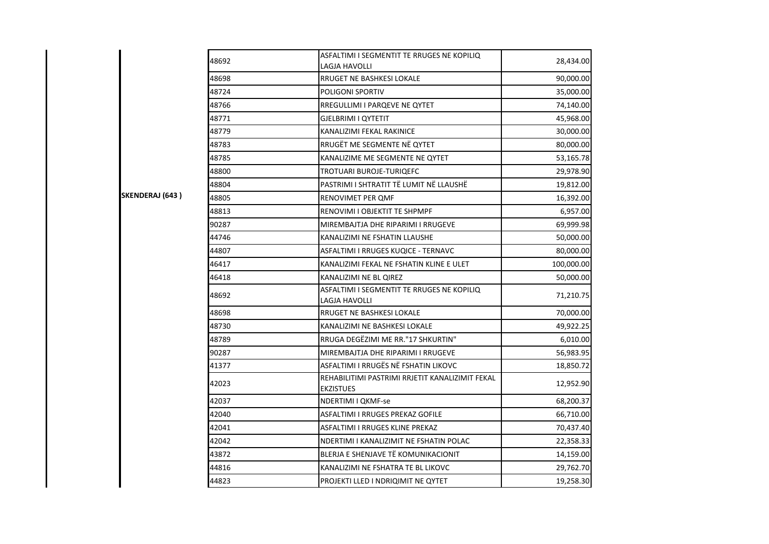| | | | |
|---|---|---|---|
| SKENDERAJ (643 ) | 48692 | ASFALTIMI I SEGMENTIT TE RRUGES NE KOPILIQ LAGJA HAVOLLI | 28,434.00 |
| | 48698 | RRUGET NE BASHKESI LOKALE | 90,000.00 |
| | 48724 | POLIGONI SPORTIV | 35,000.00 |
| | 48766 | RREGULLIMI I PARQEVE NE QYTET | 74,140.00 |
| | 48771 | GJELBRIMI I QYTETIT | 45,968.00 |
| | 48779 | KANALIZIMI FEKAL RAKINICE | 30,000.00 |
| | 48783 | RRUGËT ME SEGMENTE NË QYTET | 80,000.00 |
| | 48785 | KANALIZIME ME SEGMENTE NE QYTET | 53,165.78 |
| | 48800 | TROTUARI BUROJE-TURIQEFC | 29,978.90 |
| | 48804 | PASTRIMI I SHTRATIT TË LUMIT NË LLAUSHË | 19,812.00 |
| | 48805 | RENOVIMET PER QMF | 16,392.00 |
| | 48813 | RENOVIMI I OBJEKTIT TE SHPMPF | 6,957.00 |
| | 90287 | MIREMBAJTJA DHE RIPARIMI I RRUGEVE | 69,999.98 |
| | 44746 | KANALIZIMI NE FSHATIN LLAUSHE | 50,000.00 |
| | 44807 | ASFALTIMI I RRUGES KUQICE - TERNAVC | 80,000.00 |
| | 46417 | KANALIZIMI FEKAL NE FSHATIN KLINE E ULET | 100,000.00 |
| | 46418 | KANALIZIMI NE BL QIREZ | 50,000.00 |
| | 48692 | ASFALTIMI I SEGMENTIT TE RRUGES NE KOPILIQ LAGJA HAVOLLI | 71,210.75 |
| | 48698 | RRUGET NE BASHKESI LOKALE | 70,000.00 |
| | 48730 | KANALIZIMI NE BASHKESI LOKALE | 49,922.25 |
| | 48789 | RRUGA DEGËZIMI ME RR."17 SHKURTIN" | 6,010.00 |
| | 90287 | MIREMBAJTJA DHE RIPARIMI I RRUGEVE | 56,983.95 |
| | 41377 | ASFALTIMI I RRUGËS NË FSHATIN LIKOVC | 18,850.72 |
| | 42023 | REHABILITIMI PASTRIMI RRJETIT KANALIZIMIT FEKAL EKZISTUES | 12,952.90 |
| | 42037 | NDERTIMI I QKMF-se | 68,200.37 |
| | 42040 | ASFALTIMI I RRUGES PREKAZ GOFILE | 66,710.00 |
| | 42041 | ASFALTIMI I RRUGES KLINE PREKAZ | 70,437.40 |
| | 42042 | NDERTIMI I KANALIZIMIT NE FSHATIN POLAC | 22,358.33 |
| | 43872 | BLERJA E SHENJAVE TË KOMUNIKACIONIT | 14,159.00 |
| | 44816 | KANALIZIMI NE FSHATRA TE BL LIKOVC | 29,762.70 |
| | 44823 | PROJEKTI LLED I NDRIQIMIT NE QYTET | 19,258.30 |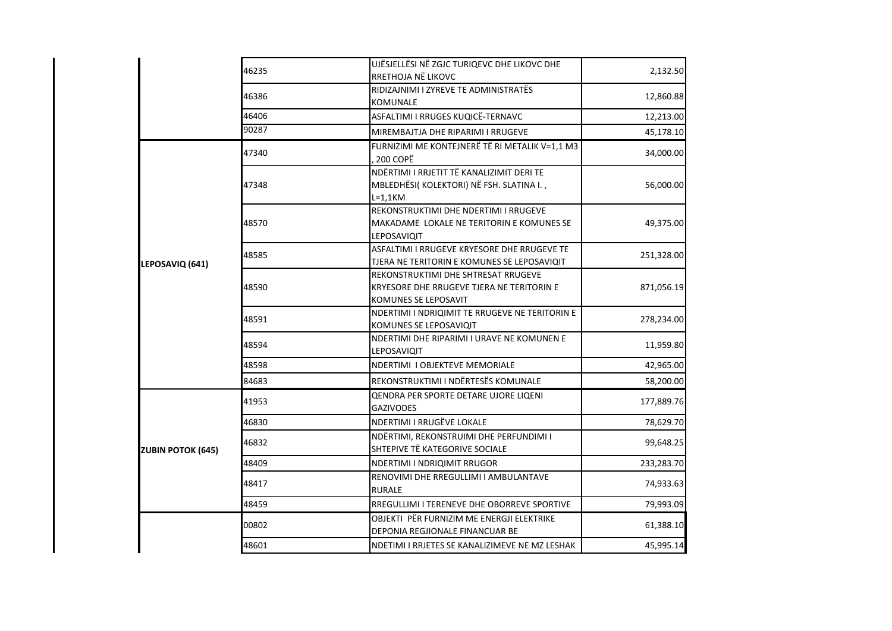| | | | |
|---|---|---|---|
| | 46235 | UJËSJELLËSI NË ZGJC TURIQEVC DHE LIKOVC DHE RRETHOJA NË LIKOVC | 2,132.50 |
| | 46386 | RIDIZAJNIMI I ZYREVE TE ADMINISTRATËS KOMUNALE | 12,860.88 |
| | 46406 | ASFALTIMI I RRUGES KUQICË-TERNAVC | 12,213.00 |
| | 90287 | MIREMBAJTJA DHE RIPARIMI I RRUGEVE | 45,178.10 |
| LEPOSAVIQ (641) | 47340 | FURNIZIMI ME KONTEJNERË TË RI METALIK V=1,1 M3 , 200 COPË | 34,000.00 |
| | 47348 | NDËRTIMI I RRJETIT TË KANALIZIMIT DERI TE MBLEDHËSI( KOLEKTORI) NË FSH. SLATINA I. , L=1,1KM | 56,000.00 |
| | 48570 | REKONSTRUKTIMI DHE NDERTIMI I RRUGEVE MAKADAME LOKALE NE TERITORIN E KOMUNES SE LEPOSAVIQIT | 49,375.00 |
| | 48585 | ASFALTIMI I RRUGEVE KRYESORE DHE RRUGEVE TE TJERA NE TERITORIN E KOMUNES SE LEPOSAVIQIT | 251,328.00 |
| | 48590 | REKONSTRUKTIMI DHE SHTRESAT RRUGEVE KRYESORE DHE RRUGEVE TJERA NE TERITORIN E KOMUNES SE LEPOSAVIT | 871,056.19 |
| | 48591 | NDERTIMI I NDRIQIMIT TE RRUGEVE NE TERITORIN E KOMUNES SE LEPOSAVIQIT | 278,234.00 |
| | 48594 | NDERTIMI DHE RIPARIMI I URAVE NE KOMUNEN E LEPOSAVIQIT | 11,959.80 |
| | 48598 | NDERTIMI I OBJEKTEVE MEMORIALE | 42,965.00 |
| | 84683 | REKONSTRUKTIMI I NDËRTESËS KOMUNALE | 58,200.00 |
| ZUBIN POTOK (645) | 41953 | QENDRA PER SPORTE DETARE UJORE LIQENI GAZIVODES | 177,889.76 |
| | 46830 | NDERTIMI I RRUGËVE LOKALE | 78,629.70 |
| | 46832 | NDËRTIMI, REKONSTRUIMI DHE PERFUNDIMI I SHTEPIVE TË KATEGORIVE SOCIALE | 99,648.25 |
| | 48409 | NDERTIMI I NDRIQIMIT RRUGOR | 233,283.70 |
| | 48417 | RENOVIMI DHE RREGULLIMI I AMBULANTAVE RURALE | 74,933.63 |
| | 48459 | RREGULLIMI I TERENEVE DHE OBORREVE SPORTIVE | 79,993.09 |
| | 00802 | OBJEKTI PËR FURNIZIM ME ENERGJI ELEKTRIKE DEPONIA REGJIONALE FINANCUAR BE | 61,388.10 |
| | 48601 | NDETIMI I RRJETES SE KANALIZIMEVE NE MZ LESHAK | 45,995.14 |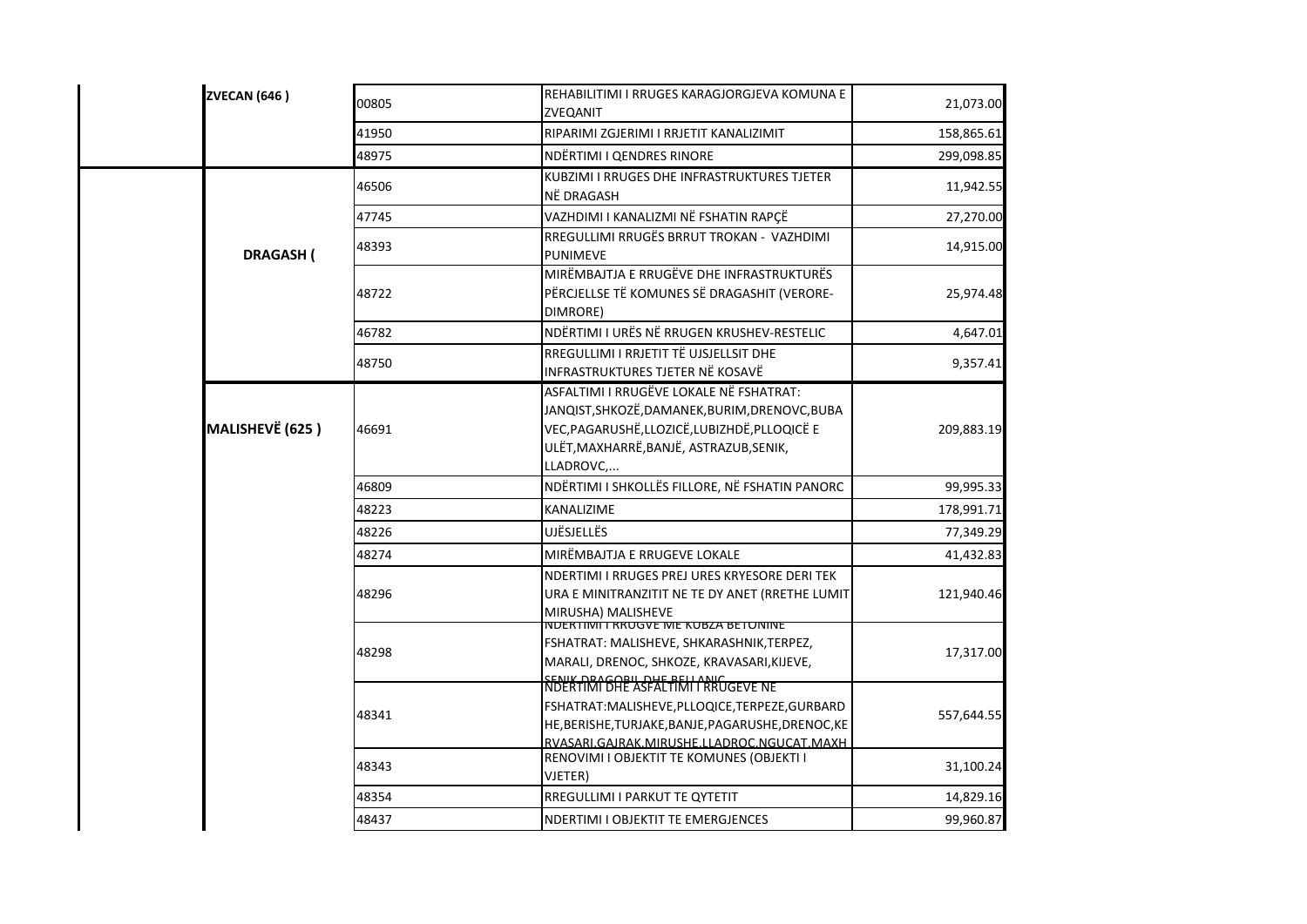| | | | | |
|---|---|---|---|---|
| | ZVECAN (646 ) | 00805 | REHABILITIMI I RRUGES KARAGJORGJEVA KOMUNA E ZVEQANIT | 21,073.00 |
| | | 41950 | RIPARIMI ZGJERIMI I RRJETIT KANALIZIMIT | 158,865.61 |
| | | 48975 | NDËRTIMI I QENDRES RINORE | 299,098.85 |
| | DRAGASH ( | 46506 | KUBZIMI I RRUGES DHE INFRASTRUKTURES TJETER NË DRAGASH | 11,942.55 |
| | | 47745 | VAZHDIMI I KANALIZMI NË FSHATIN RAPÇË | 27,270.00 |
| | | 48393 | RREGULLIMI RRUGËS BRRUT TROKAN - VAZHDIMI PUNIMEVE | 14,915.00 |
| | | 48722 | MIRËMBAJTJA E RRUGËVE DHE INFRASTRUKTURËS PËRCJELLSE TË KOMUNES SË DRAGASHIT (VERORE-DIMRORE) | 25,974.48 |
| | | 46782 | NDËRTIMI I URËS NË RRUGEN KRUSHEV-RESTELIC | 4,647.01 |
| | | 48750 | RREGULLIMI I RRJETIT TË UJSJELLSIT DHE INFRASTRUKTURES TJETER NË KOSAVË | 9,357.41 |
| | MALISHEVË (625 ) | 46691 | ASFALTIMI I RRUGËVE LOKALE NË FSHATRAT: JANQIST,SHKOZË,DAMANEK,BURIM,DRENOVC,BUBAVEC,PAGARUSHË,LLOZICË,LUBIZHDË,PLLOQICË E ULËT,MAXHARRË,BANJË, ASTRAZUB,SENIK, LLADROVC,... | 209,883.19 |
| | | 46809 | NDËRTIMI I SHKOLLËS FILLORE, NË FSHATIN PANORC | 99,995.33 |
| | | 48223 | KANALIZIME | 178,991.71 |
| | | 48226 | UJËSJELLËS | 77,349.29 |
| | | 48274 | MIRËMBAJTJA E RRUGEVE LOKALE | 41,432.83 |
| | | 48296 | NDERTIMI I RRUGES PREJ URES KRYESORE DERI TEK URA E MINITRANZITIT NE TE DY ANET (RRETHE LUMIT MIRUSHA) MALISHEVE | 121,940.46 |
| | | 48298 | NDERTIMI I RRUGVE ME KUBZA BETONINE FSHATRAT: MALISHEVE, SHKARASHNIK,TERPEZ, MARALI, DRENOC, SHKOZE, KRAVASARI,KIJEVE, SENIK,DRAGOBIL DHE BELLANIC | 17,317.00 |
| | | 48341 | NDERTIMI DHE ASFALTIMI I RRUGEVE NE FSHATRAT:MALISHEVE,PLLOQICE,TERPEZE,GURBARDHE,BERISHE,TURJAKE,BANJE,PAGARUSHE,DRENOC,KERVASARI,GAJRAK,MIRUSHE,LLADROC,NGUCAT,MAXH | 557,644.55 |
| | | 48343 | RENOVIMI I OBJEKTIT TE KOMUNES (OBJEKTI I VJETER) | 31,100.24 |
| | | 48354 | RREGULLIMI I PARKUT TE QYTETIT | 14,829.16 |
| | | 48437 | NDERTIMI I OBJEKTIT TE EMERGJENCES | 99,960.87 |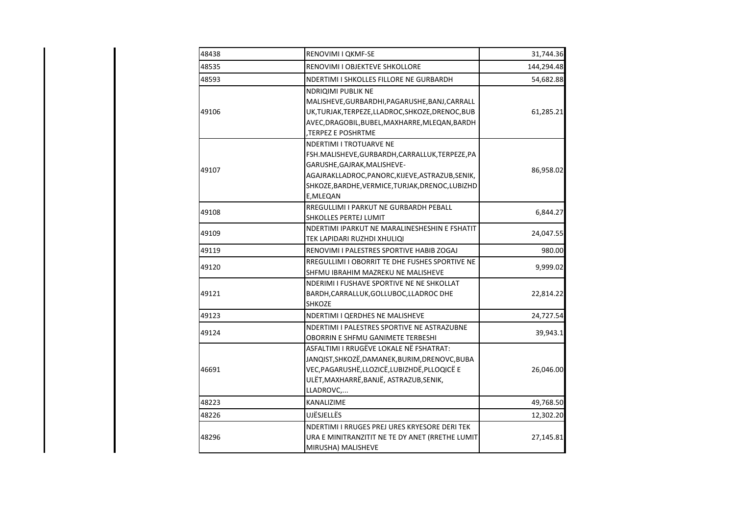| | | |
|---|---|---|
| 48438 | RENOVIMI I QKMF-SE | 31,744.36 |
| 48535 | RENOVIMI I OBJEKTEVE SHKOLLORE | 144,294.48 |
| 48593 | NDERTIMI I SHKOLLES FILLORE NE GURBARDH | 54,682.88 |
| 49106 | NDRIQIMI PUBLIK NE MALISHEVE,GURBARDHI,PAGARUSHE,BANJ,CARRALLUK,TURJAK,TERPEZE,LLADROC,SHKOZE,DRENOC,BUBAVEC,DRAGOBIL,BUBEL,MAXHARRE,MLEQAN,BARDH,TERPEZ E POSHRTME | 61,285.21 |
| 49107 | NDERTIMI I TROTUARVE NE FSH.MALISHEVE,GURBARDH,CARRALLUK,TERPEZE,PAGARUSHE,GAJRAK,MALISHEVE-AGAJRAKLLADROC,PANORC,KIJEVE,ASTRAZUB,SENIK,SHKOZE,BARDHE,VERMICE,TURJAK,DRENOC,LUBIZHDE,MLEQAN | 86,958.02 |
| 49108 | RREGULLIMI I PARKUT NE GURBARDH PEBALL SHKOLLES PERTEJ LUMIT | 6,844.27 |
| 49109 | NDERTIMI IPARKUT NE MARALINESHESHIN E FSHATIT TEK LAPIDARI RUZHDI XHULIQI | 24,047.55 |
| 49119 | RENOVIMI I PALESTRES SPORTIVE HABIB ZOGAJ | 980.00 |
| 49120 | RREGULLIMI I OBORRIT TE DHE FUSHES SPORTIVE NE SHFMU IBRAHIM MAZREKU NE MALISHEVE | 9,999.02 |
| 49121 | NDERIMI I FUSHAVE SPORTIVE NE NE SHKOLLAT BARDH,CARRALLUK,GOLLUBOC,LLADROC DHE SHKOZE | 22,814.22 |
| 49123 | NDERTIMI I QERDHES NE MALISHEVE | 24,727.54 |
| 49124 | NDERTIMI I PALESTRES SPORTIVE NE ASTRAZUBNE OBORRIN E SHFMU GANIMETE TERBESHI | 39,943.1 |
| 46691 | ASFALTIMI I RRUGËVE LOKALE NË FSHATRAT: JANQIST,SHKOZË,DAMANEK,BURIM,DRENOVC,BUBAVEC,PAGARUSHË,LLOZICË,LUBIZHDË,PLLOQICË E ULËT,MAXHARRË,BANJË, ASTRAZUB,SENIK, LLADROVC,... | 26,046.00 |
| 48223 | KANALIZIME | 49,768.50 |
| 48226 | UJËSJELLËS | 12,302.20 |
| 48296 | NDERTIMI I RRUGES PREJ URES KRYESORE DERI TEK URA E MINITRANZITIT NE TE DY ANET (RRETHE LUMIT MIRUSHA) MALISHEVE | 27,145.81 |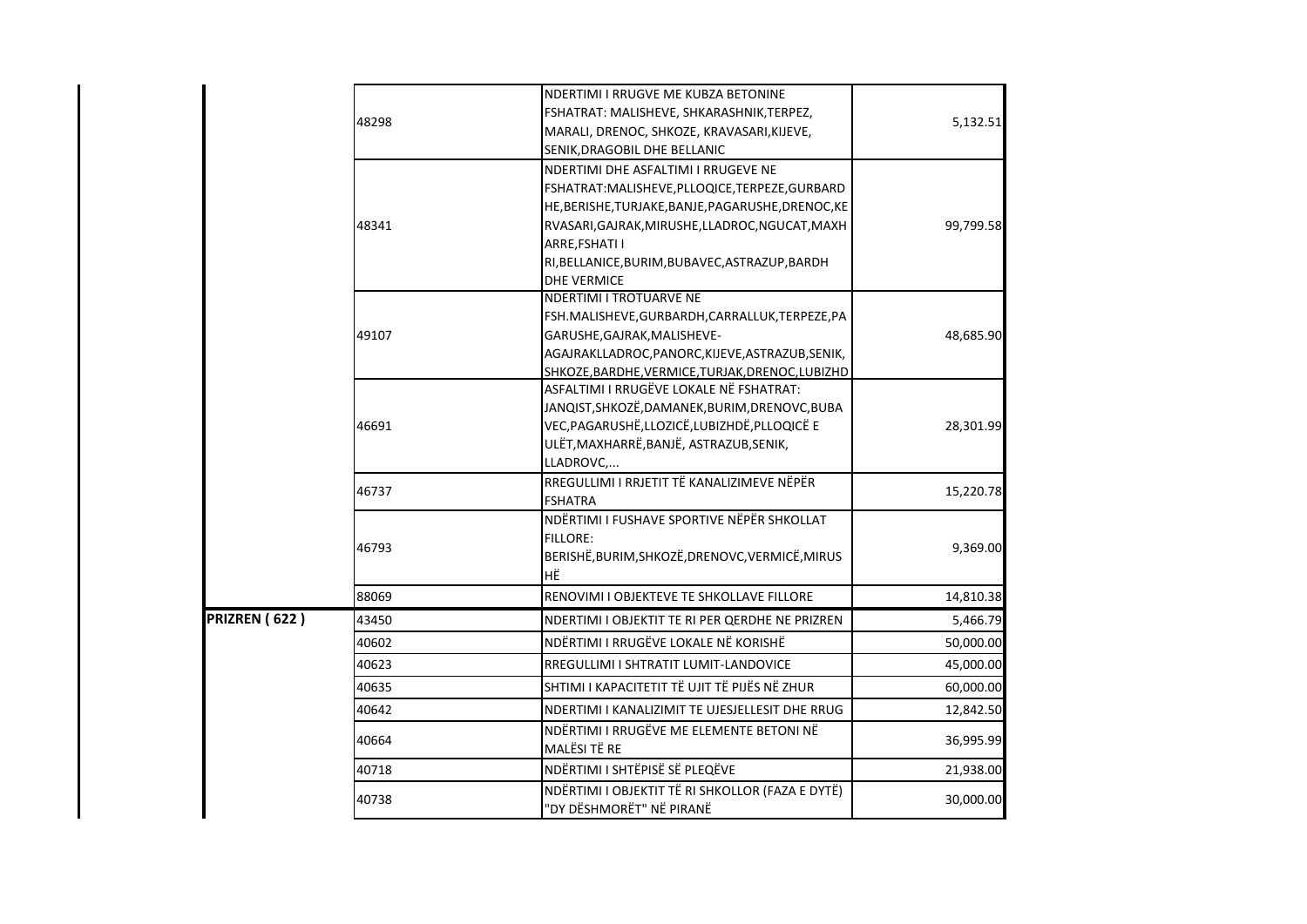| | | | |
|---|---|---|---|
| | 48298 | NDERTIMI I RRUGVE ME KUBZA BETONINE FSHATRAT: MALISHEVE, SHKARASHNIK,TERPEZ, MARALI, DRENOC, SHKOZE, KRAVASARI,KIJEVE, SENIK,DRAGOBIL DHE BELLANIC | 5,132.51 |
| | 48341 | NDERTIMI DHE ASFALTIMI I RRUGEVE NE FSHATRAT:MALISHEVE,PLLOQICE,TERPEZE,GURBARDHE,BERISHE,TURJAKE,BANJE,PAGARUSHE,DRENOC,KERVASARI,GAJRAK,MIRUSHE,LLADROC,NGUCAT,MAXHARRE,FSHATI I RI,BELLANICE,BURIM,BUBAVEC,ASTRAZUP,BARDH DHE VERMICE | 99,799.58 |
| | 49107 | NDERTIMI I TROTUARVE NE FSH.MALISHEVE,GURBARDH,CARRALLUK,TERPEZE,PAGARUSHE,GAJRAK,MALISHEVE-AGAJRAKLLADROC,PANORC,KIJEVE,ASTRAZUB,SENIK,SHKOZE,BARDHE,VERMICE,TURJAK,DRENOC,LUBIZHD | 48,685.90 |
| | 46691 | ASFALTIMI I RRUGËVE LOKALE NË FSHATRAT: JANQIST,SHKOZË,DAMANEK,BURIM,DRENOVC,BUBAVEC,PAGARUSHË,LLOZICË,LUBIZHDË,PLLOQICË E ULËT,MAXHARRË,BANJË, ASTRAZUB,SENIK, LLADROVC,... | 28,301.99 |
| | 46737 | RREGULLIMI I RRJETIT TË KANALIZIMEVE NËPËR FSHATRA | 15,220.78 |
| | 46793 | NDËRTIMI I FUSHAVE SPORTIVE NËPËR SHKOLLAT FILLORE: BERISHË,BURIM,SHKOZË,DRENOVC,VERMICË,MIRUSHË | 9,369.00 |
| | 88069 | RENOVIMI I OBJEKTEVE TE SHKOLLAVE FILLORE | 14,810.38 |
| **PRIZREN ( 622 )** | 43450 | NDERTIMI I OBJEKTIT TE RI PER QERDHE NE PRIZREN | 5,466.79 |
| | 40602 | NDËRTIMI I RRUGËVE LOKALE NË KORISHË | 50,000.00 |
| | 40623 | RREGULLIMI I SHTRATIT LUMIT-LANDOVICE | 45,000.00 |
| | 40635 | SHTIMI I KAPACITETIT TË UJIT TË PIJËS NË ZHUR | 60,000.00 |
| | 40642 | NDERTIMI I KANALIZIMIT TE UJESJELLESIT DHE RRUG | 12,842.50 |
| | 40664 | NDËRTIMI I RRUGËVE ME ELEMENTE BETONI NË MALËSI TË RE | 36,995.99 |
| | 40718 | NDËRTIMI I SHTËPISË SË PLEQËVE | 21,938.00 |
| | 40738 | NDËRTIMI I OBJEKTIT TË RI SHKOLLOR (FAZA E DYTË) "DY DËSHMORËT" NË PIRANË | 30,000.00 |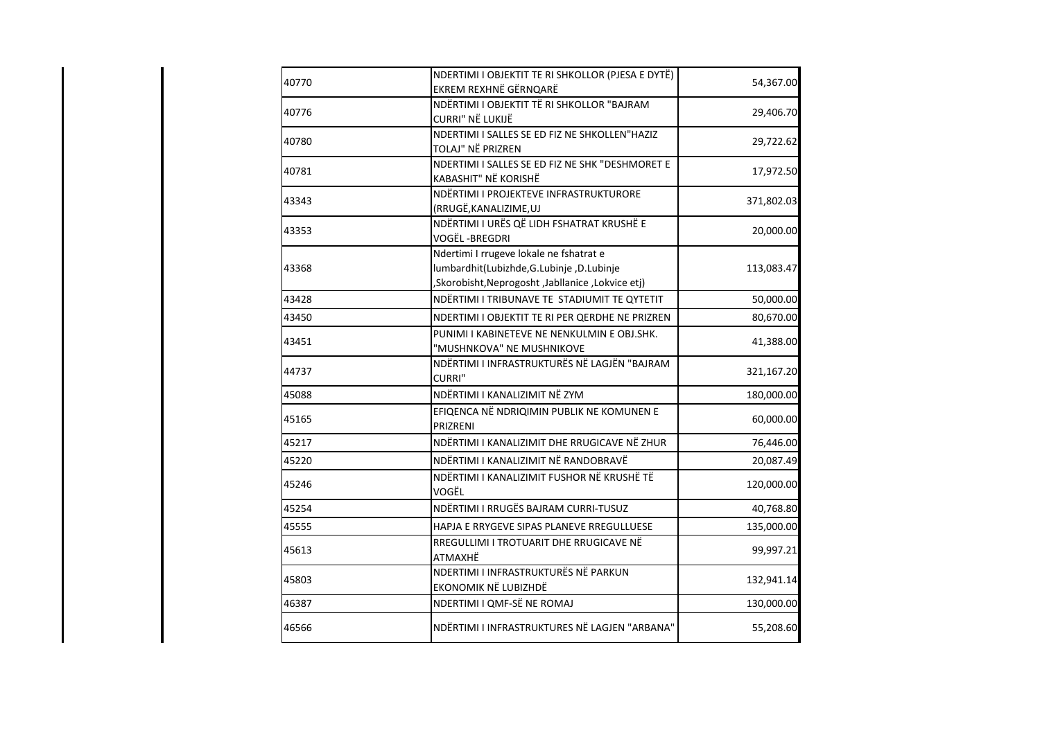| | | |
|---|---|---|
| 40770 | NDERTIMI I OBJEKTIT TE RI SHKOLLOR (PJESA E DYTË) EKREM REXHNË GËRNQARË | 54,367.00 |
| 40776 | NDËRTIMI I OBJEKTIT TË RI SHKOLLOR "BAJRAM CURRI" NË LUKIJË | 29,406.70 |
| 40780 | NDERTIMI I SALLES SE ED FIZ NE SHKOLLEN"HAZIZ TOLAJ" NË PRIZREN | 29,722.62 |
| 40781 | NDERTIMI I SALLES SE ED FIZ NE SHK "DESHMORET E KABASHIT" NË KORISHË | 17,972.50 |
| 43343 | NDËRTIMI I PROJEKTEVE INFRASTRUKTURORE (RRUGË,KANALIZIME,UJ | 371,802.03 |
| 43353 | NDËRTIMI I URËS QË LIDH FSHATRAT KRUSHË E VOGËL -BREGDRI | 20,000.00 |
| 43368 | Ndertimi I rrugeve lokale ne fshatrat e lumbardhit(Lubizhde,G.Lubinje ,D.Lubinje ,Skorobisht,Neprogosht ,Jabllanice ,Lokvice etj) | 113,083.47 |
| 43428 | NDËRTIMI I TRIBUNAVE TE STADIUMIT TE QYTETIT | 50,000.00 |
| 43450 | NDERTIMI I OBJEKTIT TE RI PER QERDHE NE PRIZREN | 80,670.00 |
| 43451 | PUNIMI I KABINETEVE NE NENKULMIN E OBJ.SHK. "MUSHNKOVA" NE MUSHNIKOVE | 41,388.00 |
| 44737 | NDËRTIMI I INFRASTRUKTURËS NË LAGJËN "BAJRAM CURRI" | 321,167.20 |
| 45088 | NDËRTIMI I KANALIZIMIT NË ZYM | 180,000.00 |
| 45165 | EFIQENCA NË NDRIQIMIN PUBLIK NE KOMUNEN E PRIZRENI | 60,000.00 |
| 45217 | NDËRTIMI I KANALIZIMIT DHE RRUGICAVE NË ZHUR | 76,446.00 |
| 45220 | NDËRTIMI I KANALIZIMIT NË RANDOBRAVË | 20,087.49 |
| 45246 | NDËRTIMI I KANALIZIMIT FUSHOR NË KRUSHË TË VOGËL | 120,000.00 |
| 45254 | NDËRTIMI I RRUGËS BAJRAM CURRI-TUSUZ | 40,768.80 |
| 45555 | HAPJA E RRYGEVE SIPAS PLANEVE RREGULLUESE | 135,000.00 |
| 45613 | RREGULLIMI I TROTUARIT DHE RRUGICAVE NË ATMAXHË | 99,997.21 |
| 45803 | NDERTIMI I INFRASTRUKTURËS NË PARKUN EKONOMIK NË LUBIZHDË | 132,941.14 |
| 46387 | NDERTIMI I QMF-SË NE ROMAJ | 130,000.00 |
| 46566 | NDËRTIMI I INFRASTRUKTURES NË LAGJEN "ARBANA" | 55,208.60 |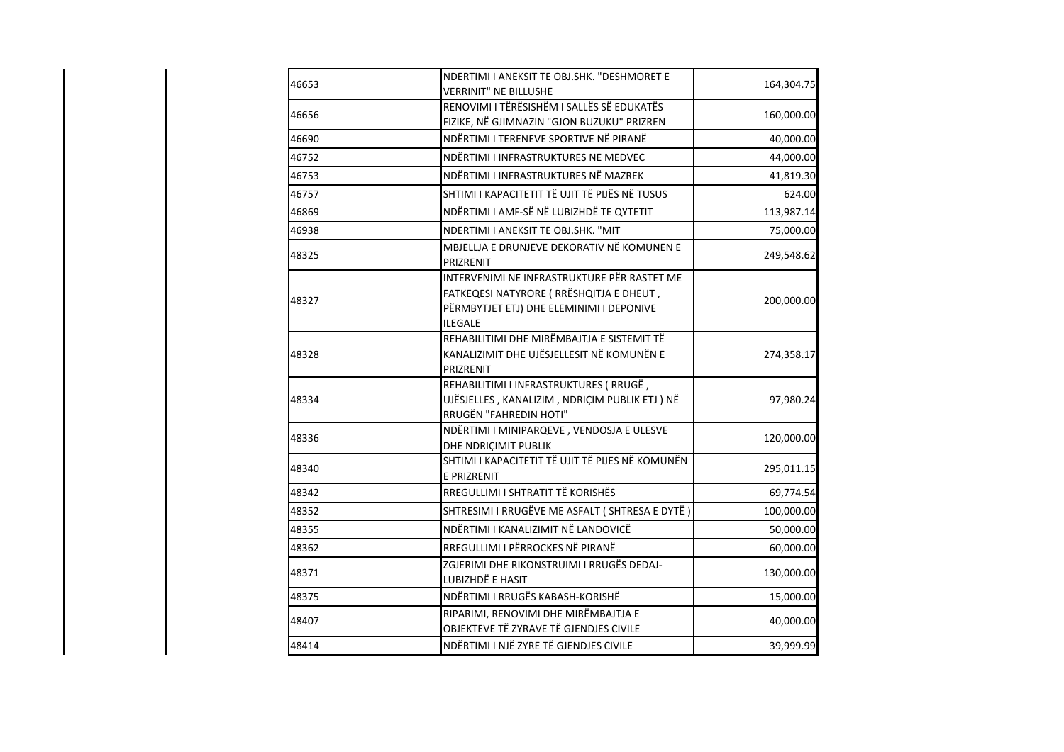| | | |
|---|---|---|
| 46653 | NDERTIMI I ANEKSIT TE OBJ.SHK. "DESHMORET E VERRINIT" NE BILLUSHE | 164,304.75 |
| 46656 | RENOVIMI I TËRËSISHËM I SALLËS SË EDUKATËS FIZIKE, NË GJIMNAZIN "GJON BUZUKU" PRIZREN | 160,000.00 |
| 46690 | NDËRTIMI I TERENEVE SPORTIVE NË PIRANË | 40,000.00 |
| 46752 | NDËRTIMI I INFRASTRUKTURES NE MEDVEC | 44,000.00 |
| 46753 | NDËRTIMI I INFRASTRUKTURES NË MAZREK | 41,819.30 |
| 46757 | SHTIMI I KAPACITETIT TË UJIT TË PIJËS NË TUSUS | 624.00 |
| 46869 | NDËRTIMI I AMF-SË NË LUBIZHDË TE QYTETIT | 113,987.14 |
| 46938 | NDERTIMI I ANEKSIT TE OBJ.SHK. "MIT | 75,000.00 |
| 48325 | MBJELLJA E DRUNJEVE DEKORATIV NË KOMUNEN E PRIZRENIT | 249,548.62 |
| 48327 | INTERVENIMI NE INFRASTRUKTURE PËR RASTET ME FATKEQESI NATYRORE ( RRËSHQITJA E DHEUT , PËRMBYTJET ETJ) DHE ELEMINIMI I DEPONIVE ILEGALE | 200,000.00 |
| 48328 | REHABILITIMI DHE MIRËMBAJTJA E SISTEMIT TË KANALIZIMIT DHE UJËSJELLESIT NË KOMUNËN E PRIZRENIT | 274,358.17 |
| 48334 | REHABILITIMI I INFRASTRUKTURES ( RRUGË , UJËSJELLES , KANALIZIM , NDRIÇIM PUBLIK ETJ ) NË RRUGËN "FAHREDIN HOTI" | 97,980.24 |
| 48336 | NDËRTIMI I MINIPARQEVE , VENDOSJA E ULESVE DHE NDRIÇIMIT PUBLIK | 120,000.00 |
| 48340 | SHTIMI I KAPACITETIT TË UJIT TË PIJES NË KOMUNËN E PRIZRENIT | 295,011.15 |
| 48342 | RREGULLIMI I SHTRATIT TË KORISHËS | 69,774.54 |
| 48352 | SHTRESIMI I RRUGËVE ME ASFALT ( SHTRESA E DYTË ) | 100,000.00 |
| 48355 | NDËRTIMI I KANALIZIMIT NË LANDOVICË | 50,000.00 |
| 48362 | RREGULLIMI I PËRROCKES NË PIRANË | 60,000.00 |
| 48371 | ZGJERIMI DHE RIKONSTRUIMI I RRUGËS DEDAJ-LUBIZHDË E HASIT | 130,000.00 |
| 48375 | NDËRTIMI I RRUGËS KABASH-KORISHË | 15,000.00 |
| 48407 | RIPARIMI, RENOVIMI DHE MIRËMBAJTJA E OBJEKTEVE TË ZYRAVE TË GJENDJES CIVILE | 40,000.00 |
| 48414 | NDËRTIMI I NJË ZYRE TË GJENDJES CIVILE | 39,999.99 |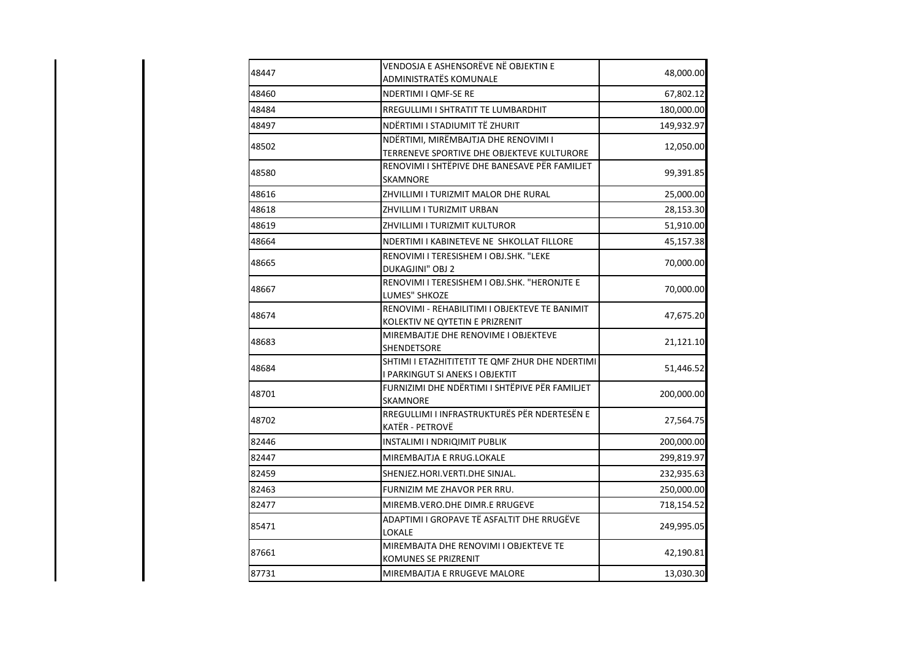| | | |
|---|---|---|
| 48447 | VENDOSJA E ASHENSORËVE NË OBJEKTIN E ADMINISTRATËS KOMUNALE | 48,000.00 |
| 48460 | NDERTIMI I QMF-SE RE | 67,802.12 |
| 48484 | RREGULLIMI I SHTRATIT TE LUMBARDHIT | 180,000.00 |
| 48497 | NDËRTIMI I STADIUMIT TË ZHURIT | 149,932.97 |
| 48502 | NDËRTIMI, MIRËMBAJTJA DHE RENOVIMI I TERRENEVE SPORTIVE DHE OBJEKTEVE KULTURORE | 12,050.00 |
| 48580 | RENOVIMI I SHTËPIVE DHE BANESAVE PËR FAMILJET SKAMNORE | 99,391.85 |
| 48616 | ZHVILLIMI I TURIZMIT MALOR DHE RURAL | 25,000.00 |
| 48618 | ZHVILLIM I TURIZMIT URBAN | 28,153.30 |
| 48619 | ZHVILLIMI I TURIZMIT KULTUROR | 51,910.00 |
| 48664 | NDERTIMI I KABINETEVE NE SHKOLLAT FILLORE | 45,157.38 |
| 48665 | RENOVIMI I TERESISHEM I OBJ.SHK. "LEKE DUKAGJINI" OBJ 2 | 70,000.00 |
| 48667 | RENOVIMI I TERESISHEM I OBJ.SHK. "HERONJTE E LUMES" SHKOZE | 70,000.00 |
| 48674 | RENOVIMI - REHABILITIMI I OBJEKTEVE TE BANIMIT KOLEKTIV NE QYTETIN E PRIZRENIT | 47,675.20 |
| 48683 | MIREMBAJTJE DHE RENOVIME I OBJEKTEVE SHENDETSORE | 21,121.10 |
| 48684 | SHTIMI I ETAZHITITETIT TE QMF ZHUR DHE NDERTIMI I PARKINGUT SI ANEKS I OBJEKTIT | 51,446.52 |
| 48701 | FURNIZIMI DHE NDËRTIMI I SHTËPIVE PËR FAMILJET SKAMNORE | 200,000.00 |
| 48702 | RREGULLIMI I INFRASTRUKTURËS PËR NDERTESËN E KATËR - PETROVË | 27,564.75 |
| 82446 | INSTALIMI I NDRIQIMIT PUBLIK | 200,000.00 |
| 82447 | MIREMBAJTJA E RRUG.LOKALE | 299,819.97 |
| 82459 | SHENJEZ.HORI.VERTI.DHE SINJAL. | 232,935.63 |
| 82463 | FURNIZIM ME ZHAVOR PER RRU. | 250,000.00 |
| 82477 | MIREMB.VERO.DHE DIMR.E RRUGEVE | 718,154.52 |
| 85471 | ADAPTIMI I GROPAVE TË ASFALTIT DHE RRUGËVE LOKALE | 249,995.05 |
| 87661 | MIREMBAJTA DHE RENOVIMI I OBJEKTEVE TE KOMUNES SE PRIZRENIT | 42,190.81 |
| 87731 | MIREMBAJTJA E RRUGEVE MALORE | 13,030.30 |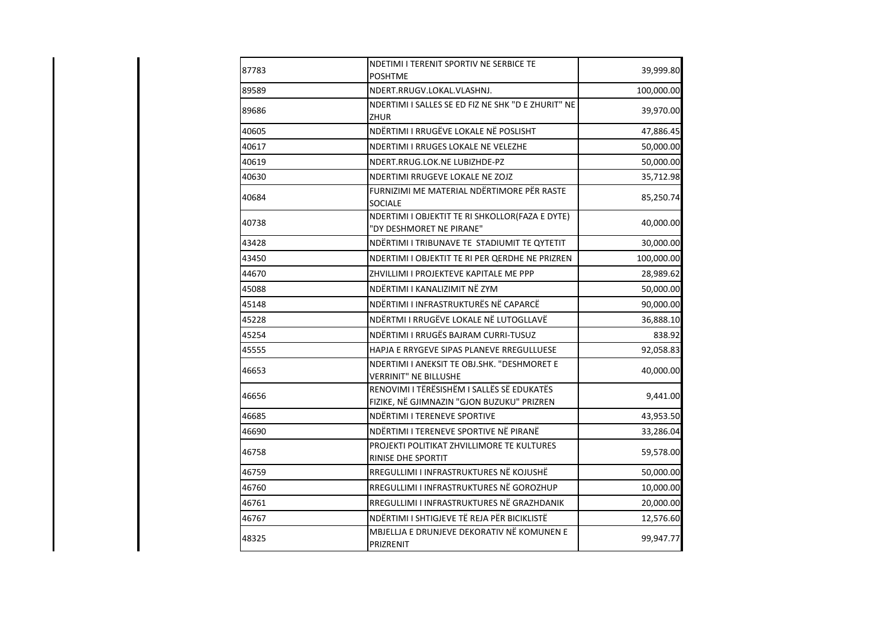| | | |
|---|---|---|
| 87783 | NDETIMI I TERENIT SPORTIV NE SERBICE TE POSHTME | 39,999.80 |
| 89589 | NDERT.RRUGV.LOKAL.VLASHNJ. | 100,000.00 |
| 89686 | NDERTIMI I SALLES SE ED FIZ NE SHK "D E ZHURIT" NE ZHUR | 39,970.00 |
| 40605 | NDËRTIMI I RRUGËVE LOKALE NË POSLISHT | 47,886.45 |
| 40617 | NDERTIMI I RRUGES LOKALE NE VELEZHE | 50,000.00 |
| 40619 | NDERT.RRUG.LOK.NE LUBIZHDE-PZ | 50,000.00 |
| 40630 | NDERTIMI RRUGEVE LOKALE NE ZOJZ | 35,712.98 |
| 40684 | FURNIZIMI ME MATERIAL NDËRTIMORE PËR RASTE SOCIALE | 85,250.74 |
| 40738 | NDERTIMI I OBJEKTIT TE RI SHKOLLOR(FAZA E DYTE) "DY DESHMORET NE PIRANE" | 40,000.00 |
| 43428 | NDËRTIMI I TRIBUNAVE TE STADIUMIT TE QYTETIT | 30,000.00 |
| 43450 | NDERTIMI I OBJEKTIT TE RI PER QERDHE NE PRIZREN | 100,000.00 |
| 44670 | ZHVILLIMI I PROJEKTEVE KAPITALE ME PPP | 28,989.62 |
| 45088 | NDËRTIMI I KANALIZIMIT NË ZYM | 50,000.00 |
| 45148 | NDËRTIMI I INFRASTRUKTURËS NË CAPARCË | 90,000.00 |
| 45228 | NDËRTMI I RRUGËVE LOKALE NË LUTOGLLAVË | 36,888.10 |
| 45254 | NDËRTIMI I RRUGËS BAJRAM CURRI-TUSUZ | 838.92 |
| 45555 | HAPJA E RRYGEVE SIPAS PLANEVE RREGULLUESE | 92,058.83 |
| 46653 | NDERTIMI I ANEKSIT TE OBJ.SHK. "DESHMORET E VERRINIT" NE BILLUSHE | 40,000.00 |
| 46656 | RENOVIMI I TËRËSISHËM I SALLËS SË EDUKATËS FIZIKE, NË GJIMNAZIN "GJON BUZUKU" PRIZREN | 9,441.00 |
| 46685 | NDËRTIMI I TERENEVE SPORTIVE | 43,953.50 |
| 46690 | NDËRTIMI I TERENEVE SPORTIVE NË PIRANË | 33,286.04 |
| 46758 | PROJEKTI POLITIKAT ZHVILLIMORE TE KULTURES RINISE DHE SPORTIT | 59,578.00 |
| 46759 | RREGULLIMI I INFRASTRUKTURES NË KOJUSHË | 50,000.00 |
| 46760 | RREGULLIMI I INFRASTRUKTURES NË GOROZHUP | 10,000.00 |
| 46761 | RREGULLIMI I INFRASTRUKTURES NË GRAZHDANIK | 20,000.00 |
| 46767 | NDËRTIMI I SHTIGJEVE TË REJA PËR BICIKLISTË | 12,576.60 |
| 48325 | MBJELLJA E DRUNJEVE DEKORATIV NË KOMUNEN E PRIZRENIT | 99,947.77 |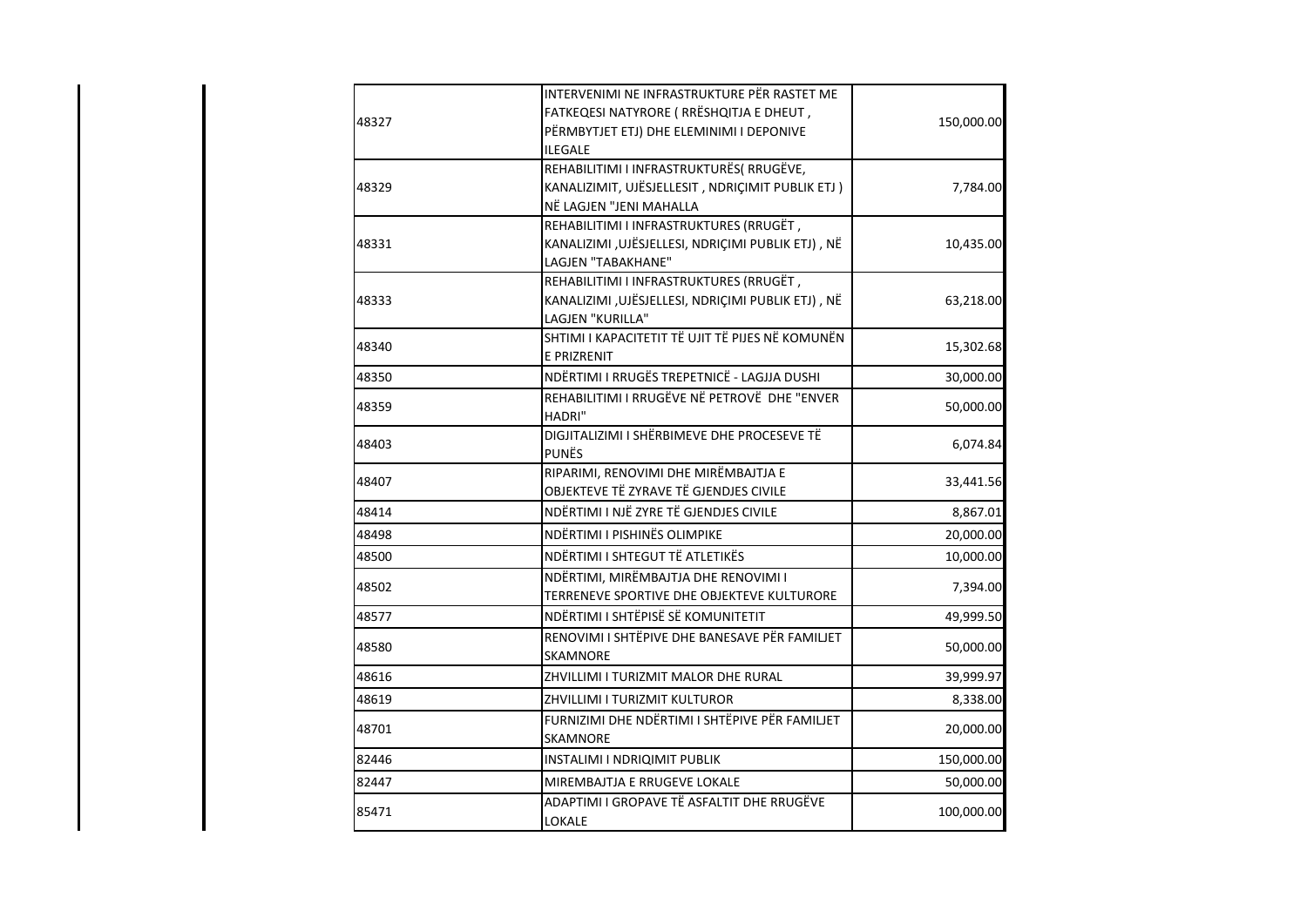| | | |
|---|---|---|
| 48327 | INTERVENIMI NE INFRASTRUKTURE PËR RASTET ME FATKEQESI NATYRORE ( RRËSHQITJA E DHEUT , PËRMBYTJET ETJ) DHE ELEMINIMI I DEPONIVE ILEGALE | 150,000.00 |
| 48329 | REHABILITIMI I INFRASTRUKTURËS( RRUGËVE, KANALIZIMIT, UJËSJELLESIT , NDRIÇIMIT PUBLIK ETJ ) NË LAGJEN "JENI MAHALLA | 7,784.00 |
| 48331 | REHABILITIMI I INFRASTRUKTURES (RRUGËT , KANALIZIMI ,UJËSJELLESI, NDRIÇIMI PUBLIK ETJ) , NË LAGJEN "TABAKHANE" | 10,435.00 |
| 48333 | REHABILITIMI I INFRASTRUKTURES (RRUGËT , KANALIZIMI ,UJËSJELLESI, NDRIÇIMI PUBLIK ETJ) , NË LAGJEN "KURILLA" | 63,218.00 |
| 48340 | SHTIMI I KAPACITETIT TË UJIT TË PIJES NË KOMUNËN E PRIZRENIT | 15,302.68 |
| 48350 | NDËRTIMI I RRUGËS TREPETNICË - LAGJJA DUSHI | 30,000.00 |
| 48359 | REHABILITIMI I RRUGËVE NË PETROVË DHE "ENVER HADRI" | 50,000.00 |
| 48403 | DIGJITALIZIMI I SHËRBIMEVE DHE PROCESEVE TË PUNËS | 6,074.84 |
| 48407 | RIPARIMI, RENOVIMI DHE MIRËMBAJTJA E OBJEKTEVE TË ZYRAVE TË GJENDJES CIVILE | 33,441.56 |
| 48414 | NDËRTIMI I NJË ZYRE TË GJENDJES CIVILE | 8,867.01 |
| 48498 | NDËRTIMI I PISHINËS OLIMPIKE | 20,000.00 |
| 48500 | NDËRTIMI I SHTEGUT TË ATLETIKËS | 10,000.00 |
| 48502 | NDËRTIMI, MIRËMBAJTJA DHE RENOVIMI I TERRENEVE SPORTIVE DHE OBJEKTEVE KULTURORE | 7,394.00 |
| 48577 | NDËRTIMI I SHTËPISË SË KOMUNITETIT | 49,999.50 |
| 48580 | RENOVIMI I SHTËPIVE DHE BANESAVE PËR FAMILJET SKAMNORE | 50,000.00 |
| 48616 | ZHVILLIMI I TURIZMIT MALOR DHE RURAL | 39,999.97 |
| 48619 | ZHVILLIMI I TURIZMIT KULTUROR | 8,338.00 |
| 48701 | FURNIZIMI DHE NDËRTIMI I SHTËPIVE PËR FAMILJET SKAMNORE | 20,000.00 |
| 82446 | INSTALIMI I NDRIQIMIT PUBLIK | 150,000.00 |
| 82447 | MIREMBAJTJA E RRUGEVE LOKALE | 50,000.00 |
| 85471 | ADAPTIMI I GROPAVE TË ASFALTIT DHE RRUGËVE LOKALE | 100,000.00 |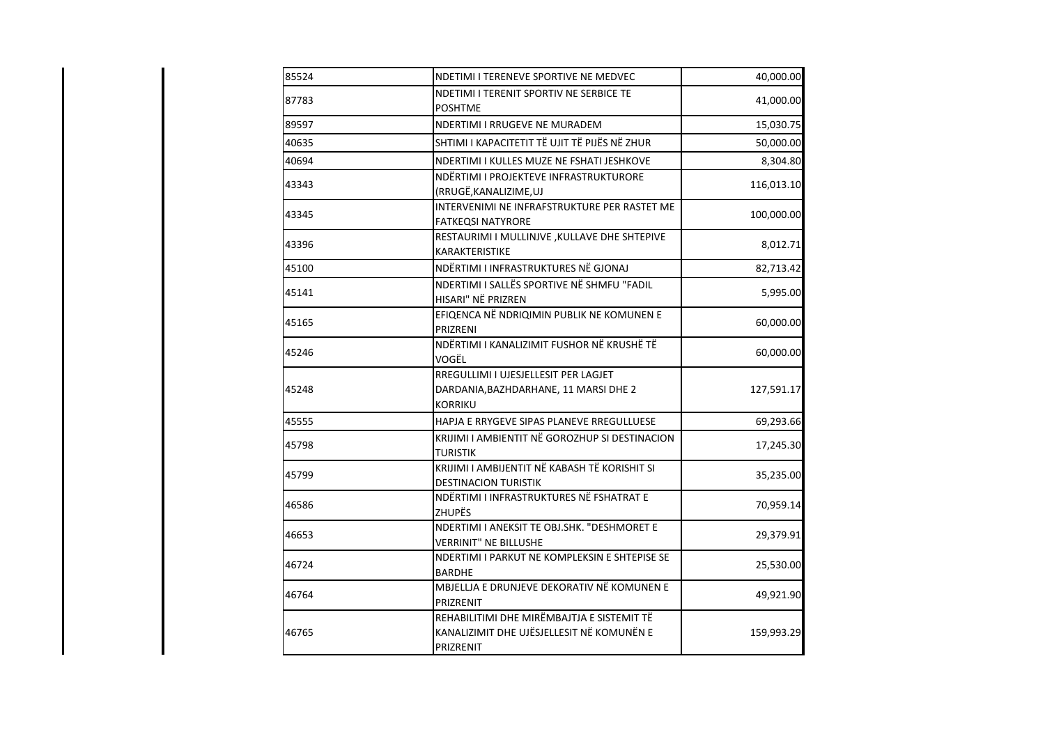| | | |
|---|---|---|
| 85524 | NDETIMI I TERENEVE SPORTIVE NE MEDVEC | 40,000.00 |
| 87783 | NDETIMI I TERENIT SPORTIV NE SERBICE TE POSHTME | 41,000.00 |
| 89597 | NDERTIMI I RRUGEVE NE MURADEM | 15,030.75 |
| 40635 | SHTIMI I KAPACITETIT TË UJIT TË PIJËS NË ZHUR | 50,000.00 |
| 40694 | NDERTIMI I KULLES MUZE NE FSHATI JESHKOVE | 8,304.80 |
| 43343 | NDËRTIMI I PROJEKTEVE INFRASTRUKTURORE (RRUGË,KANALIZIME,UJ | 116,013.10 |
| 43345 | INTERVENIMI NE INFRAFSTRUKTURE PER RASTET ME FATKEQSI NATYRORE | 100,000.00 |
| 43396 | RESTAURIMI I MULLINJVE ,KULLAVE DHE SHTEPIVE KARAKTERISTIKE | 8,012.71 |
| 45100 | NDËRTIMI I INFRASTRUKTURES NË GJONAJ | 82,713.42 |
| 45141 | NDERTIMI I SALLËS SPORTIVE NË SHMFU "FADIL HISARI" NË PRIZREN | 5,995.00 |
| 45165 | EFIQENCA NË NDRIQIMIN PUBLIK NE KOMUNEN E PRIZRENI | 60,000.00 |
| 45246 | NDËRTIMI I KANALIZIMIT FUSHOR NË KRUSHË TË VOGËL | 60,000.00 |
| 45248 | RREGULLIMI I UJESJELLESIT PER LAGJET DARDANIA,BAZHDARHANE, 11 MARSI DHE 2 KORRIKU | 127,591.17 |
| 45555 | HAPJA E RRYGEVE SIPAS PLANEVE RREGULLUESE | 69,293.66 |
| 45798 | KRIJIMI I AMBIENTIT NË GOROZHUP SI DESTINACION TURISTIK | 17,245.30 |
| 45799 | KRIJIMI I AMBIJENTIT NË KABASH TË KORISHIT SI DESTINACION TURISTIK | 35,235.00 |
| 46586 | NDËRTIMI I INFRASTRUKTURES NË FSHATRAT E ZHUPËS | 70,959.14 |
| 46653 | NDERTIMI I ANEKSIT TE OBJ.SHK. "DESHMORET E VERRINIT" NE BILLUSHE | 29,379.91 |
| 46724 | NDERTIMI I PARKUT NE KOMPLEKSIN E SHTEPISE SE BARDHE | 25,530.00 |
| 46764 | MBJELLJA E DRUNJEVE DEKORATIV NË KOMUNEN E PRIZRENIT | 49,921.90 |
| 46765 | REHABILITIMI DHE MIRËMBAJTJA E SISTEMIT TË KANALIZIMIT DHE UJËSJELLESIT NË KOMUNËN E PRIZRENIT | 159,993.29 |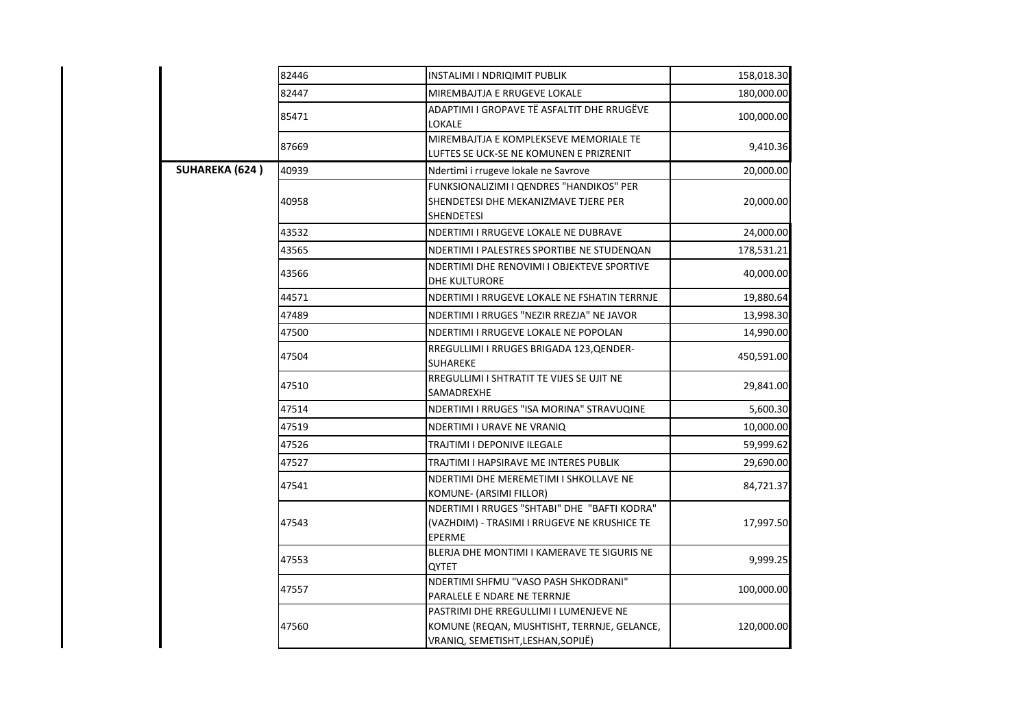| | | | |
|---|---|---|---|
| | 82446 | INSTALIMI I NDRIQIMIT PUBLIK | 158,018.30 |
| | 82447 | MIREMBAJTJA E RRUGEVE LOKALE | 180,000.00 |
| | 85471 | ADAPTIMI I GROPAVE TË ASFALTIT DHE RRUGËVE LOKALE | 100,000.00 |
| | 87669 | MIREMBAJTJA E KOMPLEKSEVE MEMORIALE TE LUFTES SE UCK-SE NE KOMUNEN E PRIZRENIT | 9,410.36 |
| **SUHAREKA (624 )** | 40939 | Ndertimi i rrugeve lokale ne Savrove | 20,000.00 |
| | 40958 | FUNKSIONALIZIMI I QENDRES "HANDIKOS" PER SHENDETESI DHE MEKANIZMAVE TJERE PER SHENDETESI | 20,000.00 |
| | 43532 | NDERTIMI I RRUGEVE LOKALE NE DUBRAVE | 24,000.00 |
| | 43565 | NDERTIMI I PALESTRES SPORTIBE NE STUDENQAN | 178,531.21 |
| | 43566 | NDERTIMI DHE RENOVIMI I OBJEKTEVE SPORTIVE DHE KULTURORE | 40,000.00 |
| | 44571 | NDERTIMI I RRUGEVE LOKALE NE FSHATIN TERRNJE | 19,880.64 |
| | 47489 | NDERTIMI I RRUGES "NEZIR RREZJA" NE JAVOR | 13,998.30 |
| | 47500 | NDERTIMI I RRUGEVE LOKALE NE POPOLAN | 14,990.00 |
| | 47504 | RREGULLIMI I RRUGES BRIGADA 123,QENDER-SUHAREKE | 450,591.00 |
| | 47510 | RREGULLIMI I SHTRATIT TE VIJES SE UJIT NE SAMADREXHE | 29,841.00 |
| | 47514 | NDERTIMI I RRUGES "ISA MORINA" STRAVUQINE | 5,600.30 |
| | 47519 | NDERTIMI I URAVE NE VRANIQ | 10,000.00 |
| | 47526 | TRAJTIMI I DEPONIVE ILEGALE | 59,999.62 |
| | 47527 | TRAJTIMI I HAPSIRAVE ME INTERES PUBLIK | 29,690.00 |
| | 47541 | NDERTIMI DHE MEREMETIMI I SHKOLLAVE NE KOMUNE- (ARSIMI FILLOR) | 84,721.37 |
| | 47543 | NDERTIMI I RRUGES "SHTABI" DHE "BAFTI KODRA" (VAZHDIM) - TRASIMI I RRUGEVE NE KRUSHICE TE EPERME | 17,997.50 |
| | 47553 | BLERJA DHE MONTIMI I KAMERAVE TE SIGURIS NE QYTET | 9,999.25 |
| | 47557 | NDERTIMI SHFMU "VASO PASH SHKODRANI" PARALELE E NDARE NE TERRNJE | 100,000.00 |
| | 47560 | PASTRIMI DHE RREGULLIMI I LUMENJEVE NE KOMUNE (REQAN, MUSHTISHT, TERRNJE, GELANCE, VRANIQ, SEMETISHT,LESHAN,SOPIJË) | 120,000.00 |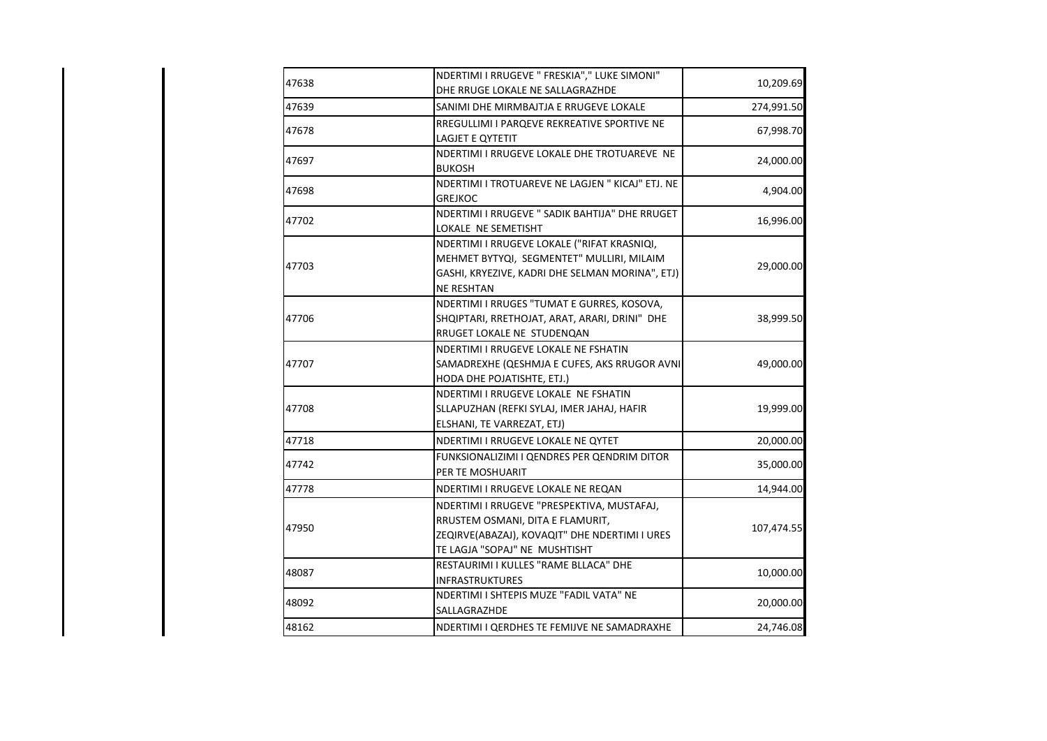| | | |
|---|---|---|
| 47638 | NDERTIMI I RRUGEVE " FRESKIA"," LUKE SIMONI" DHE RRUGE LOKALE NE SALLAGRAZHDE | 10,209.69 |
| 47639 | SANIMI DHE MIRMBAJTJA E RRUGEVE LOKALE | 274,991.50 |
| 47678 | RREGULLIMI I PARQEVE REKREATIVE SPORTIVE NE LAGJET E QYTETIT | 67,998.70 |
| 47697 | NDERTIMI I RRUGEVE LOKALE DHE TROTUAREVE NE BUKOSH | 24,000.00 |
| 47698 | NDERTIMI I TROTUAREVE NE LAGJEN " KICAJ" ETJ. NE GREJKOC | 4,904.00 |
| 47702 | NDERTIMI I RRUGEVE " SADIK BAHTIJA" DHE RRUGET LOKALE NE SEMETISHT | 16,996.00 |
| 47703 | NDERTIMI I RRUGEVE LOKALE ("RIFAT KRASNIQI, MEHMET BYTYQI, SEGMENTET" MULLIRI, MILAIM GASHI, KRYEZIVE, KADRI DHE SELMAN MORINA", ETJ) NE RESHTAN | 29,000.00 |
| 47706 | NDERTIMI I RRUGES "TUMAT E GURRES, KOSOVA, SHQIPTARI, RRETHOJAT, ARAT, ARARI, DRINI" DHE RRUGET LOKALE NE STUDENQAN | 38,999.50 |
| 47707 | NDERTIMI I RRUGEVE LOKALE NE FSHATIN SAMADREXHE (QESHMJA E CUFES, AKS RRUGOR AVNI HODA DHE POJATISHTE, ETJ.) | 49,000.00 |
| 47708 | NDERTIMI I RRUGEVE LOKALE NE FSHATIN SLLAPUZHAN (REFKI SYLAJ, IMER JAHAJ, HAFIR ELSHANI, TE VARREZAT, ETJ) | 19,999.00 |
| 47718 | NDERTIMI I RRUGEVE LOKALE NE QYTET | 20,000.00 |
| 47742 | FUNKSIONALIZIMI I QENDRES PER QENDRIM DITOR PER TE MOSHUARIT | 35,000.00 |
| 47778 | NDERTIMI I RRUGEVE LOKALE NE REQAN | 14,944.00 |
| 47950 | NDERTIMI I RRUGEVE "PRESPEKTIVA, MUSTAFAJ, RRUSTEM OSMANI, DITA E FLAMURIT, ZEQIRVE(ABAZAJ), KOVAQIT" DHE NDERTIMI I URES TE LAGJA "SOPAJ" NE MUSHTISHT | 107,474.55 |
| 48087 | RESTAURIMI I KULLES "RAME BLLACA" DHE INFRASTRUKTURES | 10,000.00 |
| 48092 | NDERTIMI I SHTEPIS MUZE "FADIL VATA" NE SALLAGRAZHDE | 20,000.00 |
| 48162 | NDERTIMI I QERDHES TE FEMIJVE NE SAMADRAXHE | 24,746.08 |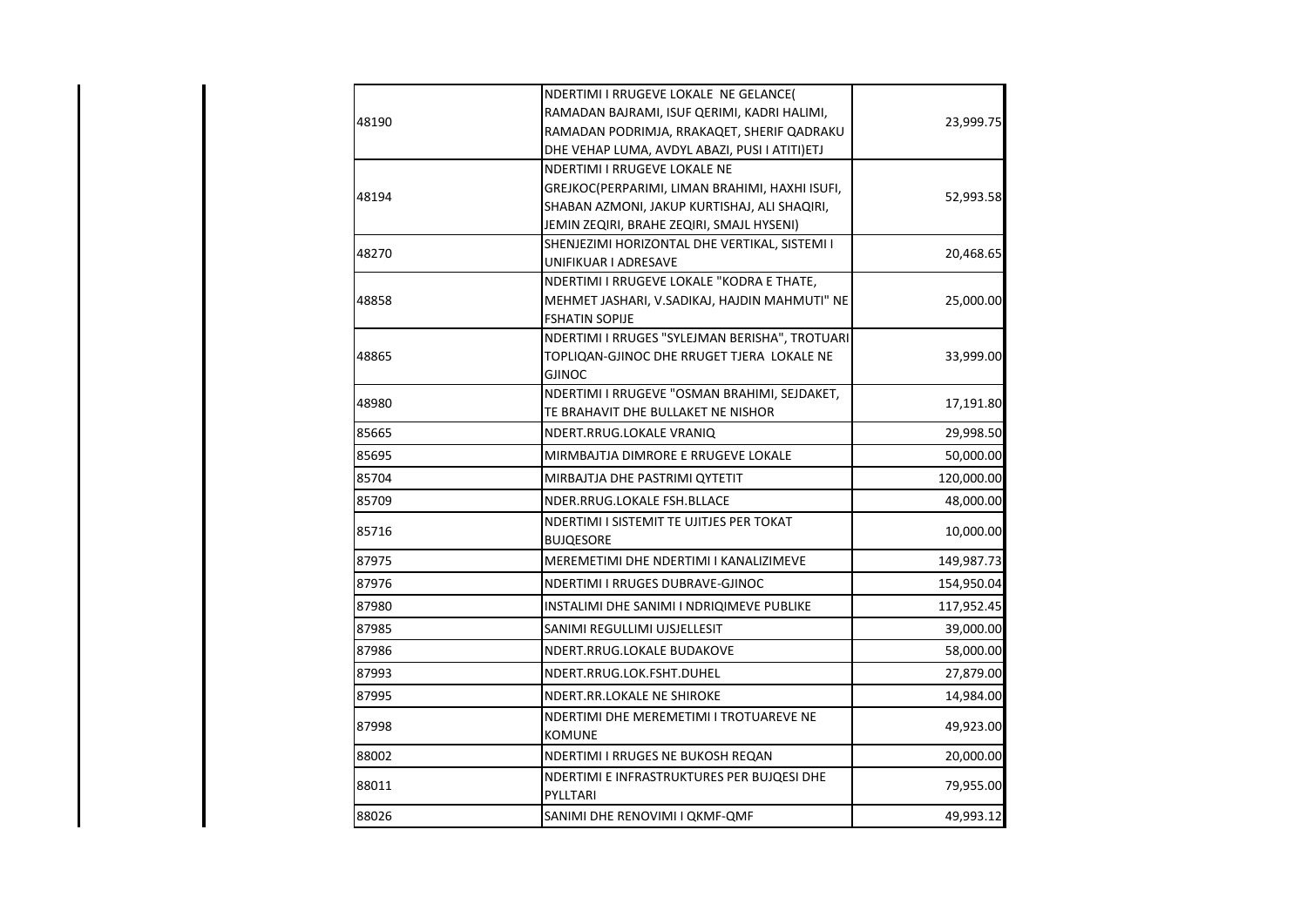| | | |
|---|---|---|
| 48190 | NDERTIMI I RRUGEVE LOKALE NE GELANCE( RAMADAN BAJRAMI, ISUF QERIMI, KADRI HALIMI, RAMADAN PODRIMJA, RRAKAQET, SHERIF QADRAKU DHE VEHAP LUMA, AVDYL ABAZI, PUSI I ATITI)ETJ | 23,999.75 |
| 48194 | NDERTIMI I RRUGEVE LOKALE NE GREJKOC(PERPARIMI, LIMAN BRAHIMI, HAXHI ISUFI, SHABAN AZMONI, JAKUP KURTISHAJ, ALI SHAQIRI, JEMIN ZEQIRI, BRAHE ZEQIRI, SMAJL HYSENI) | 52,993.58 |
| 48270 | SHENJEZIMI HORIZONTAL DHE VERTIKAL, SISTEMI I UNIFIKUAR I ADRESAVE | 20,468.65 |
| 48858 | NDERTIMI I RRUGEVE LOKALE "KODRA E THATE, MEHMET JASHARI, V.SADIKAJ, HAJDIN MAHMUTI" NE FSHATIN SOPIJE | 25,000.00 |
| 48865 | NDERTIMI I RRUGES "SYLEJMAN BERISHA", TROTUARI TOPLIQAN-GJINOC DHE RRUGET TJERA LOKALE NE GJINOC | 33,999.00 |
| 48980 | NDERTIMI I RRUGEVE "OSMAN BRAHIMI, SEJDAKET, TE BRAHAVIT DHE BULLAKET NE NISHOR | 17,191.80 |
| 85665 | NDERT.RRUG.LOKALE VRANIQ | 29,998.50 |
| 85695 | MIRMBAJTJA DIMRORE E RRUGEVE LOKALE | 50,000.00 |
| 85704 | MIRBAJTJA DHE PASTRIMI QYTETIT | 120,000.00 |
| 85709 | NDER.RRUG.LOKALE FSH.BLLACE | 48,000.00 |
| 85716 | NDERTIMI I SISTEMIT TE UJITJES PER TOKAT BUJQESORE | 10,000.00 |
| 87975 | MEREMETIMI DHE NDERTIMI I KANALIZIMEVE | 149,987.73 |
| 87976 | NDERTIMI I RRUGES DUBRAVE-GJINOC | 154,950.04 |
| 87980 | INSTALIMI DHE SANIMI I NDRIQIMEVE PUBLIKE | 117,952.45 |
| 87985 | SANIMI REGULLIMI UJSJELLESIT | 39,000.00 |
| 87986 | NDERT.RRUG.LOKALE BUDAKOVE | 58,000.00 |
| 87993 | NDERT.RRUG.LOK.FSHT.DUHEL | 27,879.00 |
| 87995 | NDERT.RR.LOKALE NE SHIROKE | 14,984.00 |
| 87998 | NDERTIMI DHE MEREMETIMI I TROTUAREVE NE KOMUNE | 49,923.00 |
| 88002 | NDERTIMI I RRUGES NE BUKOSH REQAN | 20,000.00 |
| 88011 | NDERTIMI E INFRASTRUKTURES PER BUJQESI DHE PYLLTARI | 79,955.00 |
| 88026 | SANIMI DHE RENOVIMI I QKMF-QMF | 49,993.12 |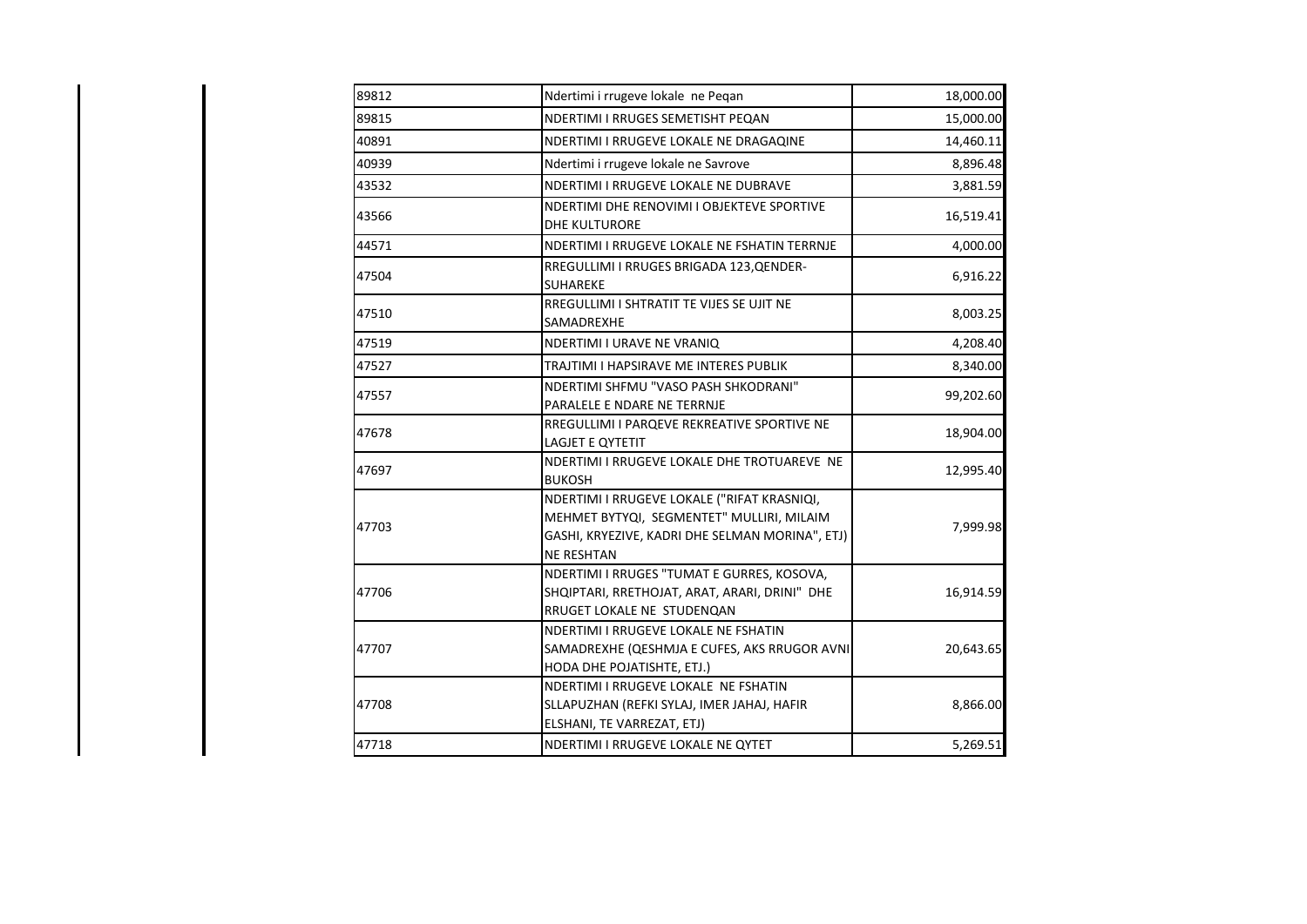| | | |
|---|---|---|
| 89812 | Ndertimi i rrugeve lokale ne Peqan | 18,000.00 |
| 89815 | NDERTIMI I RRUGES SEMETISHT PEQAN | 15,000.00 |
| 40891 | NDERTIMI I RRUGEVE LOKALE NE DRAGAQINE | 14,460.11 |
| 40939 | Ndertimi i rrugeve lokale ne Savrove | 8,896.48 |
| 43532 | NDERTIMI I RRUGEVE LOKALE NE DUBRAVE | 3,881.59 |
| 43566 | NDERTIMI DHE RENOVIMI I OBJEKTEVE SPORTIVE DHE KULTURORE | 16,519.41 |
| 44571 | NDERTIMI I RRUGEVE LOKALE NE FSHATIN TERRNJE | 4,000.00 |
| 47504 | RREGULLIMI I RRUGES BRIGADA 123,QENDER-SUHAREKE | 6,916.22 |
| 47510 | RREGULLIMI I SHTRATIT TE VIJES SE UJIT NE SAMADREXHE | 8,003.25 |
| 47519 | NDERTIMI I URAVE NE VRANIQ | 4,208.40 |
| 47527 | TRAJTIMI I HAPSIRAVE ME INTERES PUBLIK | 8,340.00 |
| 47557 | NDERTIMI SHFMU "VASO PASH SHKODRANI" PARALELE E NDARE NE TERRNJE | 99,202.60 |
| 47678 | RREGULLIMI I PARQEVE REKREATIVE SPORTIVE NE LAGJET E QYTETIT | 18,904.00 |
| 47697 | NDERTIMI I RRUGEVE LOKALE DHE TROTUAREVE NE BUKOSH | 12,995.40 |
| 47703 | NDERTIMI I RRUGEVE LOKALE ("RIFAT KRASNIQI, MEHMET BYTYQI, SEGMENTET" MULLIRI, MILAIM GASHI, KRYEZIVE, KADRI DHE SELMAN MORINA", ETJ) NE RESHTAN | 7,999.98 |
| 47706 | NDERTIMI I RRUGES "TUMAT E GURRES, KOSOVA, SHQIPTARI, RRETHOJAT, ARAT, ARARI, DRINI" DHE RRUGET LOKALE NE STUDENQAN | 16,914.59 |
| 47707 | NDERTIMI I RRUGEVE LOKALE NE FSHATIN SAMADREXHE (QESHMJA E CUFES, AKS RRUGOR AVNI HODA DHE POJATISHTE, ETJ.) | 20,643.65 |
| 47708 | NDERTIMI I RRUGEVE LOKALE NE FSHATIN SLLAPUZHAN (REFKI SYLAJ, IMER JAHAJ, HAFIR ELSHANI, TE VARREZAT, ETJ) | 8,866.00 |
| 47718 | NDERTIMI I RRUGEVE LOKALE NE QYTET | 5,269.51 |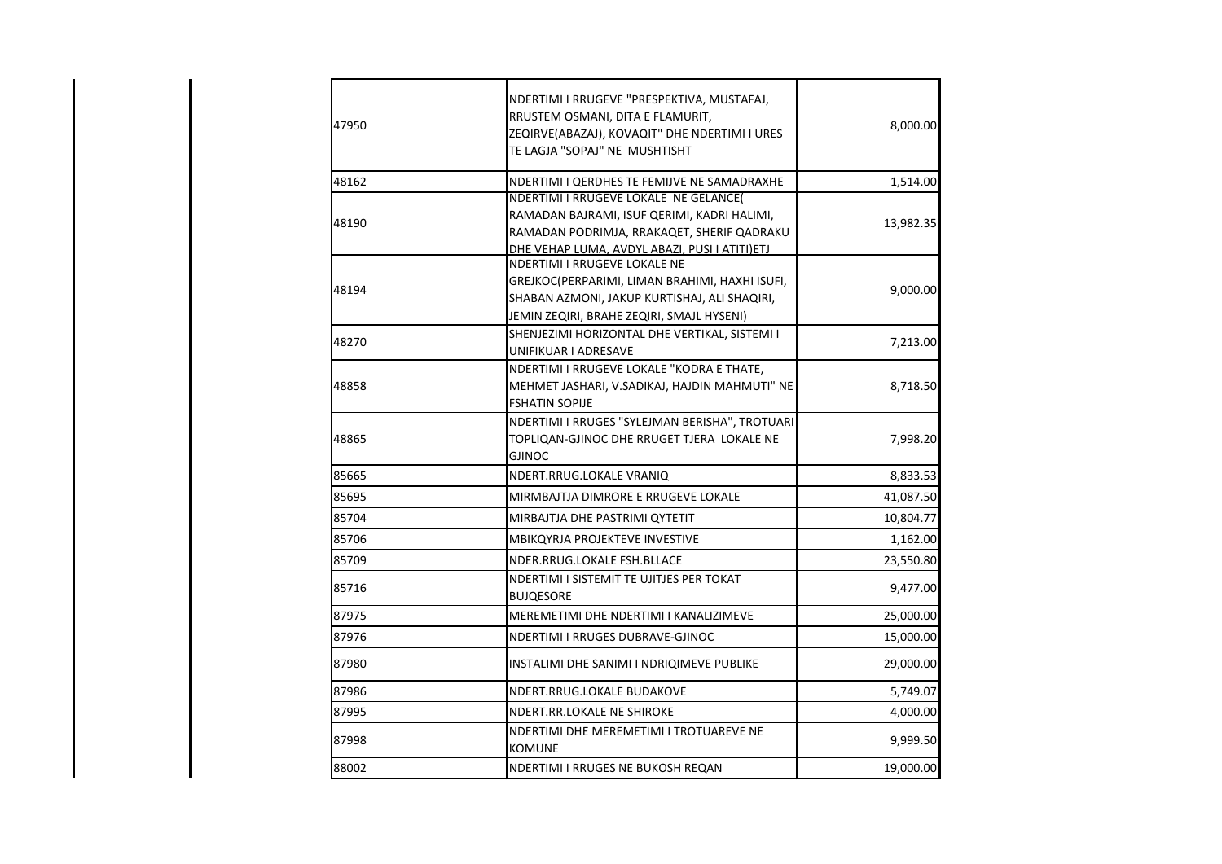| | | |
|---|---|---|
| 47950 | NDERTIMI I RRUGEVE "PRESPEKTIVA, MUSTAFAJ, RRUSTEM OSMANI, DITA E FLAMURIT, ZEQIRVE(ABAZAJ), KOVAQIT" DHE NDERTIMI I URES TE LAGJA "SOPAJ" NE MUSHTISHT | 8,000.00 |
| 48162 | NDERTIMI I QERDHES TE FEMIJVE NE SAMADRAXHE | 1,514.00 |
| 48190 | NDERTIMI I RRUGEVE LOKALE NE GELANCE( RAMADAN BAJRAMI, ISUF QERIMI, KADRI HALIMI, RAMADAN PODRIMJA, RRAKAQET, SHERIF QADRAKU DHE VEHAP LUMA, AVDYL ABAZI, PUSI I ATITI)ETJ | 13,982.35 |
| 48194 | NDERTIMI I RRUGEVE LOKALE NE GREJKOC(PERPARIMI, LIMAN BRAHIMI, HAXHI ISUFI, SHABAN AZMONI, JAKUP KURTISHAJ, ALI SHAQIRI, JEMIN ZEQIRI, BRAHE ZEQIRI, SMAJL HYSENI) | 9,000.00 |
| 48270 | SHENJEZIMI HORIZONTAL DHE VERTIKAL, SISTEMI I UNIFIKUAR I ADRESAVE | 7,213.00 |
| 48858 | NDERTIMI I RRUGEVE LOKALE "KODRA E THATE, MEHMET JASHARI, V.SADIKAJ, HAJDIN MAHMUTI" NE FSHATIN SOPIJE | 8,718.50 |
| 48865 | NDERTIMI I RRUGES "SYLEJMAN BERISHA", TROTUARI TOPLIQAN-GJINOC DHE RRUGET TJERA LOKALE NE GJINOC | 7,998.20 |
| 85665 | NDERT.RRUG.LOKALE VRANIQ | 8,833.53 |
| 85695 | MIRMBAJTJA DIMRORE E RRUGEVE LOKALE | 41,087.50 |
| 85704 | MIRBAJTJA DHE PASTRIMI QYTETIT | 10,804.77 |
| 85706 | MBIKQYRJA PROJEKTEVE INVESTIVE | 1,162.00 |
| 85709 | NDER.RRUG.LOKALE FSH.BLLACE | 23,550.80 |
| 85716 | NDERTIMI I SISTEMIT TE UJITJES PER TOKAT BUJQESORE | 9,477.00 |
| 87975 | MEREMETIMI DHE NDERTIMI I KANALIZIMEVE | 25,000.00 |
| 87976 | NDERTIMI I RRUGES DUBRAVE-GJINOC | 15,000.00 |
| 87980 | INSTALIMI DHE SANIMI I NDRIQIMEVE PUBLIKE | 29,000.00 |
| 87986 | NDERT.RRUG.LOKALE BUDAKOVE | 5,749.07 |
| 87995 | NDERT.RR.LOKALE NE SHIROKE | 4,000.00 |
| 87998 | NDERTIMI DHE MEREMETIMI I TROTUAREVE NE KOMUNE | 9,999.50 |
| 88002 | NDERTIMI I RRUGES NE BUKOSH REQAN | 19,000.00 |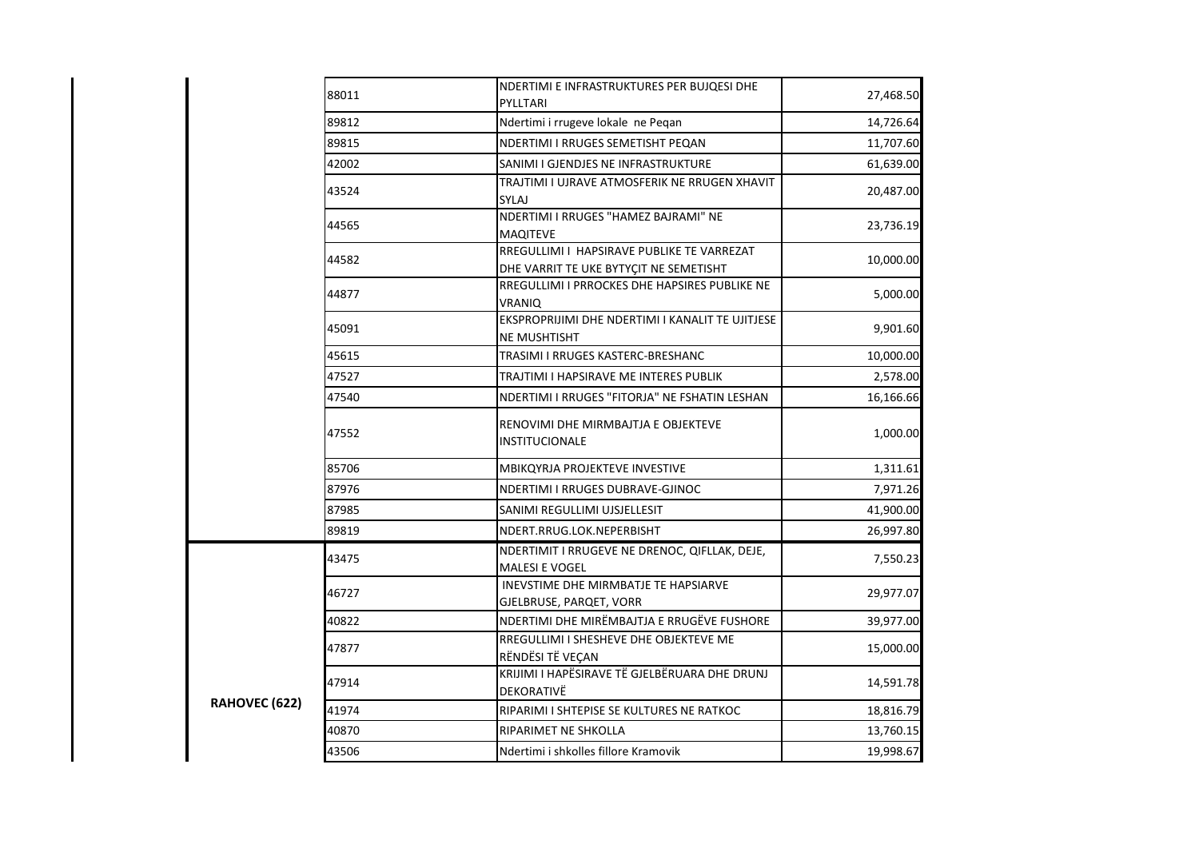| | | | |
|---|---|---|---|
| | 88011 | NDERTIMI E INFRASTRUKTURES PER BUJQESI DHE PYLLTARI | 27,468.50 |
| | 89812 | Ndertimi i rrugeve lokale ne Peqan | 14,726.64 |
| | 89815 | NDERTIMI I RRUGES SEMETISHT PEQAN | 11,707.60 |
| | 42002 | SANIMI I GJENDJES NE INFRASTRUKTURE | 61,639.00 |
| | 43524 | TRAJTIMI I UJRAVE ATMOSFERIK NE RRUGEN XHAVIT SYLAJ | 20,487.00 |
| | 44565 | NDERTIMI I RRUGES "HAMEZ BAJRAMI" NE MAQITEVE | 23,736.19 |
| | 44582 | RREGULLIMI I HAPSIRAVE PUBLIKE TE VARREZAT DHE VARRIT TE UKE BYTYÇIT NE SEMETISHT | 10,000.00 |
| | 44877 | RREGULLIMI I PRROCKES DHE HAPSIRES PUBLIKE NE VRANIQ | 5,000.00 |
| | 45091 | EKSPROPRIJIMI DHE NDERTIMI I KANALIT TE UJITJESE NE MUSHTISHT | 9,901.60 |
| | 45615 | TRASIMI I RRUGES KASTERC-BRESHANC | 10,000.00 |
| | 47527 | TRAJTIMI I HAPSIRAVE ME INTERES PUBLIK | 2,578.00 |
| | 47540 | NDERTIMI I RRUGES "FITORJA" NE FSHATIN LESHAN | 16,166.66 |
| | 47552 | RENOVIMI DHE MIRMBAJTJA E OBJEKTEVE INSTITUCIONALE | 1,000.00 |
| | 85706 | MBIKQYRJA PROJEKTEVE INVESTIVE | 1,311.61 |
| | 87976 | NDERTIMI I RRUGES DUBRAVE-GJINOC | 7,971.26 |
| | 87985 | SANIMI REGULLIMI UJSJELLESIT | 41,900.00 |
| | 89819 | NDERT.RRUG.LOK.NEPERBISHT | 26,997.80 |
| **RAHOVEC (622)** | 43475 | NDERTIMIT I RRUGEVE NE DRENOC, QIFLLAK, DEJE, MALESI E VOGEL | 7,550.23 |
| | 46727 | INEVSTIME DHE MIRMBATJE TE HAPSIARVE GJELBRUSE, PARQET, VORR | 29,977.07 |
| | 40822 | NDERTIMI DHE MIRËMBAJTJA E RRUGËVE FUSHORE | 39,977.00 |
| | 47877 | RREGULLIMI I SHESHEVE DHE OBJEKTEVE ME RËNDËSI TË VEÇAN | 15,000.00 |
| | 47914 | KRIJIMI I HAPËSIRAVE TË GJELBËRUARA DHE DRUNJ DEKORATIVË | 14,591.78 |
| | 41974 | RIPARIMI I SHTEPISE SE KULTURES NE RATKOC | 18,816.79 |
| | 40870 | RIPARIMET NE SHKOLLA | 13,760.15 |
| | 43506 | Ndertimi i shkolles fillore Kramovik | 19,998.67 |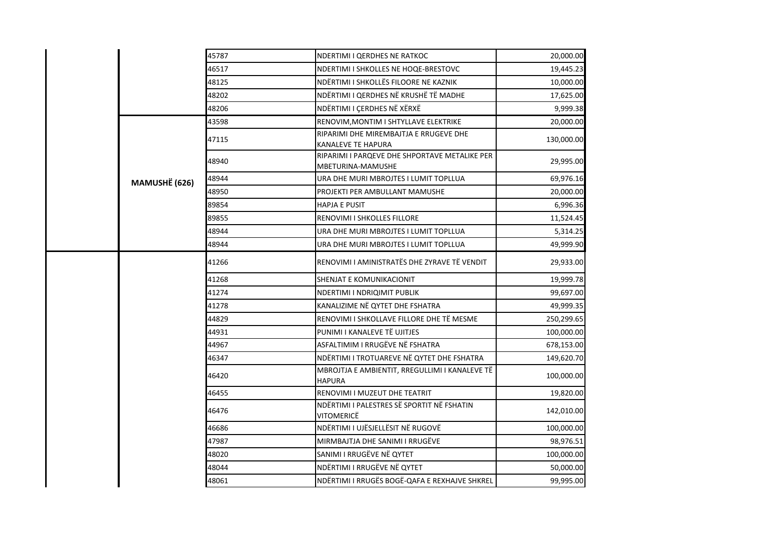| | | | | |
|---|---|---|---|---|
| | | 45787 | NDERTIMI I QERDHES NE RATKOC | 20,000.00 |
| | | 46517 | NDERTIMI I SHKOLLES NE HOQE-BRESTOVC | 19,445.23 |
| | | 48125 | NDËRTIMI I SHKOLLËS FILOORE NE KAZNIK | 10,000.00 |
| | | 48202 | NDËRTIMI I QERDHES NË KRUSHË TË MADHE | 17,625.00 |
| | | 48206 | NDËRTIMI I ÇERDHES NË XËRXË | 9,999.38 |
| | **MAMUSHË (626)** | 43598 | RENOVIM,MONTIM I SHTYLLAVE ELEKTRIKE | 20,000.00 |
| | | 47115 | RIPARIMI DHE MIREMBAJTJA E RRUGEVE DHE KANALEVE TE HAPURA | 130,000.00 |
| | | 48940 | RIPARIMI I PARQEVE DHE SHPORTAVE METALIKE PER MBETURINA-MAMUSHE | 29,995.00 |
| | | 48944 | URA DHE MURI MBROJTES I LUMIT TOPLLUA | 69,976.16 |
| | | 48950 | PROJEKTI PER AMBULLANT MAMUSHE | 20,000.00 |
| | | 89854 | HAPJA E PUSIT | 6,996.36 |
| | | 89855 | RENOVIMI I SHKOLLES FILLORE | 11,524.45 |
| | | 48944 | URA DHE MURI MBROJTES I LUMIT TOPLLUA | 5,314.25 |
| | | 48944 | URA DHE MURI MBROJTES I LUMIT TOPLLUA | 49,999.90 |
| | | 41266 | RENOVIMI I AMINISTRATËS DHE ZYRAVE TË VENDIT | 29,933.00 |
| | | 41268 | SHENJAT E KOMUNIKACIONIT | 19,999.78 |
| | | 41274 | NDERTIMI I NDRIQIMIT PUBLIK | 99,697.00 |
| | | 41278 | KANALIZIME NË QYTET DHE FSHATRA | 49,999.35 |
| | | 44829 | RENOVIMI I SHKOLLAVE FILLORE DHE TË MESME | 250,299.65 |
| | | 44931 | PUNIMI I KANALEVE TË UJITJES | 100,000.00 |
| | | 44967 | ASFALTIMIM I RRUGËVE NË FSHATRA | 678,153.00 |
| | | 46347 | NDËRTIMI I TROTUAREVE NË QYTET DHE FSHATRA | 149,620.70 |
| | | 46420 | MBROJTJA E AMBIENTIT, RREGULLIMI I KANALEVE TË HAPURA | 100,000.00 |
| | | 46455 | RENOVIMI I MUZEUT DHE TEATRIT | 19,820.00 |
| | | 46476 | NDËRTIMI I PALESTRES SË SPORTIT NË FSHATIN VITOMERICË | 142,010.00 |
| | | 46686 | NDËRTIMI I UJËSJELLËSIT NË RUGOVË | 100,000.00 |
| | | 47987 | MIRMBAJTJA DHE SANIMI I RRUGËVE | 98,976.51 |
| | | 48020 | SANIMI I RRUGËVE NË QYTET | 100,000.00 |
| | | 48044 | NDËRTIMI I RRUGËVE NË QYTET | 50,000.00 |
| | | 48061 | NDËRTIMI I RRUGËS BOGË-QAFA E REXHAJVE SHKREL | 99,995.00 |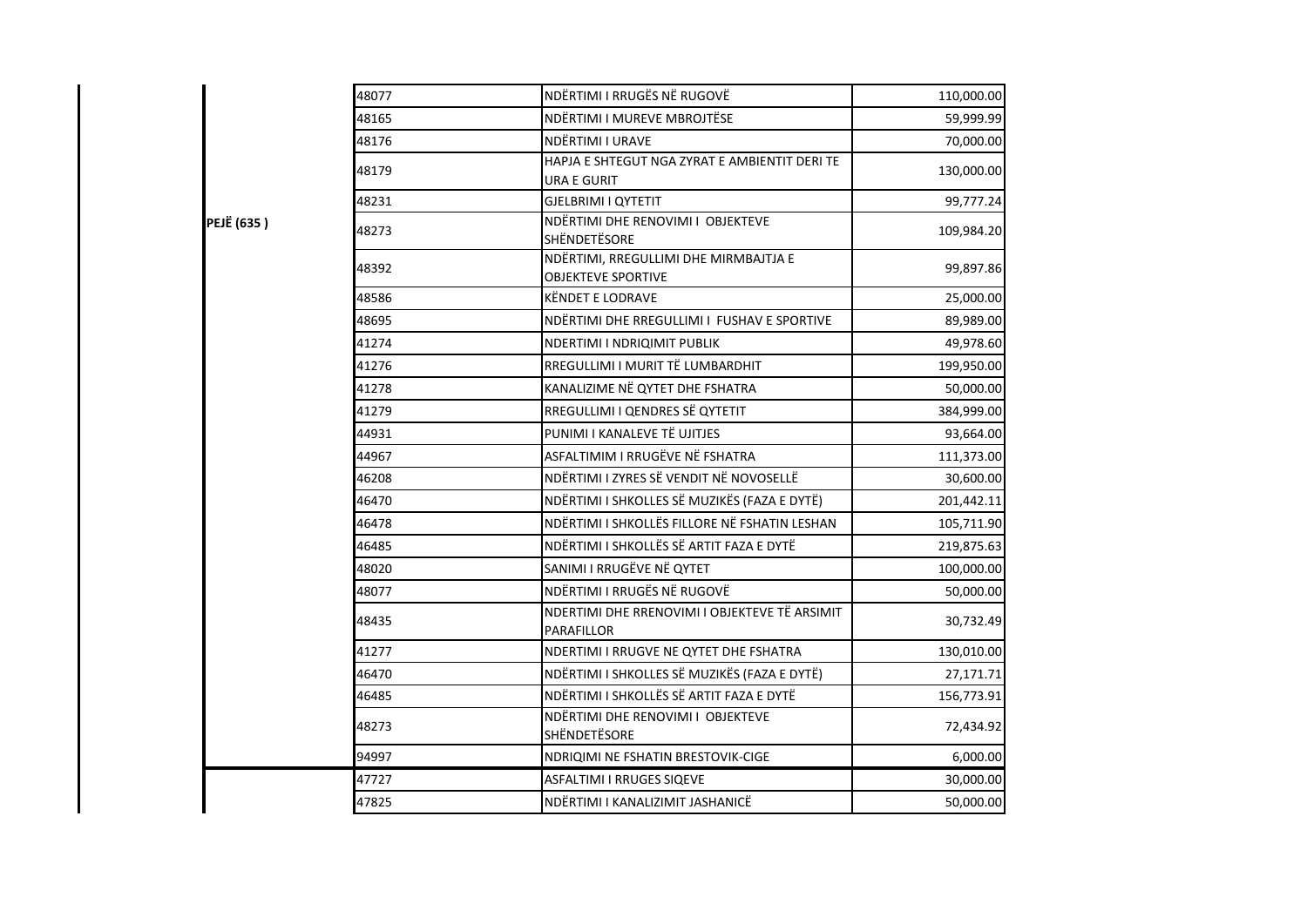| | | | |
|---|---|---|---|
| PEJË (635 ) | 48077 | NDËRTIMI I RRUGËS NË RUGOVË | 110,000.00 |
| | 48165 | NDËRTIMI I MUREVE MBROJTËSE | 59,999.99 |
| | 48176 | NDËRTIMI I URAVE | 70,000.00 |
| | 48179 | HAPJA E SHTEGUT NGA ZYRAT E AMBIENTIT DERI TE URA E GURIT | 130,000.00 |
| | 48231 | GJELBRIMI I QYTETIT | 99,777.24 |
| | 48273 | NDËRTIMI DHE RENOVIMI I OBJEKTEVE SHËNDETËSORE | 109,984.20 |
| | 48392 | NDËRTIMI, RREGULLIMI DHE MIRMBAJTJA E OBJEKTEVE SPORTIVE | 99,897.86 |
| | 48586 | KËNDET E LODRAVE | 25,000.00 |
| | 48695 | NDËRTIMI DHE RREGULLIMI I FUSHAV E SPORTIVE | 89,989.00 |
| | 41274 | NDERTIMI I NDRIQIMIT PUBLIK | 49,978.60 |
| | 41276 | RREGULLIMI I MURIT TË LUMBARDHIT | 199,950.00 |
| | 41278 | KANALIZIME NË QYTET DHE FSHATRA | 50,000.00 |
| | 41279 | RREGULLIMI I QENDRES SË QYTETIT | 384,999.00 |
| | 44931 | PUNIMI I KANALEVE TË UJITJES | 93,664.00 |
| | 44967 | ASFALTIMIM I RRUGËVE NË FSHATRA | 111,373.00 |
| | 46208 | NDËRTIMI I ZYRES SË VENDIT NË NOVOSELLË | 30,600.00 |
| | 46470 | NDËRTIMI I SHKOLLES SË MUZIKËS (FAZA E DYTË) | 201,442.11 |
| | 46478 | NDËRTIMI I SHKOLLËS FILLORE NË FSHATIN LESHAN | 105,711.90 |
| | 46485 | NDËRTIMI I SHKOLLËS SË ARTIT FAZA E DYTË | 219,875.63 |
| | 48020 | SANIMI I RRUGËVE NË QYTET | 100,000.00 |
| | 48077 | NDËRTIMI I RRUGËS NË RUGOVË | 50,000.00 |
| | 48435 | NDERTIMI DHE RRENOVIMI I OBJEKTEVE TË ARSIMIT PARAFILLOR | 30,732.49 |
| | 41277 | NDERTIMI I RRUGVE NE QYTET DHE FSHATRA | 130,010.00 |
| | 46470 | NDËRTIMI I SHKOLLES SË MUZIKËS (FAZA E DYTË) | 27,171.71 |
| | 46485 | NDËRTIMI I SHKOLLËS SË ARTIT FAZA E DYTË | 156,773.91 |
| | 48273 | NDËRTIMI DHE RENOVIMI I OBJEKTEVE SHËNDETËSORE | 72,434.92 |
| | 94997 | NDRIQIMI NE FSHATIN BRESTOVIK-CIGE | 6,000.00 |
| | 47727 | ASFALTIMI I RRUGES SIQEVE | 30,000.00 |
| | 47825 | NDËRTIMI I KANALIZIMIT JASHANICË | 50,000.00 |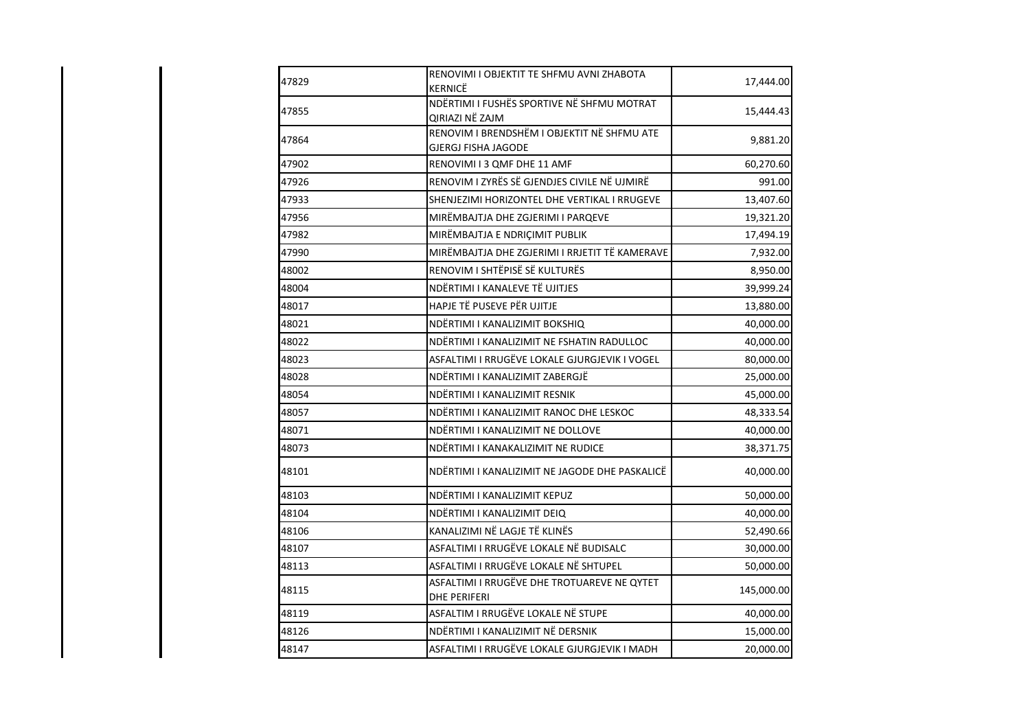| | | |
|---|---|---|
| 47829 | RENOVIMI I OBJEKTIT TE SHFMU AVNI ZHABOTA KERNICË | 17,444.00 |
| 47855 | NDËRTIMI I FUSHËS SPORTIVE NË SHFMU MOTRAT QIRIAZI NË ZAJM | 15,444.43 |
| 47864 | RENOVIM I BRENDSHËM I OBJEKTIT NË SHFMU ATE GJERGJ FISHA JAGODE | 9,881.20 |
| 47902 | RENOVIMI I 3 QMF DHE 11 AMF | 60,270.60 |
| 47926 | RENOVIM I ZYRËS SË GJENDJES CIVILE NË UJMIRË | 991.00 |
| 47933 | SHENJEZIMI HORIZONTEL DHE VERTIKAL I RRUGEVE | 13,407.60 |
| 47956 | MIRËMBAJTJA DHE ZGJERIMI I PARQEVE | 19,321.20 |
| 47982 | MIRËMBAJTJA E NDRIÇIMIT PUBLIK | 17,494.19 |
| 47990 | MIRËMBAJTJA DHE ZGJERIMI I RRJETIT TË KAMERAVE | 7,932.00 |
| 48002 | RENOVIM I SHTËPISË SË KULTURËS | 8,950.00 |
| 48004 | NDËRTIMI I KANALEVE TË UJITJES | 39,999.24 |
| 48017 | HAPJE TË PUSEVE PËR UJITJE | 13,880.00 |
| 48021 | NDËRTIMI I KANALIZIMIT BOKSHIQ | 40,000.00 |
| 48022 | NDËRTIMI I KANALIZIMIT NE FSHATIN RADULLOC | 40,000.00 |
| 48023 | ASFALTIMI I RRUGËVE LOKALE GJURGJEVIK I VOGEL | 80,000.00 |
| 48028 | NDËRTIMI I KANALIZIMIT ZABERGJË | 25,000.00 |
| 48054 | NDËRTIMI I KANALIZIMIT RESNIK | 45,000.00 |
| 48057 | NDËRTIMI I KANALIZIMIT RANOC DHE LESKOC | 48,333.54 |
| 48071 | NDËRTIMI I KANALIZIMIT NE DOLLOVE | 40,000.00 |
| 48073 | NDËRTIMI I KANAKALIZIMIT NE RUDICE | 38,371.75 |
| 48101 | NDËRTIMI I KANALIZIMIT NE JAGODE DHE PASKALICË | 40,000.00 |
| 48103 | NDËRTIMI I KANALIZIMIT KEPUZ | 50,000.00 |
| 48104 | NDËRTIMI I KANALIZIMIT DEIQ | 40,000.00 |
| 48106 | KANALIZIMI NË LAGJE TË KLINËS | 52,490.66 |
| 48107 | ASFALTIMI I RRUGËVE LOKALE NË BUDISALC | 30,000.00 |
| 48113 | ASFALTIMI I RRUGËVE LOKALE NË SHTUPEL | 50,000.00 |
| 48115 | ASFALTIMI I RRUGËVE DHE TROTUAREVE NE QYTET DHE PERIFERI | 145,000.00 |
| 48119 | ASFALTIM I RRUGËVE LOKALE NË STUPE | 40,000.00 |
| 48126 | NDËRTIMI I KANALIZIMIT NË DERSNIK | 15,000.00 |
| 48147 | ASFALTIMI I RRUGËVE LOKALE GJURGJEVIK I MADH | 20,000.00 |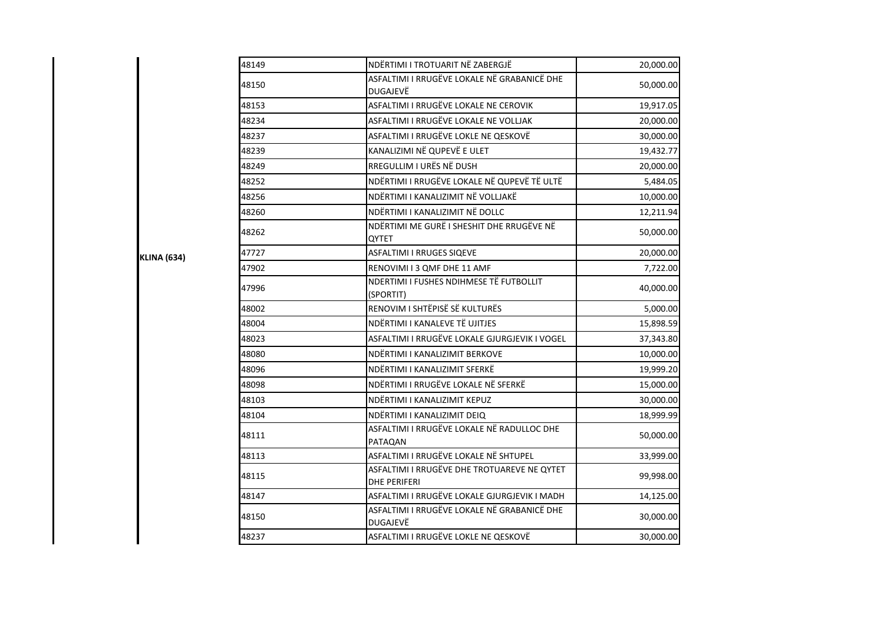| | | | | |
|---|---|---|---|---|
| | KLINA (634) | 48149 | NDËRTIMI I TROTUARIT NË ZABERGJË | 20,000.00 |
| | | 48150 | ASFALTIMI I RRUGËVE LOKALE NË GRABANICË DHE DUGAJEVË | 50,000.00 |
| | | 48153 | ASFALTIMI I RRUGËVE LOKALE NE CEROVIK | 19,917.05 |
| | | 48234 | ASFALTIMI I RRUGËVE LOKALE NE VOLLJAK | 20,000.00 |
| | | 48237 | ASFALTIMI I RRUGËVE LOKLE NE QESKOVË | 30,000.00 |
| | | 48239 | KANALIZIMI NË QUPEVË E ULET | 19,432.77 |
| | | 48249 | RREGULLIM I URËS NË DUSH | 20,000.00 |
| | | 48252 | NDËRTIMI I RRUGËVE LOKALE NË QUPEVË TË ULTË | 5,484.05 |
| | | 48256 | NDËRTIMI I KANALIZIMIT NË VOLLJAKË | 10,000.00 |
| | | 48260 | NDËRTIMI I KANALIZIMIT NË DOLLC | 12,211.94 |
| | | 48262 | NDËRTIMI ME GURË I SHESHIT DHE RRUGËVE NË QYTET | 50,000.00 |
| | | 47727 | ASFALTIMI I RRUGES SIQEVE | 20,000.00 |
| | | 47902 | RENOVIMI I 3 QMF DHE 11 AMF | 7,722.00 |
| | | 47996 | NDERTIMI I FUSHES NDIHMESE TË FUTBOLLIT (SPORTIT) | 40,000.00 |
| | | 48002 | RENOVIM I SHTËPISË SË KULTURËS | 5,000.00 |
| | | 48004 | NDËRTIMI I KANALEVE TË UJITJES | 15,898.59 |
| | | 48023 | ASFALTIMI I RRUGËVE LOKALE GJURGJEVIK I VOGEL | 37,343.80 |
| | | 48080 | NDËRTIMI I KANALIZIMIT BERKOVE | 10,000.00 |
| | | 48096 | NDËRTIMI I KANALIZIMIT SFERKË | 19,999.20 |
| | | 48098 | NDËRTIMI I RRUGËVE LOKALE NË SFERKË | 15,000.00 |
| | | 48103 | NDËRTIMI I KANALIZIMIT KEPUZ | 30,000.00 |
| | | 48104 | NDËRTIMI I KANALIZIMIT DEIQ | 18,999.99 |
| | | 48111 | ASFALTIMI I RRUGËVE LOKALE NË RADULLOC DHE PATAQAN | 50,000.00 |
| | | 48113 | ASFALTIMI I RRUGËVE LOKALE NË SHTUPEL | 33,999.00 |
| | | 48115 | ASFALTIMI I RRUGËVE DHE TROTUAREVE NE QYTET DHE PERIFERI | 99,998.00 |
| | | 48147 | ASFALTIMI I RRUGËVE LOKALE GJURGJEVIK I MADH | 14,125.00 |
| | | 48150 | ASFALTIMI I RRUGËVE LOKALE NË GRABANICË DHE DUGAJEVË | 30,000.00 |
| | | 48237 | ASFALTIMI I RRUGËVE LOKLE NE QESKOVË | 30,000.00 |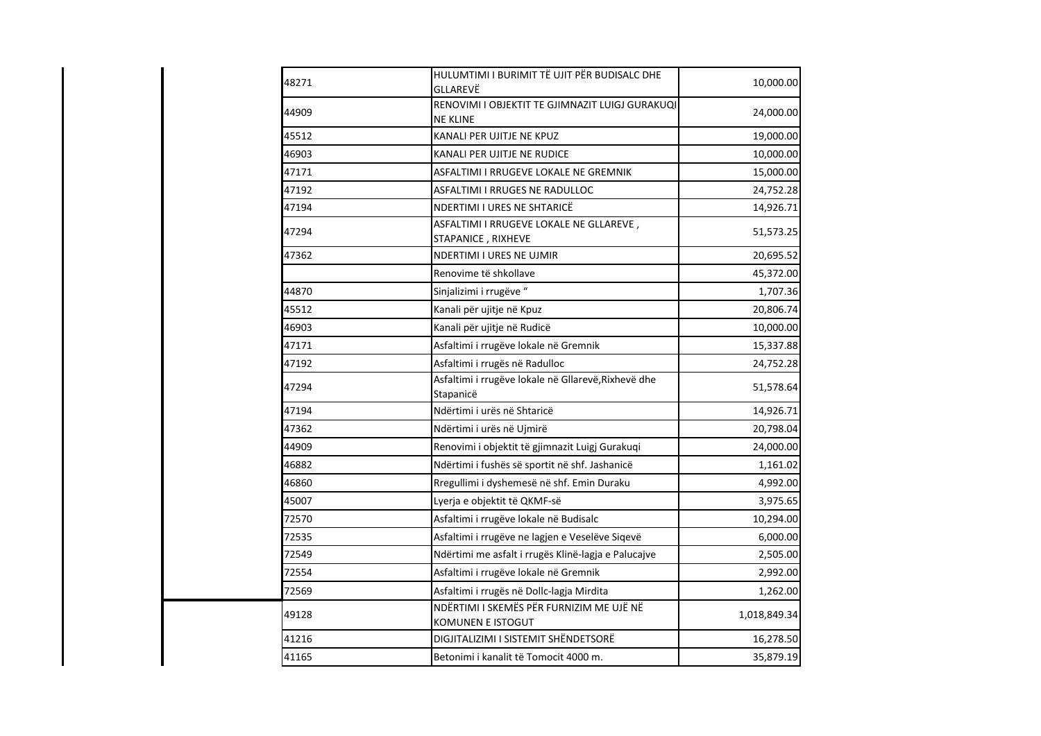| | | |
|---|---|---|
| 48271 | HULUMTIMI I BURIMIT TË UJIT PËR BUDISALC DHE GLLAREVË | 10,000.00 |
| 44909 | RENOVIMI I OBJEKTIT TE GJIMNAZIT LUIGJ GURAKUQI NE KLINE | 24,000.00 |
| 45512 | KANALI PER UJITJE NE KPUZ | 19,000.00 |
| 46903 | KANALI PER UJITJE NE RUDICE | 10,000.00 |
| 47171 | ASFALTIMI I RRUGEVE LOKALE NE GREMNIK | 15,000.00 |
| 47192 | ASFALTIMI I RRUGES NE RADULLOC | 24,752.28 |
| 47194 | NDERTIMI I URES NE SHTARICË | 14,926.71 |
| 47294 | ASFALTIMI I RRUGEVE LOKALE NE GLLAREVE , STAPANICE , RIXHEVE | 51,573.25 |
| 47362 | NDERTIMI I URES NE UJMIR | 20,695.52 |
| | Renovime të shkollave | 45,372.00 |
| 44870 | Sinjalizimi i rrugëve “ | 1,707.36 |
| 45512 | Kanali për ujitje në Kpuz | 20,806.74 |
| 46903 | Kanali për ujitje në Rudicë | 10,000.00 |
| 47171 | Asfaltimi i rrugëve lokale në Gremnik | 15,337.88 |
| 47192 | Asfaltimi i rrugës në Radulloc | 24,752.28 |
| 47294 | Asfaltimi i rrugëve lokale në Gllarevë,Rixhevë dhe Stapanicë | 51,578.64 |
| 47194 | Ndërtimi i urës në Shtaricë | 14,926.71 |
| 47362 | Ndërtimi i urës në Ujmirë | 20,798.04 |
| 44909 | Renovimi i objektit të gjimnazit Luigj Gurakuqi | 24,000.00 |
| 46882 | Ndërtimi i fushës së sportit në shf. Jashanicë | 1,161.02 |
| 46860 | Rregullimi i dyshemesë në shf. Emin Duraku | 4,992.00 |
| 45007 | Lyerja e objektit të QKMF-së | 3,975.65 |
| 72570 | Asfaltimi i rrugëve lokale në Budisalc | 10,294.00 |
| 72535 | Asfaltimi i rrugëve ne lagjen e Veselëve Siqevë | 6,000.00 |
| 72549 | Ndërtimi me asfalt i rrugës Klinë-lagja e Palucajve | 2,505.00 |
| 72554 | Asfaltimi i rrugëve lokale në Gremnik | 2,992.00 |
| 72569 | Asfaltimi i rrugës në Dollc-lagja Mirdita | 1,262.00 |
| 49128 | NDËRTIMI I SKEMËS PËR FURNIZIM ME UJË NË KOMUNEN E ISTOGUT | 1,018,849.34 |
| 41216 | DIGJITALIZIMI I SISTEMIT SHËNDETSORË | 16,278.50 |
| 41165 | Betonimi i kanalit të Tomocit 4000 m. | 35,879.19 |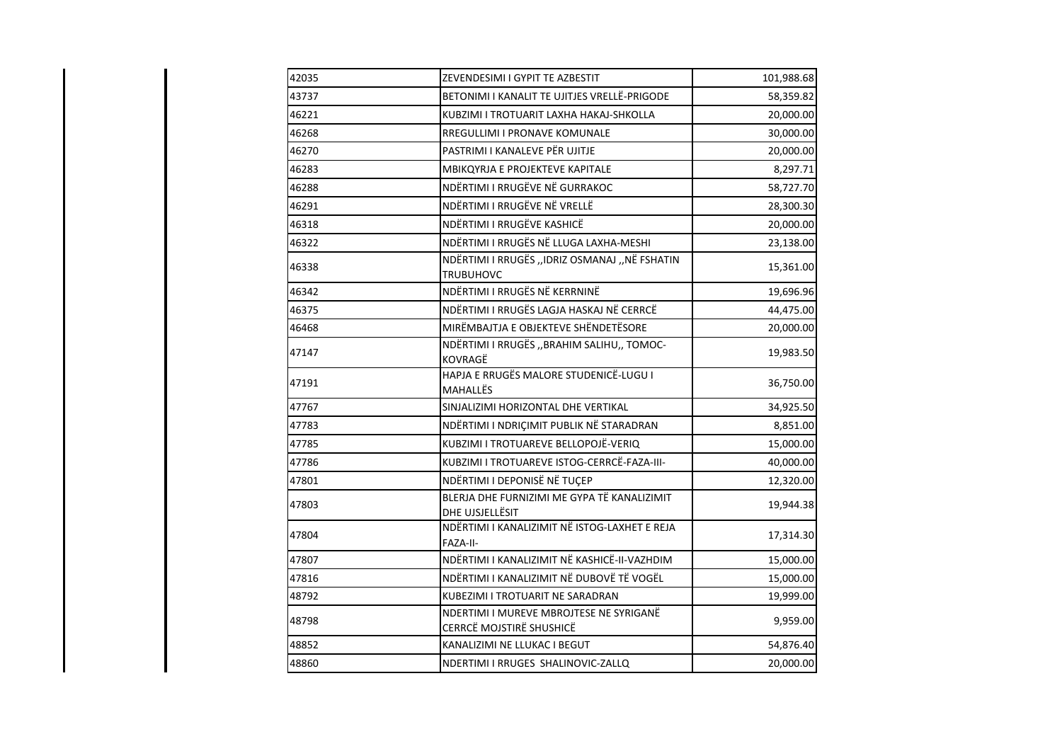| | | |
|---|---|---|
| 42035 | ZEVENDESIMI I GYPIT TE AZBESTIT | 101,988.68 |
| 43737 | BETONIMI I KANALIT TE UJITJES VRELLË-PRIGODE | 58,359.82 |
| 46221 | KUBZIMI I TROTUARIT LAXHA HAKAJ-SHKOLLA | 20,000.00 |
| 46268 | RREGULLIMI I PRONAVE KOMUNALE | 30,000.00 |
| 46270 | PASTRIMI I KANALEVE PËR UJITJE | 20,000.00 |
| 46283 | MBIKQYRJA E PROJEKTEVE KAPITALE | 8,297.71 |
| 46288 | NDËRTIMI I RRUGËVE NË GURRAKOC | 58,727.70 |
| 46291 | NDËRTIMI I RRUGËVE NË VRELLË | 28,300.30 |
| 46318 | NDËRTIMI I RRUGËVE KASHICË | 20,000.00 |
| 46322 | NDËRTIMI I RRUGËS NË LLUGA LAXHA-MESHI | 23,138.00 |
| 46338 | NDËRTIMI I RRUGËS ,,IDRIZ OSMANAJ ,,NË FSHATIN TRUBUHOVC | 15,361.00 |
| 46342 | NDËRTIMI I RRUGËS NË KERRNINË | 19,696.96 |
| 46375 | NDËRTIMI I RRUGËS LAGJA HASKAJ NË CERRCË | 44,475.00 |
| 46468 | MIRËMBAJTJA E OBJEKTEVE SHËNDETËSORE | 20,000.00 |
| 47147 | NDËRTIMI I RRUGËS ,,BRAHIM SALIHU,, TOMOC-KOVRAGË | 19,983.50 |
| 47191 | HAPJA E RRUGËS MALORE STUDENICË-LUGU I MAHALLËS | 36,750.00 |
| 47767 | SINJALIZIMI HORIZONTAL DHE VERTIKAL | 34,925.50 |
| 47783 | NDËRTIMI I NDRIÇIMIT PUBLIK NË STARADRAN | 8,851.00 |
| 47785 | KUBZIMI I TROTUAREVE BELLOPOJË-VERIQ | 15,000.00 |
| 47786 | KUBZIMI I TROTUAREVE ISTOG-CERRCË-FAZA-III- | 40,000.00 |
| 47801 | NDËRTIMI I DEPONISË NË TUÇEP | 12,320.00 |
| 47803 | BLERJA DHE FURNIZIMI ME GYPA TË KANALIZIMIT DHE UJSJELLËSIT | 19,944.38 |
| 47804 | NDËRTIMI I KANALIZIMIT NË ISTOG-LAXHET E REJA FAZA-II- | 17,314.30 |
| 47807 | NDËRTIMI I KANALIZIMIT NË KASHICË-II-VAZHDIM | 15,000.00 |
| 47816 | NDËRTIMI I KANALIZIMIT NË DUBOVË TË VOGËL | 15,000.00 |
| 48792 | KUBEZIMI I TROTUARIT NE SARADRAN | 19,999.00 |
| 48798 | NDERTIMI I MUREVE MBROJTESE NE SYRIGANË CERRCË MOJSTIRË SHUSHICË | 9,959.00 |
| 48852 | KANALIZIMI NE LLUKAC I BEGUT | 54,876.40 |
| 48860 | NDERTIMI I RRUGES SHALINOVIC-ZALLQ | 20,000.00 |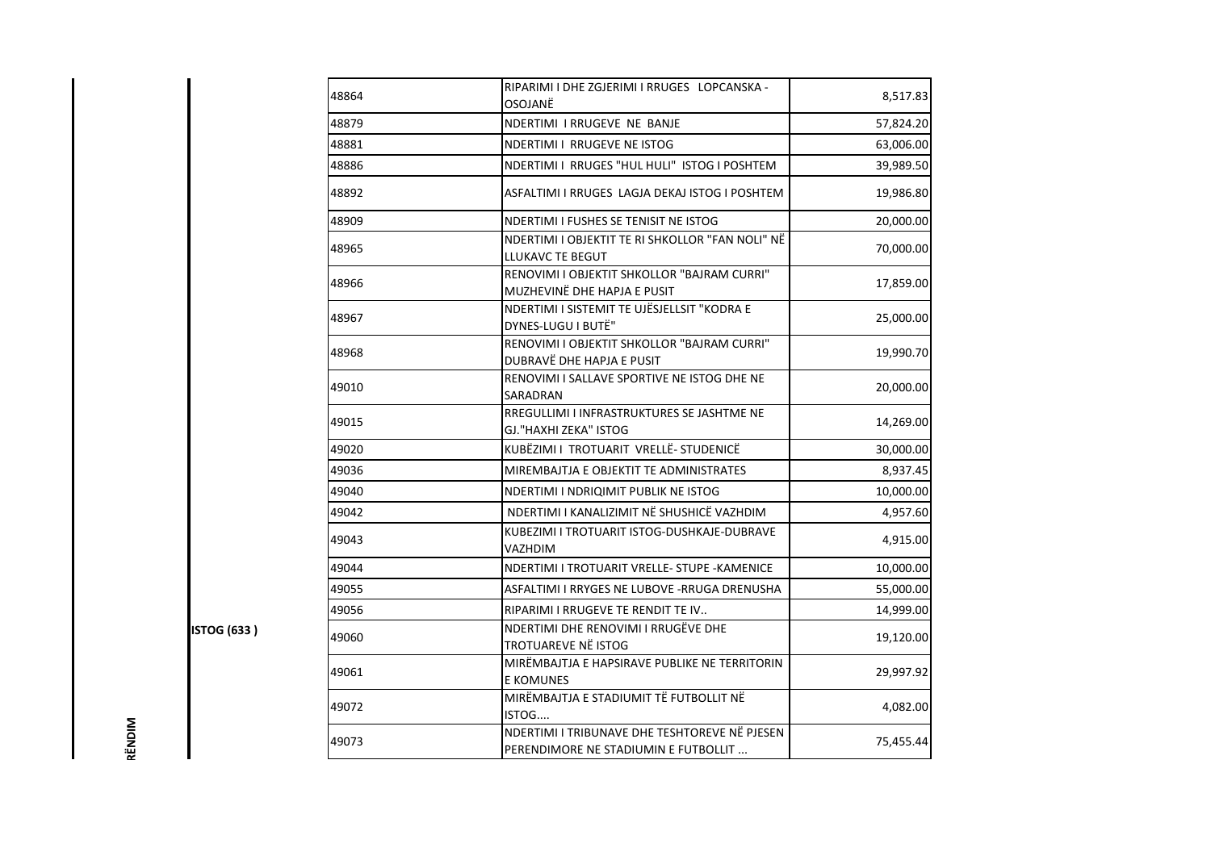| RËNDIM | ISTOG (633 ) | 48864 | RIPARIMI I DHE ZGJERIMI I RRUGES LOPCANSKA - OSOJANË | 8,517.83 |
|---|---|---|---|---|
| | | 48879 | NDERTIMI I RRUGEVE NE BANJE | 57,824.20 |
| | | 48881 | NDERTIMI I RRUGEVE NE ISTOG | 63,006.00 |
| | | 48886 | NDERTIMI I RRUGES "HUL HULI" ISTOG I POSHTEM | 39,989.50 |
| | | 48892 | ASFALTIMI I RRUGES LAGJA DEKAJ ISTOG I POSHTEM | 19,986.80 |
| | | 48909 | NDERTIMI I FUSHES SE TENISIT NE ISTOG | 20,000.00 |
| | | 48965 | NDERTIMI I OBJEKTIT TE RI SHKOLLOR "FAN NOLI" NË LLUKAVC TE BEGUT | 70,000.00 |
| | | 48966 | RENOVIMI I OBJEKTIT SHKOLLOR "BAJRAM CURRI" MUZHEVINË DHE HAPJA E PUSIT | 17,859.00 |
| | | 48967 | NDERTIMI I SISTEMIT TE UJËSJELLSIT "KODRA E DYNES-LUGU I BUTË" | 25,000.00 |
| | | 48968 | RENOVIMI I OBJEKTIT SHKOLLOR "BAJRAM CURRI" DUBRAVË DHE HAPJA E PUSIT | 19,990.70 |
| | | 49010 | RENOVIMI I SALLAVE SPORTIVE NE ISTOG DHE NE SARADRAN | 20,000.00 |
| | | 49015 | RREGULLIMI I INFRASTRUKTURES SE JASHTME NE GJ."HAXHI ZEKA" ISTOG | 14,269.00 |
| | | 49020 | KUBËZIMI I TROTUARIT VRELLË- STUDENICË | 30,000.00 |
| | | 49036 | MIREMBAJTJA E OBJEKTIT TE ADMINISTRATES | 8,937.45 |
| | | 49040 | NDERTIMI I NDRIQIMIT PUBLIK NE ISTOG | 10,000.00 |
| | | 49042 | NDERTIMI I KANALIZIMIT NË SHUSHICË VAZHDIM | 4,957.60 |
| | | 49043 | KUBEZIMI I TROTUARIT ISTOG-DUSHKAJE-DUBRAVE VAZHDIM | 4,915.00 |
| | | 49044 | NDERTIMI I TROTUARIT VRELLE- STUPE -KAMENICE | 10,000.00 |
| | | 49055 | ASFALTIMI I RRYGES NE LUBOVE -RRUGA DRENUSHA | 55,000.00 |
| | | 49056 | RIPARIMI I RRUGEVE TE RENDIT TE IV.. | 14,999.00 |
| | | 49060 | NDERTIMI DHE RENOVIMI I RRUGËVE DHE TROTUAREVE NË ISTOG | 19,120.00 |
| | | 49061 | MIRËMBAJTJA E HAPSIRAVE PUBLIKE NE TERRITORIN E KOMUNES | 29,997.92 |
| | | 49072 | MIRËMBAJTJA E STADIUMIT TË FUTBOLLIT NË ISTOG.... | 4,082.00 |
| | | 49073 | NDERTIMI I TRIBUNAVE DHE TESHTOREVE NË PJESEN PERENDIMORE NE STADIUMIN E FUTBOLLIT ... | 75,455.44 |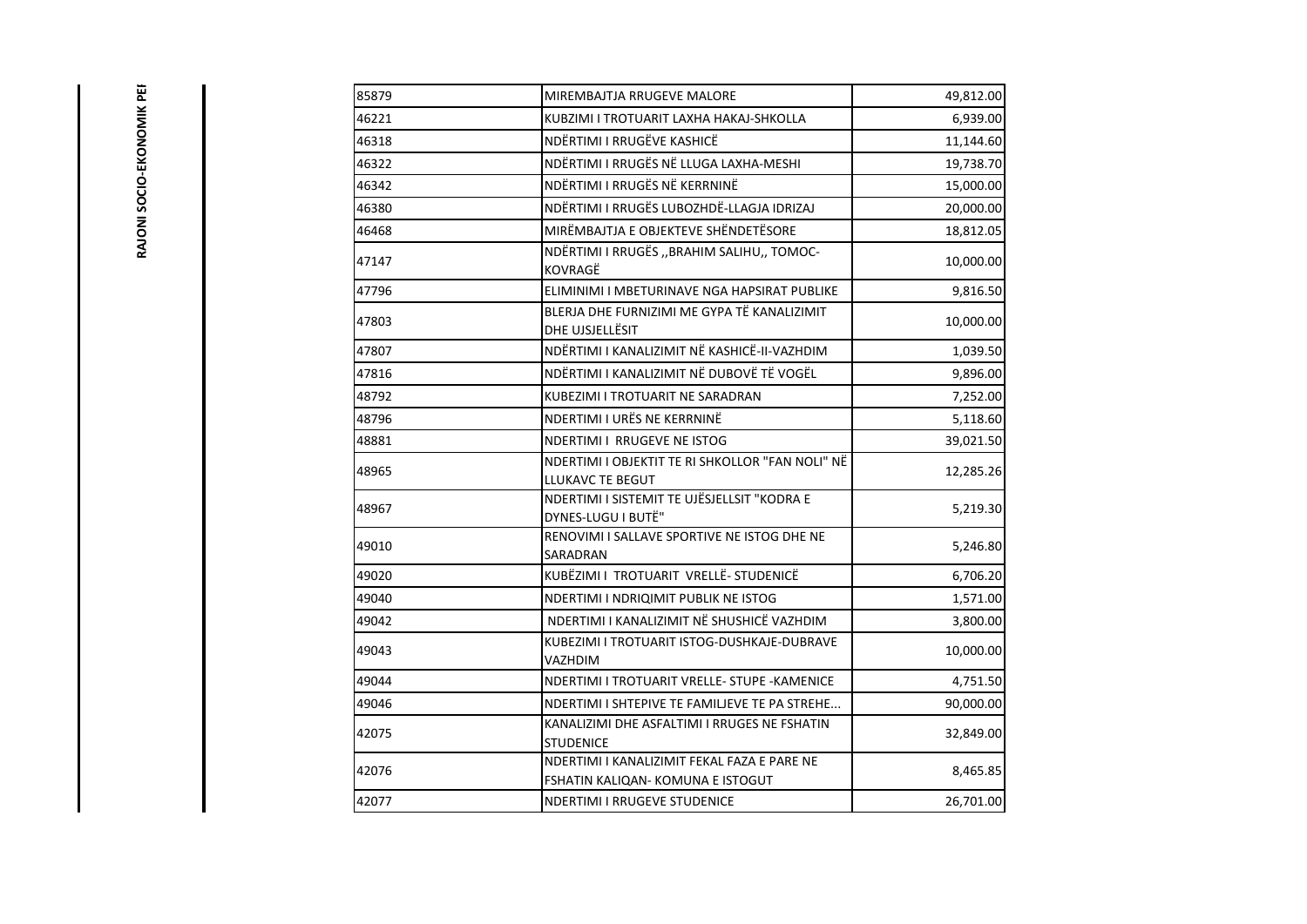| | | |
|---|---|---|
| 85879 | MIREMBAJTJA RRUGEVE MALORE | 49,812.00 |
| 46221 | KUBZIMI I TROTUARIT LAXHA HAKAJ-SHKOLLA | 6,939.00 |
| 46318 | NDËRTIMI I RRUGËVE KASHICË | 11,144.60 |
| 46322 | NDËRTIMI I RRUGËS NË LLUGA LAXHA-MESHI | 19,738.70 |
| 46342 | NDËRTIMI I RRUGËS NË KERRNINË | 15,000.00 |
| 46380 | NDËRTIMI I RRUGËS LUBOZHDË-LLAGJA IDRIZAJ | 20,000.00 |
| 46468 | MIRËMBAJTJA E OBJEKTEVE SHËNDETËSORE | 18,812.05 |
| 47147 | NDËRTIMI I RRUGËS ,,BRAHIM SALIHU,, TOMOC-KOVRAGË | 10,000.00 |
| 47796 | ELIMINIMI I MBETURINAVE NGA HAPSIRAT PUBLIKE | 9,816.50 |
| 47803 | BLERJA DHE FURNIZIMI ME GYPA TË KANALIZIMIT DHE UJSJELLËSIT | 10,000.00 |
| 47807 | NDËRTIMI I KANALIZIMIT NË KASHICË-II-VAZHDIM | 1,039.50 |
| 47816 | NDËRTIMI I KANALIZIMIT NË DUBOVË TË VOGËL | 9,896.00 |
| 48792 | KUBEZIMI I TROTUARIT NE SARADRAN | 7,252.00 |
| 48796 | NDERTIMI I URËS NE KERRNINË | 5,118.60 |
| 48881 | NDERTIMI I RRUGEVE NE ISTOG | 39,021.50 |
| 48965 | NDERTIMI I OBJEKTIT TE RI SHKOLLOR "FAN NOLI" NË LLUKAVC TE BEGUT | 12,285.26 |
| 48967 | NDERTIMI I SISTEMIT TE UJËSJELLSIT "KODRA E DYNES-LUGU I BUTË" | 5,219.30 |
| 49010 | RENOVIMI I SALLAVE SPORTIVE NE ISTOG DHE NE SARADRAN | 5,246.80 |
| 49020 | KUBËZIMI I TROTUARIT VRELLË- STUDENICË | 6,706.20 |
| 49040 | NDERTIMI I NDRIQIMIT PUBLIK NE ISTOG | 1,571.00 |
| 49042 | NDERTIMI I KANALIZIMIT NË SHUSHICË VAZHDIM | 3,800.00 |
| 49043 | KUBEZIMI I TROTUARIT ISTOG-DUSHKAJE-DUBRAVE VAZHDIM | 10,000.00 |
| 49044 | NDERTIMI I TROTUARIT VRELLE- STUPE -KAMENICE | 4,751.50 |
| 49046 | NDERTIMI I SHTEPIVE TE FAMILJEVE TE PA STREHE... | 90,000.00 |
| 42075 | KANALIZIMI DHE ASFALTIMI I RRUGES NE FSHATIN STUDENICE | 32,849.00 |
| 42076 | NDERTIMI I KANALIZIMIT FEKAL FAZA E PARE NE FSHATIN KALIQAN- KOMUNA E ISTOGUT | 8,465.85 |
| 42077 | NDERTIMI I RRUGEVE STUDENICE | 26,701.00 |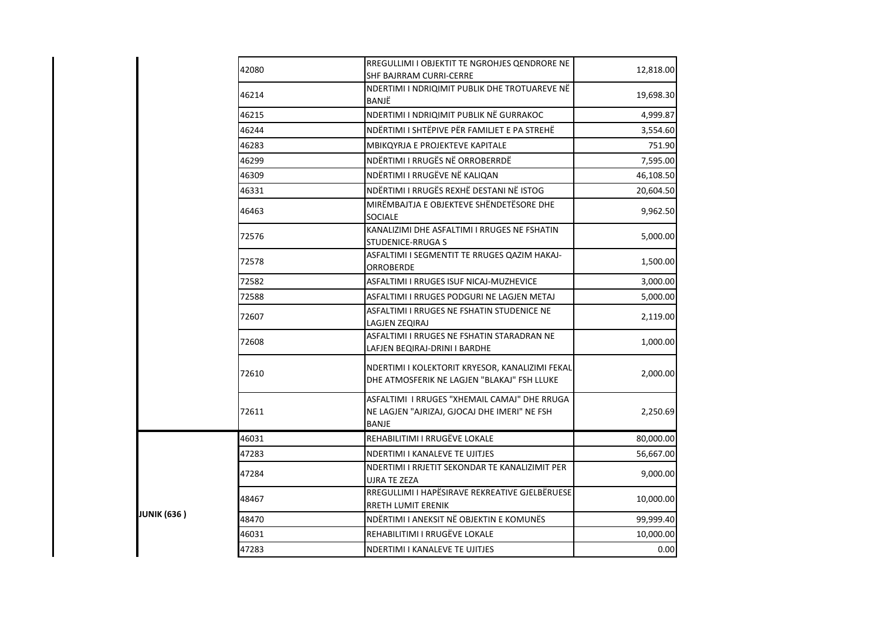| | | | |
|---|---|---|---|
| | 42080 | RREGULLIMI I OBJEKTIT TE NGROHJES QENDRORE NE SHF BAJRRAM CURRI-CERRE | 12,818.00 |
| | 46214 | NDERTIMI I NDRIQIMIT PUBLIK DHE TROTUAREVE NË BANJË | 19,698.30 |
| | 46215 | NDERTIMI I NDRIQIMIT PUBLIK NË GURRAKOC | 4,999.87 |
| | 46244 | NDËRTIMI I SHTËPIVE PËR FAMILJET E PA STREHË | 3,554.60 |
| | 46283 | MBIKQYRJA E PROJEKTEVE KAPITALE | 751.90 |
| | 46299 | NDËRTIMI I RRUGËS NË ORROBERRDË | 7,595.00 |
| | 46309 | NDËRTIMI I RRUGËVE NË KALIQAN | 46,108.50 |
| | 46331 | NDËRTIMI I RRUGËS REXHË DESTANI NË ISTOG | 20,604.50 |
| | 46463 | MIRËMBAJTJA E OBJEKTEVE SHËNDETËSORE DHE SOCIALE | 9,962.50 |
| | 72576 | KANALIZIMI DHE ASFALTIMI I RRUGES NE FSHATIN STUDENICE-RRUGA S | 5,000.00 |
| | 72578 | ASFALTIMI I SEGMENTIT TE RRUGES QAZIM HAKAJ-ORROBERDE | 1,500.00 |
| | 72582 | ASFALTIMI I RRUGES ISUF NICAJ-MUZHEVICE | 3,000.00 |
| | 72588 | ASFALTIMI I RRUGES PODGURI NE LAGJEN METAJ | 5,000.00 |
| | 72607 | ASFALTIMI I RRUGES NE FSHATIN STUDENICE NE LAGJEN ZEQIRAJ | 2,119.00 |
| | 72608 | ASFALTIMI I RRUGES NE FSHATIN STARADRAN NE LAFJEN BEQIRAJ-DRINI I BARDHE | 1,000.00 |
| | 72610 | NDERTIMI I KOLEKTORIT KRYESOR, KANALIZIMI FEKAL DHE ATMOSFERIK NE LAGJEN "BLAKAJ" FSH LLUKE | 2,000.00 |
| | 72611 | ASFALTIMI I RRUGES "XHEMAIL CAMAJ" DHE RRUGA NE LAGJEN "AJRIZAJ, GJOCAJ DHE IMERI" NE FSH BANJE | 2,250.69 |
| **JUNIK (636 )** | 46031 | REHABILITIMI I RRUGËVE LOKALE | 80,000.00 |
| | 47283 | NDERTIMI I KANALEVE TE UJITJES | 56,667.00 |
| | 47284 | NDERTIMI I RRJETIT SEKONDAR TE KANALIZIMIT PER UJRA TE ZEZA | 9,000.00 |
| | 48467 | RREGULLIMI I HAPËSIRAVE REKREATIVE GJELBËRUESE RRETH LUMIT ERENIK | 10,000.00 |
| | 48470 | NDËRTIMI I ANEKSIT NË OBJEKTIN E KOMUNËS | 99,999.40 |
| | 46031 | REHABILITIMI I RRUGËVE LOKALE | 10,000.00 |
| | 47283 | NDERTIMI I KANALEVE TE UJITJES | 0.00 |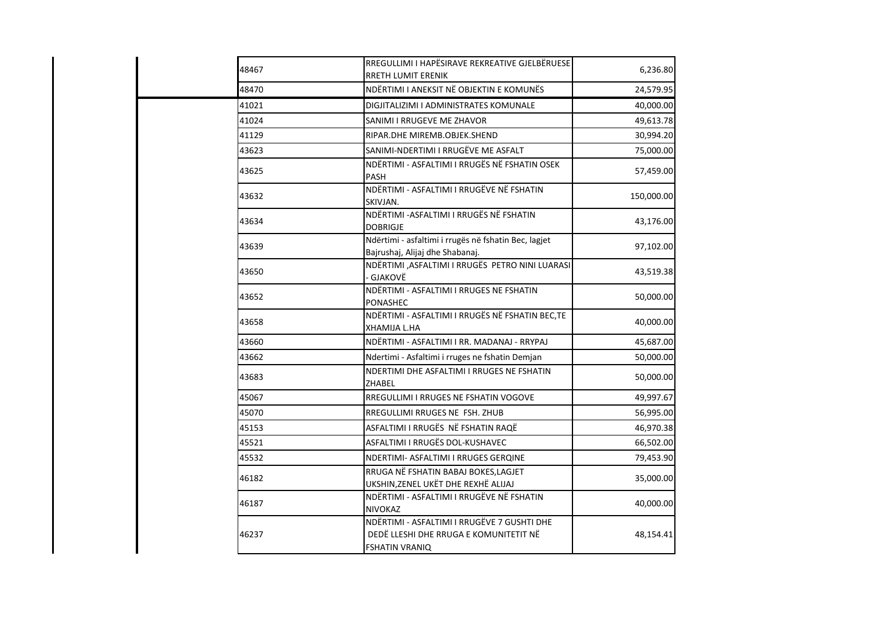| | | |
|---|---|---|
| 48467 | RREGULLIMI I HAPËSIRAVE REKREATIVE GJELBËRUESE RRETH LUMIT ERENIK | 6,236.80 |
| 48470 | NDËRTIMI I ANEKSIT NË OBJEKTIN E KOMUNËS | 24,579.95 |
| 41021 | DIGJITALIZIMI I ADMINISTRATES KOMUNALE | 40,000.00 |
| 41024 | SANIMI I RRUGEVE ME ZHAVOR | 49,613.78 |
| 41129 | RIPAR.DHE MIREMB.OBJEK.SHEND | 30,994.20 |
| 43623 | SANIMI-NDERTIMI I RRUGËVE ME ASFALT | 75,000.00 |
| 43625 | NDËRTIMI - ASFALTIMI I RRUGËS NË FSHATIN OSEK PASH | 57,459.00 |
| 43632 | NDËRTIMI - ASFALTIMI I RRUGËVE NË FSHATIN SKIVJAN. | 150,000.00 |
| 43634 | NDËRTIMI -ASFALTIMI I RRUGËS NË FSHATIN DOBRIGJE | 43,176.00 |
| 43639 | Ndërtimi - asfaltimi i rrugës në fshatin Bec, lagjet Bajrushaj, Alijaj dhe Shabanaj. | 97,102.00 |
| 43650 | NDËRTIMI ,ASFALTIMI I RRUGËS PETRO NINI LUARASI - GJAKOVË | 43,519.38 |
| 43652 | NDËRTIMI - ASFALTIMI I RRUGES NE FSHATIN PONASHEC | 50,000.00 |
| 43658 | NDËRTIMI - ASFALTIMI I RRUGËS NË FSHATIN BEC,TE XHAMIJA L.HA | 40,000.00 |
| 43660 | NDËRTIMI - ASFALTIMI I RR. MADANAJ - RRYPAJ | 45,687.00 |
| 43662 | Ndertimi - Asfaltimi i rruges ne fshatin Demjan | 50,000.00 |
| 43683 | NDERTIMI DHE ASFALTIMI I RRUGES NE FSHATIN ZHABEL | 50,000.00 |
| 45067 | RREGULLIMI I RRUGES NE FSHATIN VOGOVE | 49,997.67 |
| 45070 | RREGULLIMI RRUGES NE FSH. ZHUB | 56,995.00 |
| 45153 | ASFALTIMI I RRUGËS NË FSHATIN RAQË | 46,970.38 |
| 45521 | ASFALTIMI I RRUGËS DOL-KUSHAVEC | 66,502.00 |
| 45532 | NDERTIMI- ASFALTIMI I RRUGES GERQINE | 79,453.90 |
| 46182 | RRUGA NË FSHATIN BABAJ BOKES,LAGJET UKSHIN,ZENEL UKËT DHE REXHË ALIJAJ | 35,000.00 |
| 46187 | NDËRTIMI - ASFALTIMI I RRUGËVE NË FSHATIN NIVOKAZ | 40,000.00 |
| 46237 | NDËRTIMI - ASFALTIMI I RRUGËVE 7 GUSHTI DHE DEDË LLESHI DHE RRUGA E KOMUNITETIT NË FSHATIN VRANIQ | 48,154.41 |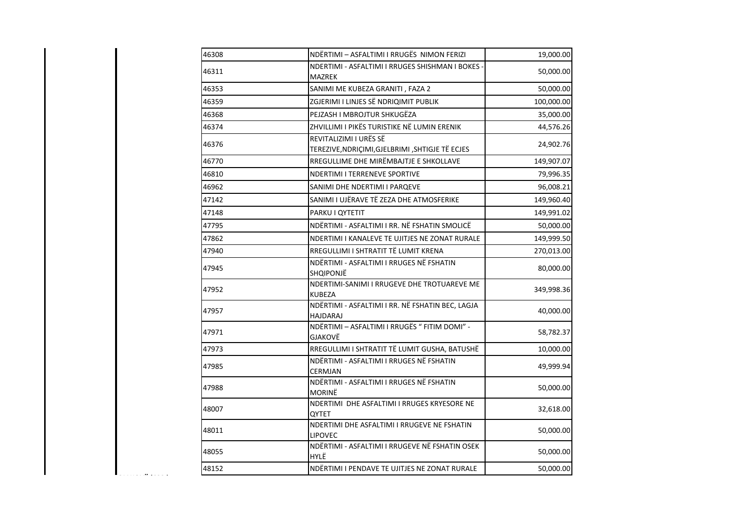| | | |
|---|---|---|
| 46308 | NDËRTIMI – ASFALTIMI I RRUGËS NIMON FERIZI | 19,000.00 |
| 46311 | NDERTIMI - ASFALTIMI I RRUGES SHISHMAN I BOKES - MAZREK | 50,000.00 |
| 46353 | SANIMI ME KUBEZA GRANITI , FAZA 2 | 50,000.00 |
| 46359 | ZGJERIMI I LINJES SË NDRIQIMIT PUBLIK | 100,000.00 |
| 46368 | PEJZASH I MBROJTUR SHKUGËZA | 35,000.00 |
| 46374 | ZHVILLIMI I PIKËS TURISTIKE NË LUMIN ERENIK | 44,576.26 |
| 46376 | REVITALIZIMI I URËS SË TEREZIVE,NDRIÇIMI,GJELBRIMI ,SHTIGJE TË ECJES | 24,902.76 |
| 46770 | RREGULLIME DHE MIRËMBAJTJE E SHKOLLAVE | 149,907.07 |
| 46810 | NDERTIMI I TERRENEVE SPORTIVE | 79,996.35 |
| 46962 | SANIMI DHE NDERTIMI I PARQEVE | 96,008.21 |
| 47142 | SANIMI I UJËRAVE TË ZEZA DHE ATMOSFERIKE | 149,960.40 |
| 47148 | PARKU I QYTETIT | 149,991.02 |
| 47795 | NDËRTIMI - ASFALTIMI I RR. NË FSHATIN SMOLICË | 50,000.00 |
| 47862 | NDERTIMI I KANALEVE TE UJITJES NE ZONAT RURALE | 149,999.50 |
| 47940 | RREGULLIMI I SHTRATIT TË LUMIT KRENA | 270,013.00 |
| 47945 | NDËRTIMI - ASFALTIMI I RRUGES NË FSHATIN SHQIPONJË | 80,000.00 |
| 47952 | NDERTIMI-SANIMI I RRUGEVE DHE TROTUAREVE ME KUBEZA | 349,998.36 |
| 47957 | NDËRTIMI - ASFALTIMI I RR. NË FSHATIN BEC, LAGJA HAJDARAJ | 40,000.00 |
| 47971 | NDËRTIMI – ASFALTIMI I RRUGËS " FITIM DOMI" - GJAKOVË | 58,782.37 |
| 47973 | RREGULLIMI I SHTRATIT TË LUMIT GUSHA, BATUSHË | 10,000.00 |
| 47985 | NDËRTIMI - ASFALTIMI I RRUGES NË FSHATIN CERMJAN | 49,999.94 |
| 47988 | NDËRTIMI - ASFALTIMI I RRUGES NË FSHATIN MORINË | 50,000.00 |
| 48007 | NDERTIMI DHE ASFALTIMI I RRUGES KRYESORE NE QYTET | 32,618.00 |
| 48011 | NDERTIMI DHE ASFALTIMI I RRUGEVE NE FSHATIN LIPOVEC | 50,000.00 |
| 48055 | NDËRTIMI - ASFALTIMI I RRUGEVE NË FSHATIN OSEK HYLË | 50,000.00 |
| 48152 | NDËRTIMI I PENDAVE TE UJITJES NE ZONAT RURALE | 50,000.00 |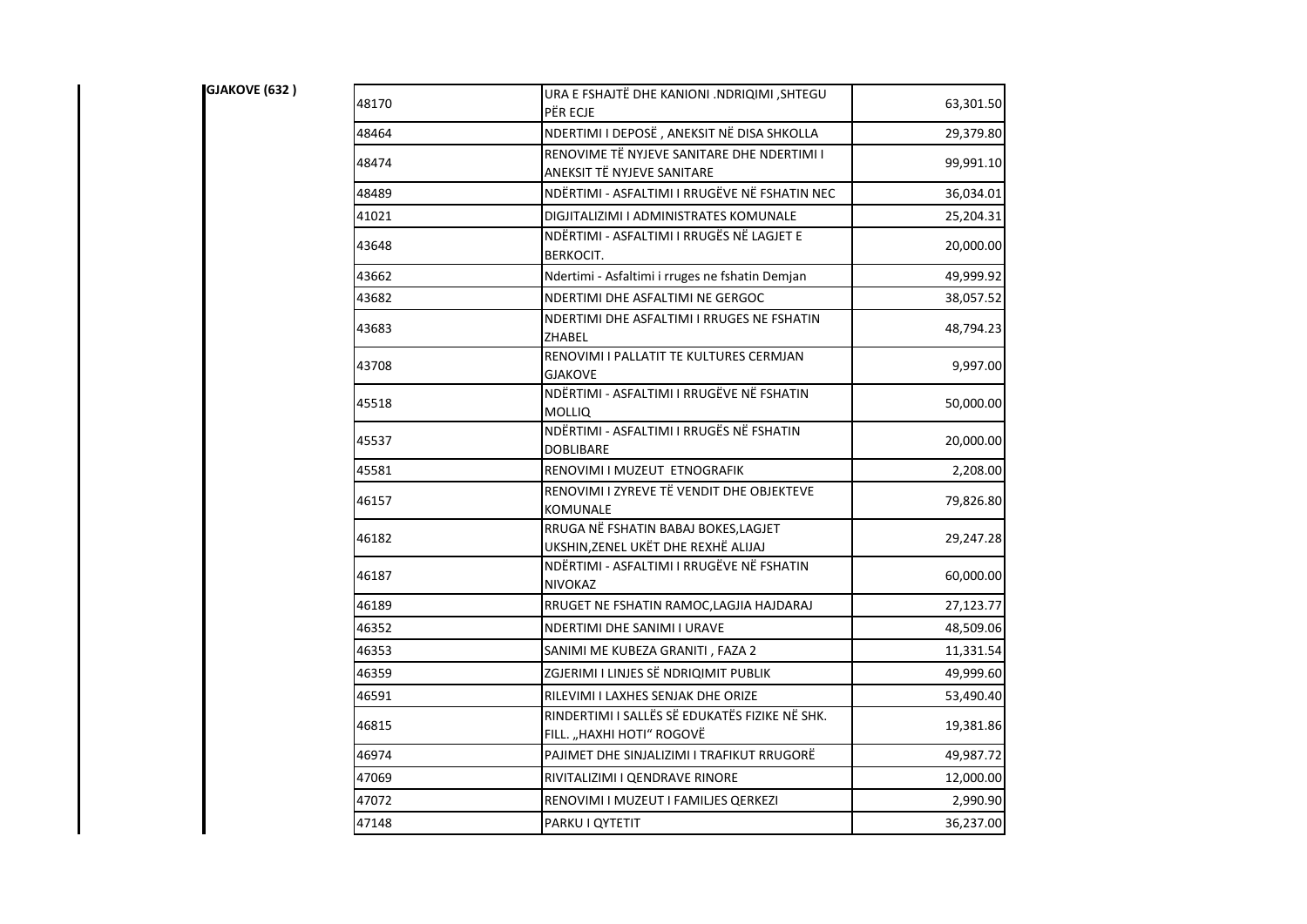**GJAKOVE (632 )**

| | | |
|---|---|---|
| 48170 | URA E FSHAJTË DHE KANIONI .NDRIQIMI ,SHTEGU PËR ECJE | 63,301.50 |
| 48464 | NDERTIMI I DEPOSË , ANEKSIT NË DISA SHKOLLA | 29,379.80 |
| 48474 | RENOVIME TË NYJEVE SANITARE DHE NDERTIMI I ANEKSIT TË NYJEVE SANITARE | 99,991.10 |
| 48489 | NDËRTIMI - ASFALTIMI I RRUGËVE NË FSHATIN NEC | 36,034.01 |
| 41021 | DIGJITALIZIMI I ADMINISTRATES KOMUNALE | 25,204.31 |
| 43648 | NDËRTIMI - ASFALTIMI I RRUGËS NË LAGJET E BERKOCIT. | 20,000.00 |
| 43662 | Ndertimi - Asfaltimi i rruges ne fshatin Demjan | 49,999.92 |
| 43682 | NDERTIMI DHE ASFALTIMI NE GERGOC | 38,057.52 |
| 43683 | NDERTIMI DHE ASFALTIMI I RRUGES NE FSHATIN ZHABEL | 48,794.23 |
| 43708 | RENOVIMI I PALLATIT TE KULTURES CERMJAN GJAKOVE | 9,997.00 |
| 45518 | NDËRTIMI - ASFALTIMI I RRUGËVE NË FSHATIN MOLLIQ | 50,000.00 |
| 45537 | NDËRTIMI - ASFALTIMI I RRUGËS NË FSHATIN DOBLIBARE | 20,000.00 |
| 45581 | RENOVIMI I MUZEUT ETNOGRAFIK | 2,208.00 |
| 46157 | RENOVIMI I ZYREVE TË VENDIT DHE OBJEKTEVE KOMUNALE | 79,826.80 |
| 46182 | RRUGA NË FSHATIN BABAJ BOKES,LAGJET UKSHIN,ZENEL UKËT DHE REXHË ALIJAJ | 29,247.28 |
| 46187 | NDËRTIMI - ASFALTIMI I RRUGËVE NË FSHATIN NIVOKAZ | 60,000.00 |
| 46189 | RRUGET NE FSHATIN RAMOC,LAGJIA HAJDARAJ | 27,123.77 |
| 46352 | NDERTIMI DHE SANIMI I URAVE | 48,509.06 |
| 46353 | SANIMI ME KUBEZA GRANITI , FAZA 2 | 11,331.54 |
| 46359 | ZGJERIMI I LINJES SË NDRIQIMIT PUBLIK | 49,999.60 |
| 46591 | RILEVIMI I LAXHES SENJAK DHE ORIZE | 53,490.40 |
| 46815 | RINDERTIMI I SALLËS SË EDUKATËS FIZIKE NË SHK. FILL. „HAXHI HOTI“ ROGOVË | 19,381.86 |
| 46974 | PAJIMET DHE SINJALIZIMI I TRAFIKUT RRUGORË | 49,987.72 |
| 47069 | RIVITALIZIMI I QENDRAVE RINORE | 12,000.00 |
| 47072 | RENOVIMI I MUZEUT I FAMILJES QERKEZI | 2,990.90 |
| 47148 | PARKU I QYTETIT | 36,237.00 |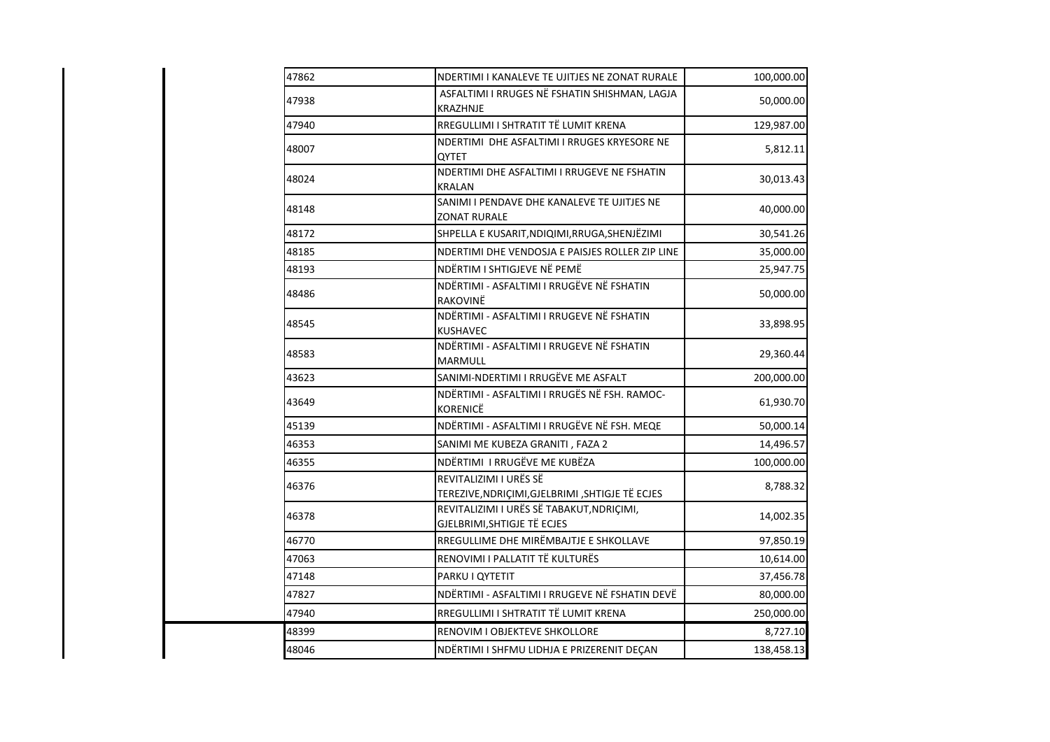| | | | |
|---|---|---|---|
| | 47862 | NDERTIMI I KANALEVE TE UJITJES NE ZONAT RURALE | 100,000.00 |
| | 47938 | ASFALTIMI I RRUGES NË FSHATIN SHISHMAN, LAGJA KRAZHNJE | 50,000.00 |
| | 47940 | RREGULLIMI I SHTRATIT TË LUMIT KRENA | 129,987.00 |
| | 48007 | NDERTIMI DHE ASFALTIMI I RRUGES KRYESORE NE QYTET | 5,812.11 |
| | 48024 | NDERTIMI DHE ASFALTIMI I RRUGEVE NE FSHATIN KRALAN | 30,013.43 |
| | 48148 | SANIMI I PENDAVE DHE KANALEVE TE UJITJES NE ZONAT RURALE | 40,000.00 |
| | 48172 | SHPELLA E KUSARIT,NDIQIMI,RRUGA,SHENJËZIMI | 30,541.26 |
| | 48185 | NDERTIMI DHE VENDOSJA E PAISJES ROLLER ZIP LINE | 35,000.00 |
| | 48193 | NDËRTIM I SHTIGJEVE NË PEMË | 25,947.75 |
| | 48486 | NDËRTIMI - ASFALTIMI I RRUGËVE NË FSHATIN RAKOVINË | 50,000.00 |
| | 48545 | NDËRTIMI - ASFALTIMI I RRUGEVE NË FSHATIN KUSHAVEC | 33,898.95 |
| | 48583 | NDËRTIMI - ASFALTIMI I RRUGEVE NË FSHATIN MARMULL | 29,360.44 |
| | 43623 | SANIMI-NDERTIMI I RRUGËVE ME ASFALT | 200,000.00 |
| | 43649 | NDËRTIMI - ASFALTIMI I RRUGËS NË FSH. RAMOC-KORENICË | 61,930.70 |
| | 45139 | NDËRTIMI - ASFALTIMI I RRUGËVE NË FSH. MEQE | 50,000.14 |
| | 46353 | SANIMI ME KUBEZA GRANITI , FAZA 2 | 14,496.57 |
| | 46355 | NDËRTIMI I RRUGËVE ME KUBËZA | 100,000.00 |
| | 46376 | REVITALIZIMI I URËS SË TEREZIVE,NDRIÇIMI,GJELBRIMI ,SHTIGJE TË ECJES | 8,788.32 |
| | 46378 | REVITALIZIMI I URËS SË TABAKUT,NDRIÇIMI, GJELBRIMI,SHTIGJE TË ECJES | 14,002.35 |
| | 46770 | RREGULLIME DHE MIRËMBAJTJE E SHKOLLAVE | 97,850.19 |
| | 47063 | RENOVIMI I PALLATIT TË KULTURËS | 10,614.00 |
| | 47148 | PARKU I QYTETIT | 37,456.78 |
| | 47827 | NDËRTIMI - ASFALTIMI I RRUGEVE NË FSHATIN DEVË | 80,000.00 |
| | 47940 | RREGULLIMI I SHTRATIT TË LUMIT KRENA | 250,000.00 |
| | 48399 | RENOVIM I OBJEKTEVE SHKOLLORE | 8,727.10 |
| | 48046 | NDËRTIMI I SHFMU LIDHJA E PRIZERENIT DEÇAN | 138,458.13 |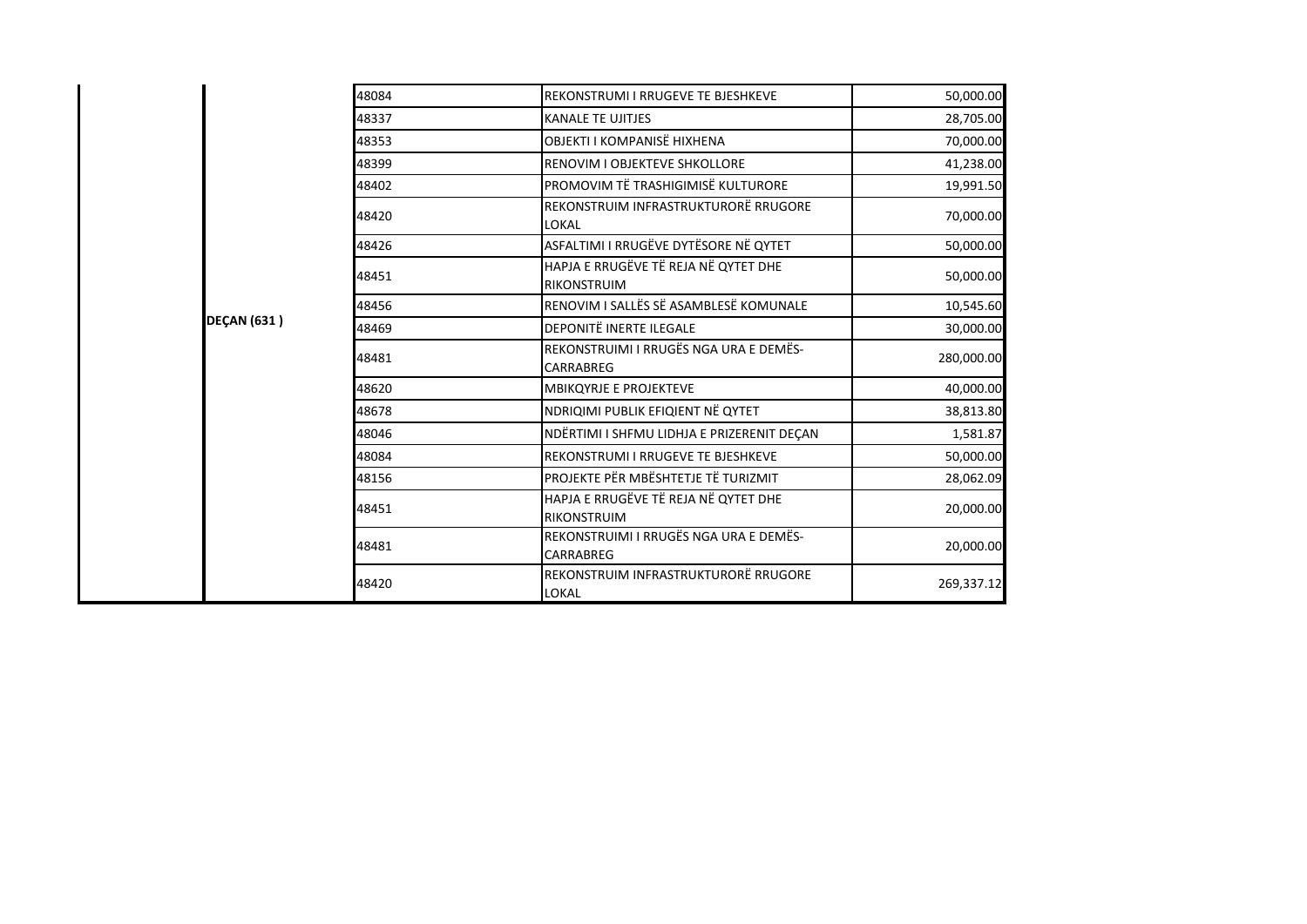| | | | | |
|---|---|---|---|---|
| | DEÇAN (631 ) | 48084 | REKONSTRUMI I RRUGEVE TE BJESHKEVE | 50,000.00 |
| | | 48337 | KANALE TE UJITJES | 28,705.00 |
| | | 48353 | OBJEKTI I KOMPANISË HIXHENA | 70,000.00 |
| | | 48399 | RENOVIM I OBJEKTEVE SHKOLLORE | 41,238.00 |
| | | 48402 | PROMOVIM TË TRASHIGIMISË KULTURORE | 19,991.50 |
| | | 48420 | REKONSTRUIM INFRASTRUKTURORË RRUGORE LOKAL | 70,000.00 |
| | | 48426 | ASFALTIMI I RRUGËVE DYTËSORE NË QYTET | 50,000.00 |
| | | 48451 | HAPJA E RRUGËVE TË REJA NË QYTET DHE RIKONSTRUIM | 50,000.00 |
| | | 48456 | RENOVIM I SALLËS SË ASAMBLESË KOMUNALE | 10,545.60 |
| | | 48469 | DEPONITË INERTE ILEGALE | 30,000.00 |
| | | 48481 | REKONSTRUIMI I RRUGËS NGA URA E DEMËS-CARRABREG | 280,000.00 |
| | | 48620 | MBIKQYRJE E PROJEKTEVE | 40,000.00 |
| | | 48678 | NDRIQIMI PUBLIK EFIQIENT NË QYTET | 38,813.80 |
| | | 48046 | NDËRTIMI I SHFMU LIDHJA E PRIZERENIT DEÇAN | 1,581.87 |
| | | 48084 | REKONSTRUMI I RRUGEVE TE BJESHKEVE | 50,000.00 |
| | | 48156 | PROJEKTE PËR MBËSHTETJE TË TURIZMIT | 28,062.09 |
| | | 48451 | HAPJA E RRUGËVE TË REJA NË QYTET DHE RIKONSTRUIM | 20,000.00 |
| | | 48481 | REKONSTRUIMI I RRUGËS NGA URA E DEMËS-CARRABREG | 20,000.00 |
| | | 48420 | REKONSTRUIM INFRASTRUKTURORË RRUGORE LOKAL | 269,337.12 |